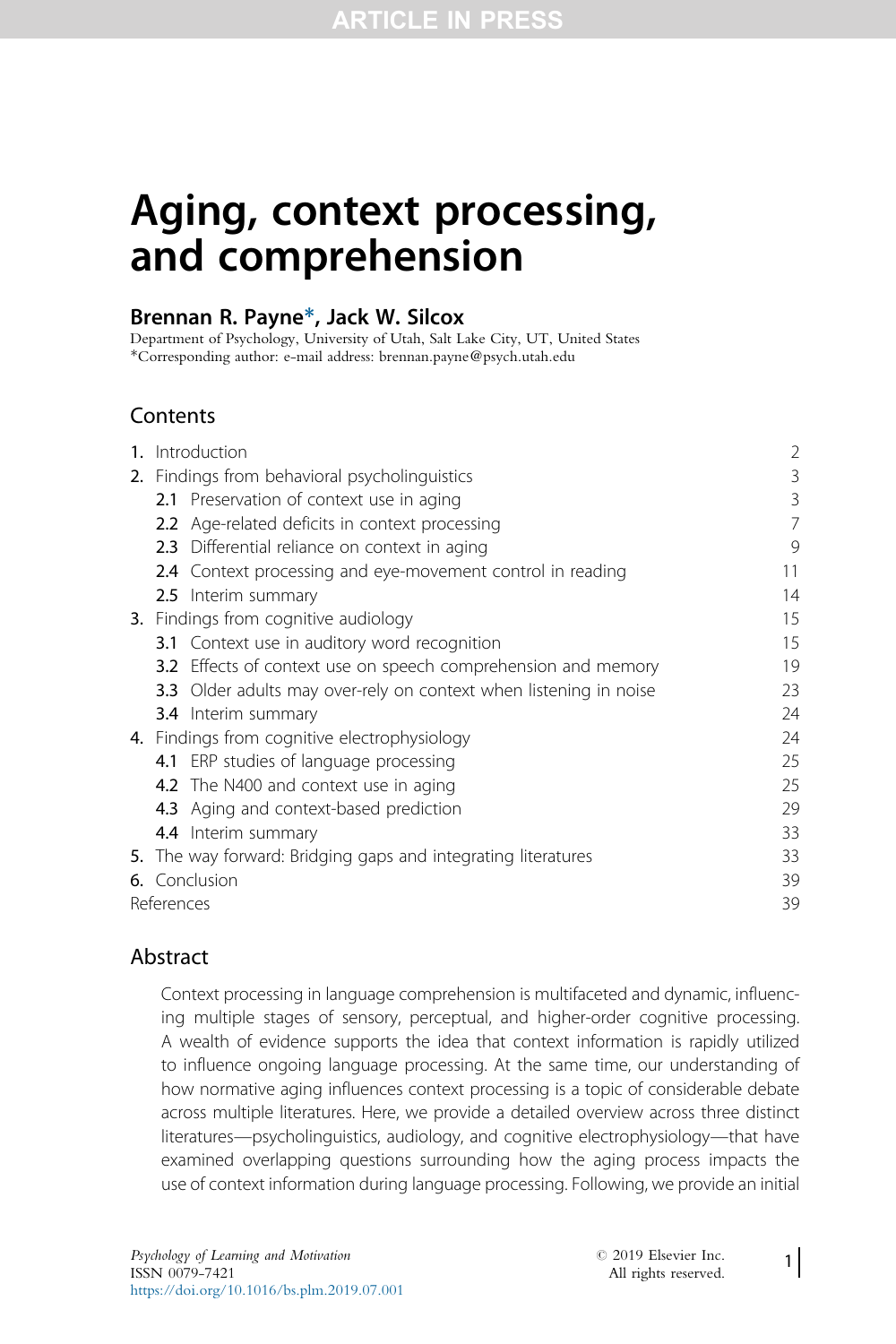# Aging, context processing, and comprehension

**Brennan R. Payne*, Jack W. Silcox**

Department of Psychology, University of Utah, Salt Lake City, UT, United States
*Corresponding author: e-mail address: brennan.payne@psych.utah.edu

## Contents

| | |
|---|---|
| **1.** Introduction | 2 |
| **2.** Findings from behavioral psycholinguistics | 3 |
| **2.1** Preservation of context use in aging | 3 |
| **2.2** Age-related deficits in context processing | 7 |
| **2.3** Differential reliance on context in aging | 9 |
| **2.4** Context processing and eye-movement control in reading | 11 |
| **2.5** Interim summary | 14 |
| **3.** Findings from cognitive audiology | 15 |
| **3.1** Context use in auditory word recognition | 15 |
| **3.2** Effects of context use on speech comprehension and memory | 19 |
| **3.3** Older adults may over-rely on context when listening in noise | 23 |
| **3.4** Interim summary | 24 |
| **4.** Findings from cognitive electrophysiology | 24 |
| **4.1** ERP studies of language processing | 25 |
| **4.2** The N400 and context use in aging | 25 |
| **4.3** Aging and context-based prediction | 29 |
| **4.4** Interim summary | 33 |
| **5.** The way forward: Bridging gaps and integrating literatures | 33 |
| **6.** Conclusion | 39 |
| References | 39 |

## Abstract

Context processing in language comprehension is multifaceted and dynamic, influencing multiple stages of sensory, perceptual, and higher-order cognitive processing. A wealth of evidence supports the idea that context information is rapidly utilized to influence ongoing language processing. At the same time, our understanding of how normative aging influences context processing is a topic of considerable debate across multiple literatures. Here, we provide a detailed overview across three distinct literatures—psycholinguistics, audiology, and cognitive electrophysiology—that have examined overlapping questions surrounding how the aging process impacts the use of context information during language processing. Following, we provide an initial

*Psychology of Learning and Motivation*
ISSN 0079-7421
https://doi.org/10.1016/bs.plm.2019.07.001

© 2019 Elsevier Inc. All rights reserved.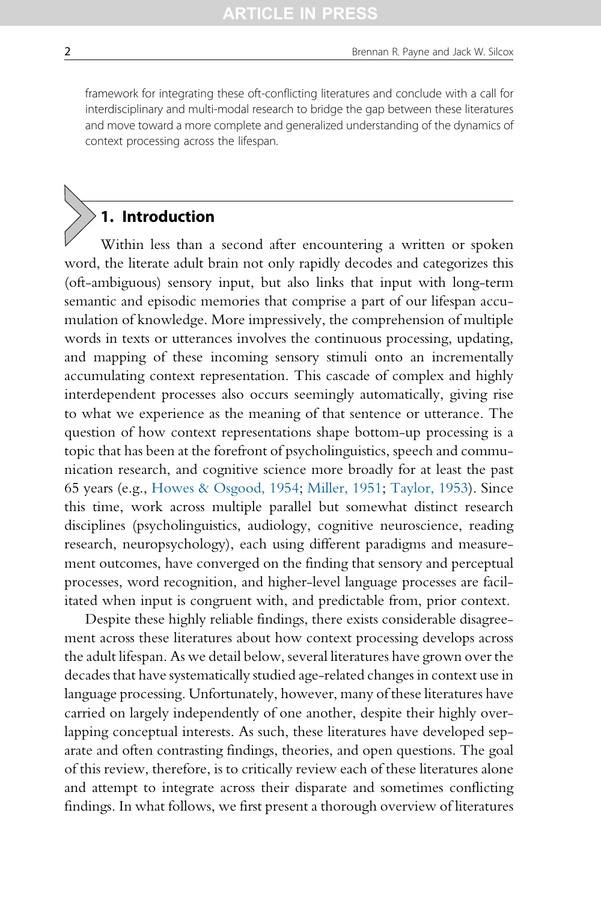framework for integrating these oft-conflicting literatures and conclude with a call for interdisciplinary and multi-modal research to bridge the gap between these literatures and move toward a more complete and generalized understanding of the dynamics of context processing across the lifespan.

## 1. Introduction

Within less than a second after encountering a written or spoken word, the literate adult brain not only rapidly decodes and categorizes this (oft-ambiguous) sensory input, but also links that input with long-term semantic and episodic memories that comprise a part of our lifespan accumulation of knowledge. More impressively, the comprehension of multiple words in texts or utterances involves the continuous processing, updating, and mapping of these incoming sensory stimuli onto an incrementally accumulating context representation. This cascade of complex and highly interdependent processes also occurs seemingly automatically, giving rise to what we experience as the meaning of that sentence or utterance. The question of how context representations shape bottom-up processing is a topic that has been at the forefront of psycholinguistics, speech and communication research, and cognitive science more broadly for at least the past 65 years (e.g., Howes & Osgood, 1954; Miller, 1951; Taylor, 1953). Since this time, work across multiple parallel but somewhat distinct research disciplines (psycholinguistics, audiology, cognitive neuroscience, reading research, neuropsychology), each using different paradigms and measurement outcomes, have converged on the finding that sensory and perceptual processes, word recognition, and higher-level language processes are facilitated when input is congruent with, and predictable from, prior context.

Despite these highly reliable findings, there exists considerable disagreement across these literatures about how context processing develops across the adult lifespan. As we detail below, several literatures have grown over the decades that have systematically studied age-related changes in context use in language processing. Unfortunately, however, many of these literatures have carried on largely independently of one another, despite their highly overlapping conceptual interests. As such, these literatures have developed separate and often contrasting findings, theories, and open questions. The goal of this review, therefore, is to critically review each of these literatures alone and attempt to integrate across their disparate and sometimes conflicting findings. In what follows, we first present a thorough overview of literatures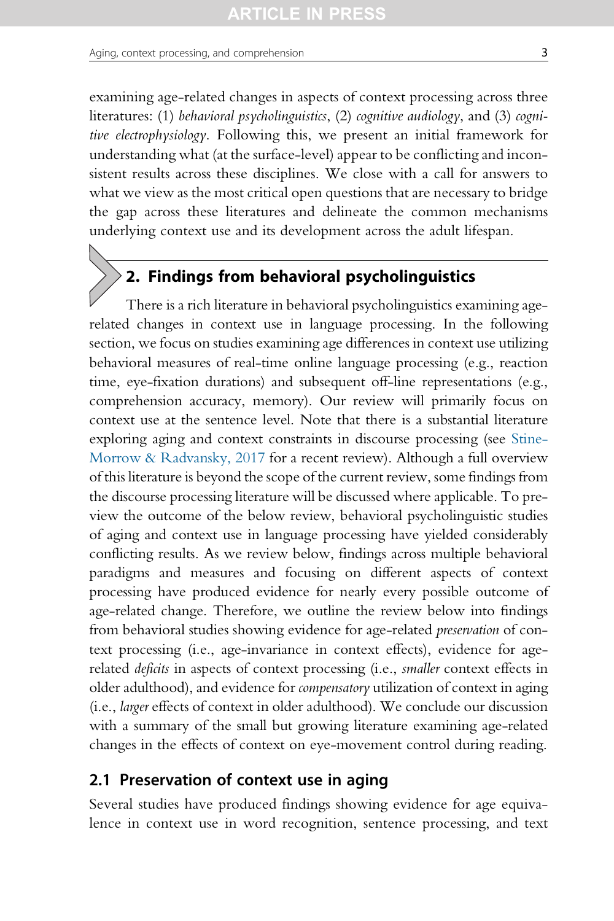examining age-related changes in aspects of context processing across three literatures: (1) *behavioral psycholinguistics*, (2) *cognitive audiology*, and (3) *cognitive electrophysiology*. Following this, we present an initial framework for understanding what (at the surface-level) appear to be conflicting and inconsistent results across these disciplines. We close with a call for answers to what we view as the most critical open questions that are necessary to bridge the gap across these literatures and delineate the common mechanisms underlying context use and its development across the adult lifespan.

## 2. Findings from behavioral psycholinguistics

There is a rich literature in behavioral psycholinguistics examining age-related changes in context use in language processing. In the following section, we focus on studies examining age differences in context use utilizing behavioral measures of real-time online language processing (e.g., reaction time, eye-fixation durations) and subsequent off-line representations (e.g., comprehension accuracy, memory). Our review will primarily focus on context use at the sentence level. Note that there is a substantial literature exploring aging and context constraints in discourse processing (see Stine-Morrow & Radvansky, 2017 for a recent review). Although a full overview of this literature is beyond the scope of the current review, some findings from the discourse processing literature will be discussed where applicable. To preview the outcome of the below review, behavioral psycholinguistic studies of aging and context use in language processing have yielded considerably conflicting results. As we review below, findings across multiple behavioral paradigms and measures and focusing on different aspects of context processing have produced evidence for nearly every possible outcome of age-related change. Therefore, we outline the review below into findings from behavioral studies showing evidence for age-related *preservation* of context processing (i.e., age-invariance in context effects), evidence for age-related *deficits* in aspects of context processing (i.e., *smaller* context effects in older adulthood), and evidence for *compensatory* utilization of context in aging (i.e., *larger* effects of context in older adulthood). We conclude our discussion with a summary of the small but growing literature examining age-related changes in the effects of context on eye-movement control during reading.

### 2.1 Preservation of context use in aging

Several studies have produced findings showing evidence for age equivalence in context use in word recognition, sentence processing, and text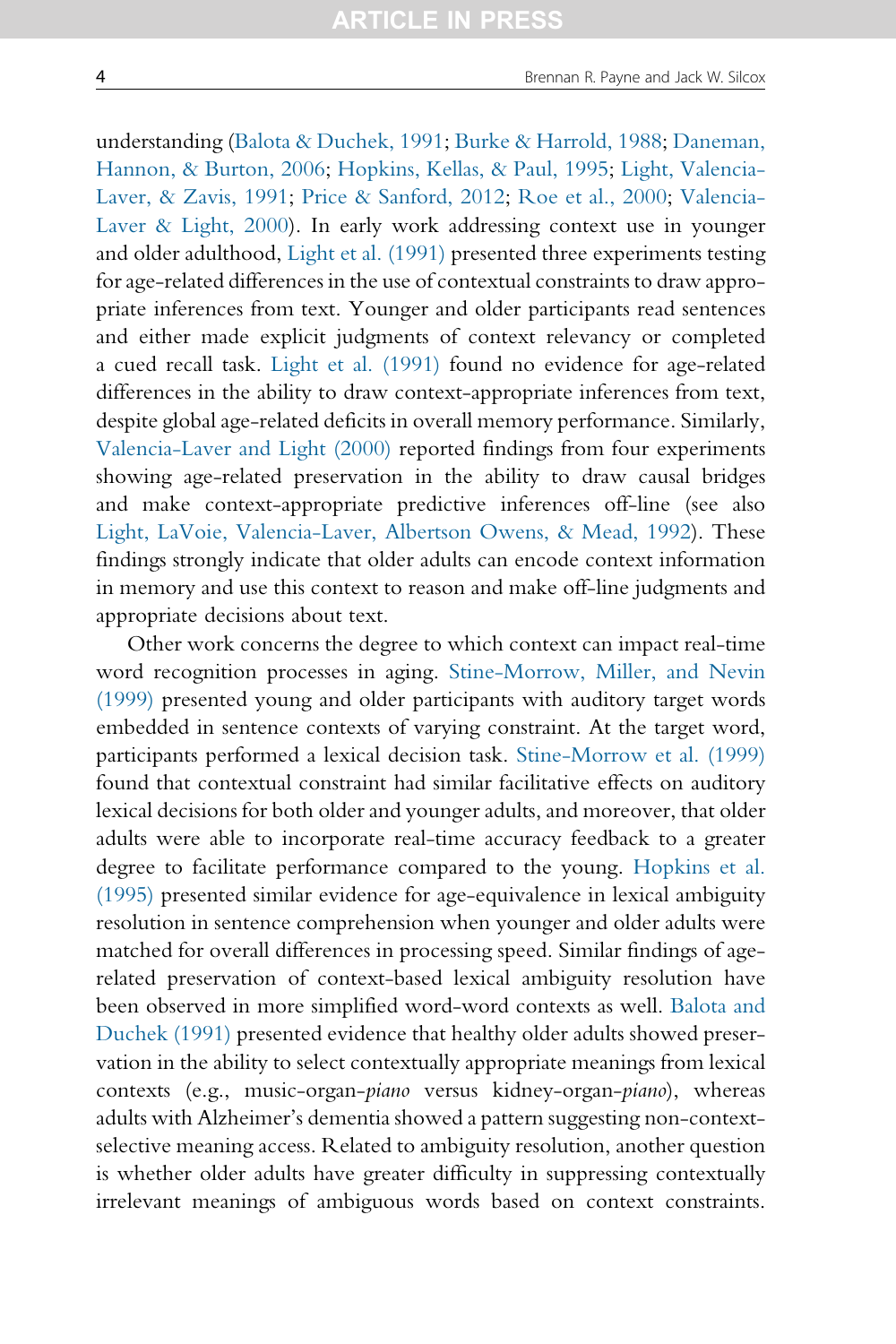understanding (Balota & Duchek, 1991; Burke & Harrold, 1988; Daneman, Hannon, & Burton, 2006; Hopkins, Kellas, & Paul, 1995; Light, Valencia-Laver, & Zavis, 1991; Price & Sanford, 2012; Roe et al., 2000; Valencia-Laver & Light, 2000). In early work addressing context use in younger and older adulthood, Light et al. (1991) presented three experiments testing for age-related differences in the use of contextual constraints to draw appropriate inferences from text. Younger and older participants read sentences and either made explicit judgments of context relevancy or completed a cued recall task. Light et al. (1991) found no evidence for age-related differences in the ability to draw context-appropriate inferences from text, despite global age-related deficits in overall memory performance. Similarly, Valencia-Laver and Light (2000) reported findings from four experiments showing age-related preservation in the ability to draw causal bridges and make context-appropriate predictive inferences off-line (see also Light, LaVoie, Valencia-Laver, Albertson Owens, & Mead, 1992). These findings strongly indicate that older adults can encode context information in memory and use this context to reason and make off-line judgments and appropriate decisions about text.

Other work concerns the degree to which context can impact real-time word recognition processes in aging. Stine-Morrow, Miller, and Nevin (1999) presented young and older participants with auditory target words embedded in sentence contexts of varying constraint. At the target word, participants performed a lexical decision task. Stine-Morrow et al. (1999) found that contextual constraint had similar facilitative effects on auditory lexical decisions for both older and younger adults, and moreover, that older adults were able to incorporate real-time accuracy feedback to a greater degree to facilitate performance compared to the young. Hopkins et al. (1995) presented similar evidence for age-equivalence in lexical ambiguity resolution in sentence comprehension when younger and older adults were matched for overall differences in processing speed. Similar findings of age-related preservation of context-based lexical ambiguity resolution have been observed in more simplified word-word contexts as well. Balota and Duchek (1991) presented evidence that healthy older adults showed preservation in the ability to select contextually appropriate meanings from lexical contexts (e.g., music-organ-*piano* versus kidney-organ-*piano*), whereas adults with Alzheimer's dementia showed a pattern suggesting non-context-selective meaning access. Related to ambiguity resolution, another question is whether older adults have greater difficulty in suppressing contextually irrelevant meanings of ambiguous words based on context constraints.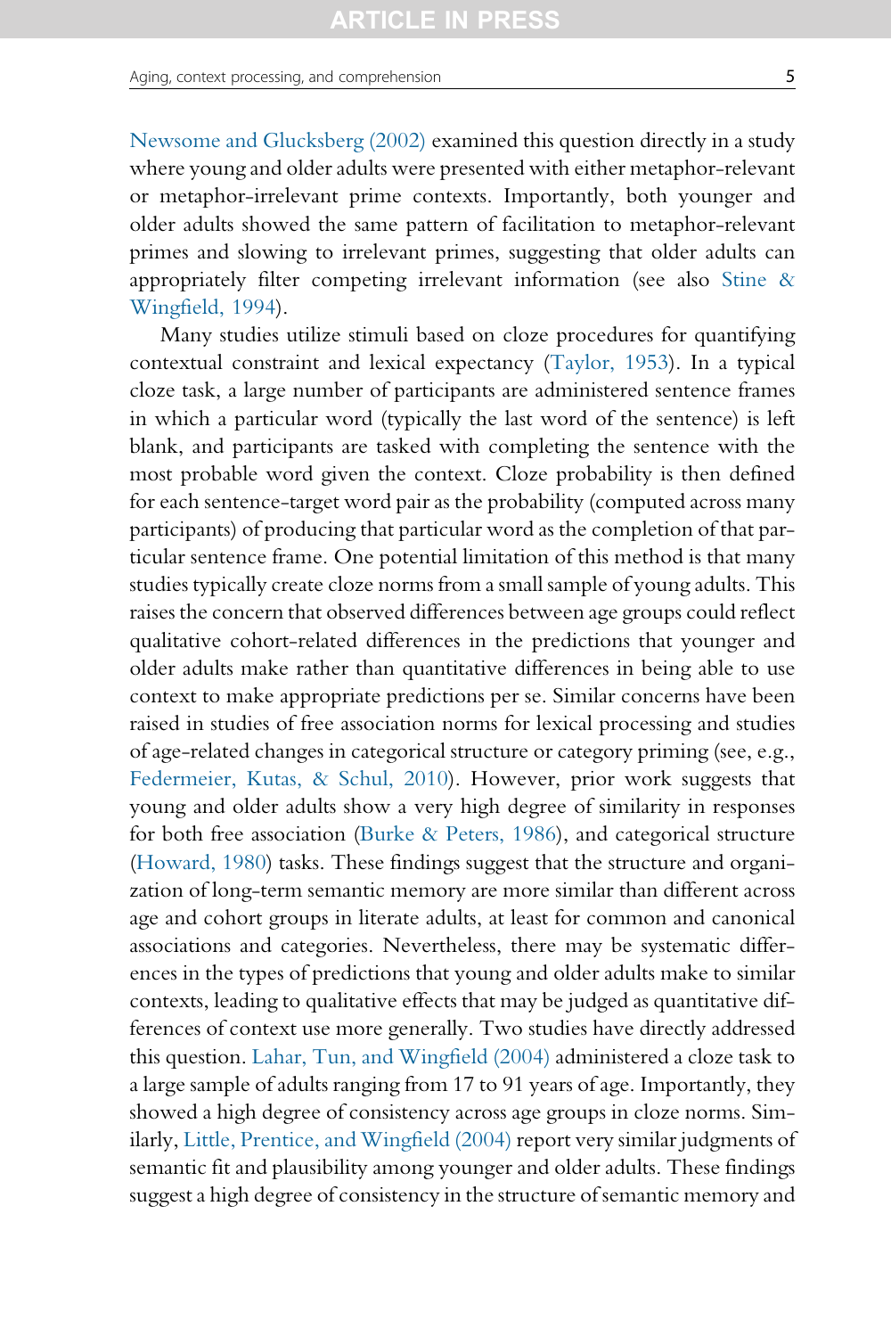Newsome and Glucksberg (2002) examined this question directly in a study where young and older adults were presented with either metaphor-relevant or metaphor-irrelevant prime contexts. Importantly, both younger and older adults showed the same pattern of facilitation to metaphor-relevant primes and slowing to irrelevant primes, suggesting that older adults can appropriately filter competing irrelevant information (see also Stine & Wingfield, 1994).

Many studies utilize stimuli based on cloze procedures for quantifying contextual constraint and lexical expectancy (Taylor, 1953). In a typical cloze task, a large number of participants are administered sentence frames in which a particular word (typically the last word of the sentence) is left blank, and participants are tasked with completing the sentence with the most probable word given the context. Cloze probability is then defined for each sentence-target word pair as the probability (computed across many participants) of producing that particular word as the completion of that particular sentence frame. One potential limitation of this method is that many studies typically create cloze norms from a small sample of young adults. This raises the concern that observed differences between age groups could reflect qualitative cohort-related differences in the predictions that younger and older adults make rather than quantitative differences in being able to use context to make appropriate predictions per se. Similar concerns have been raised in studies of free association norms for lexical processing and studies of age-related changes in categorical structure or category priming (see, e.g., Federmeier, Kutas, & Schul, 2010). However, prior work suggests that young and older adults show a very high degree of similarity in responses for both free association (Burke & Peters, 1986), and categorical structure (Howard, 1980) tasks. These findings suggest that the structure and organization of long-term semantic memory are more similar than different across age and cohort groups in literate adults, at least for common and canonical associations and categories. Nevertheless, there may be systematic differences in the types of predictions that young and older adults make to similar contexts, leading to qualitative effects that may be judged as quantitative differences of context use more generally. Two studies have directly addressed this question. Lahar, Tun, and Wingfield (2004) administered a cloze task to a large sample of adults ranging from 17 to 91 years of age. Importantly, they showed a high degree of consistency across age groups in cloze norms. Similarly, Little, Prentice, and Wingfield (2004) report very similar judgments of semantic fit and plausibility among younger and older adults. These findings suggest a high degree of consistency in the structure of semantic memory and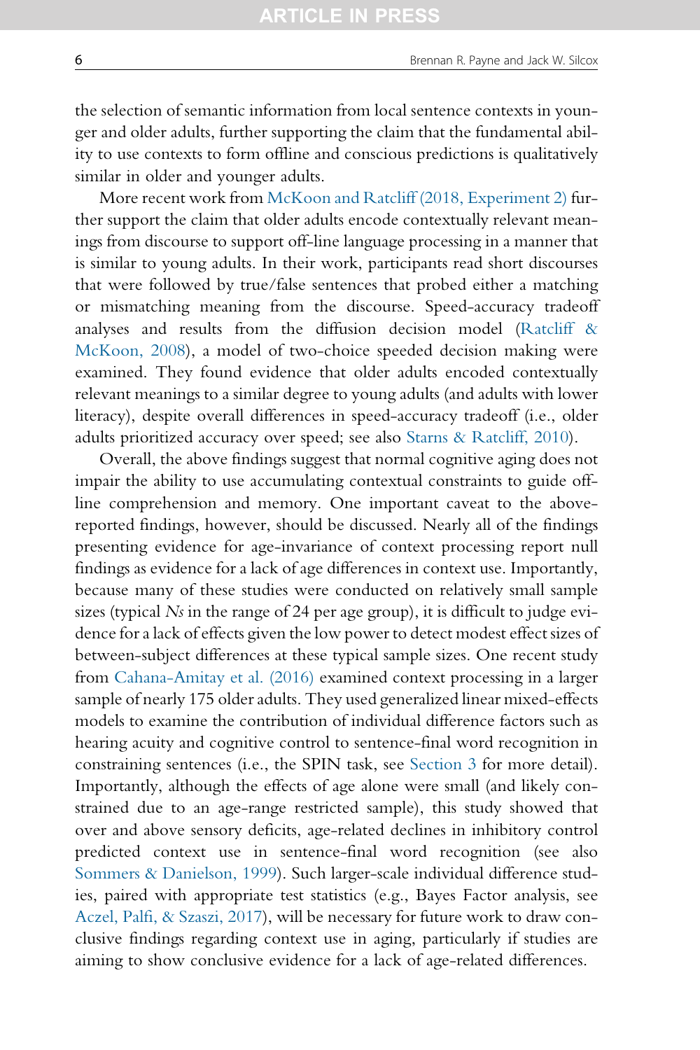the selection of semantic information from local sentence contexts in younger and older adults, further supporting the claim that the fundamental ability to use contexts to form offline and conscious predictions is qualitatively similar in older and younger adults.

More recent work from McKoon and Ratcliff (2018, Experiment 2) further support the claim that older adults encode contextually relevant meanings from discourse to support off-line language processing in a manner that is similar to young adults. In their work, participants read short discourses that were followed by true/false sentences that probed either a matching or mismatching meaning from the discourse. Speed-accuracy tradeoff analyses and results from the diffusion decision model (Ratcliff & McKoon, 2008), a model of two-choice speeded decision making were examined. They found evidence that older adults encoded contextually relevant meanings to a similar degree to young adults (and adults with lower literacy), despite overall differences in speed-accuracy tradeoff (i.e., older adults prioritized accuracy over speed; see also Starns & Ratcliff, 2010).

Overall, the above findings suggest that normal cognitive aging does not impair the ability to use accumulating contextual constraints to guide off-line comprehension and memory. One important caveat to the above-reported findings, however, should be discussed. Nearly all of the findings presenting evidence for age-invariance of context processing report null findings as evidence for a lack of age differences in context use. Importantly, because many of these studies were conducted on relatively small sample sizes (typical *Ns* in the range of 24 per age group), it is difficult to judge evidence for a lack of effects given the low power to detect modest effect sizes of between-subject differences at these typical sample sizes. One recent study from Cahana-Amitay et al. (2016) examined context processing in a larger sample of nearly 175 older adults. They used generalized linear mixed-effects models to examine the contribution of individual difference factors such as hearing acuity and cognitive control to sentence-final word recognition in constraining sentences (i.e., the SPIN task, see Section 3 for more detail). Importantly, although the effects of age alone were small (and likely constrained due to an age-range restricted sample), this study showed that over and above sensory deficits, age-related declines in inhibitory control predicted context use in sentence-final word recognition (see also Sommers & Danielson, 1999). Such larger-scale individual difference studies, paired with appropriate test statistics (e.g., Bayes Factor analysis, see Aczel, Palfi, & Szaszi, 2017), will be necessary for future work to draw conclusive findings regarding context use in aging, particularly if studies are aiming to show conclusive evidence for a lack of age-related differences.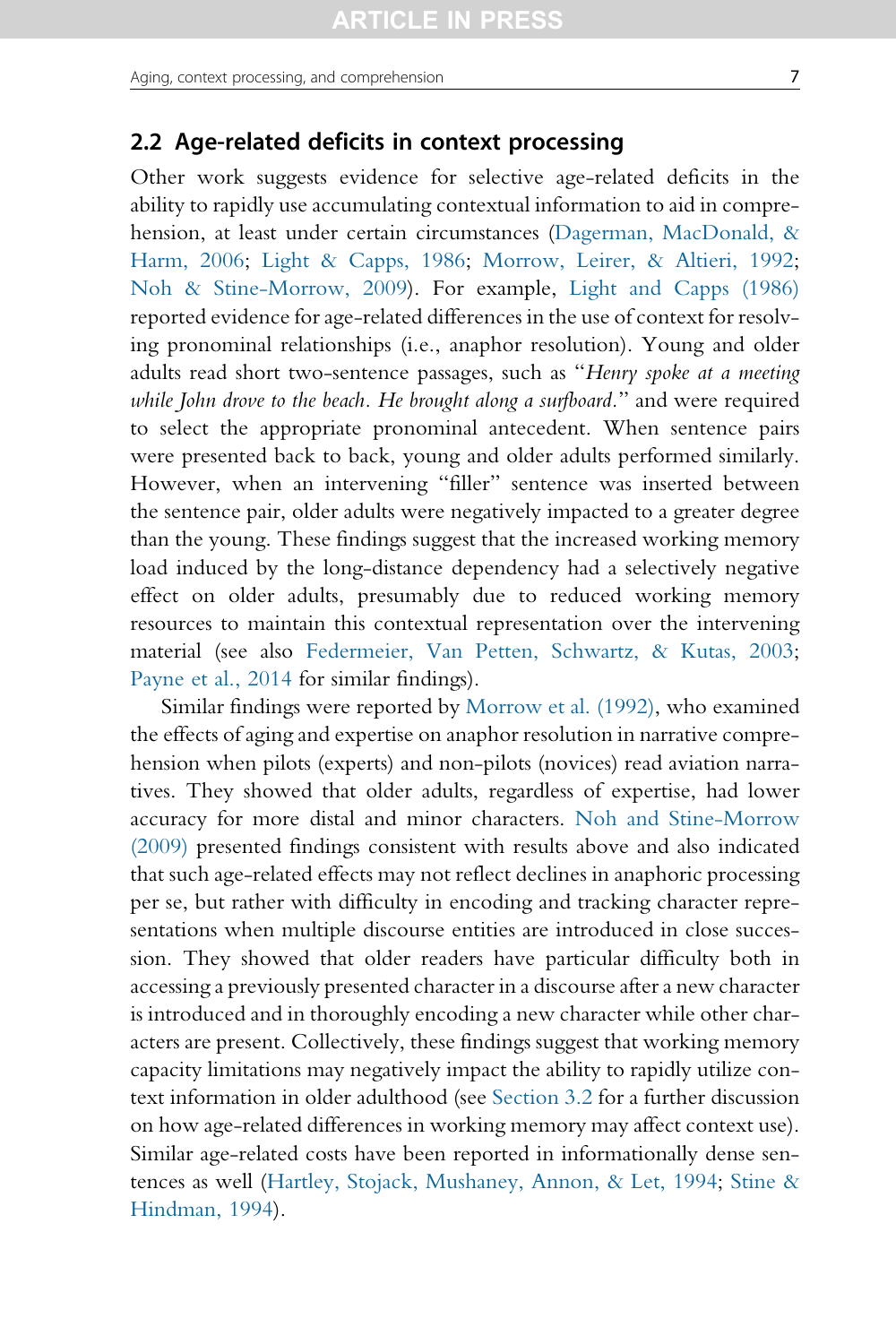## 2.2 Age-related deficits in context processing

Other work suggests evidence for selective age-related deficits in the ability to rapidly use accumulating contextual information to aid in comprehension, at least under certain circumstances (Dagerman, MacDonald, & Harm, 2006; Light & Capps, 1986; Morrow, Leirer, & Altieri, 1992; Noh & Stine-Morrow, 2009). For example, Light and Capps (1986) reported evidence for age-related differences in the use of context for resolving pronominal relationships (i.e., anaphor resolution). Young and older adults read short two-sentence passages, such as "*Henry spoke at a meeting while John drove to the beach. He brought along a surfboard.*" and were required to select the appropriate pronominal antecedent. When sentence pairs were presented back to back, young and older adults performed similarly. However, when an intervening "filler" sentence was inserted between the sentence pair, older adults were negatively impacted to a greater degree than the young. These findings suggest that the increased working memory load induced by the long-distance dependency had a selectively negative effect on older adults, presumably due to reduced working memory resources to maintain this contextual representation over the intervening material (see also Federmeier, Van Petten, Schwartz, & Kutas, 2003; Payne et al., 2014 for similar findings).

Similar findings were reported by Morrow et al. (1992), who examined the effects of aging and expertise on anaphor resolution in narrative comprehension when pilots (experts) and non-pilots (novices) read aviation narratives. They showed that older adults, regardless of expertise, had lower accuracy for more distal and minor characters. Noh and Stine-Morrow (2009) presented findings consistent with results above and also indicated that such age-related effects may not reflect declines in anaphoric processing per se, but rather with difficulty in encoding and tracking character representations when multiple discourse entities are introduced in close succession. They showed that older readers have particular difficulty both in accessing a previously presented character in a discourse after a new character is introduced and in thoroughly encoding a new character while other characters are present. Collectively, these findings suggest that working memory capacity limitations may negatively impact the ability to rapidly utilize context information in older adulthood (see Section 3.2 for a further discussion on how age-related differences in working memory may affect context use). Similar age-related costs have been reported in informationally dense sentences as well (Hartley, Stojack, Mushaney, Annon, & Let, 1994; Stine & Hindman, 1994).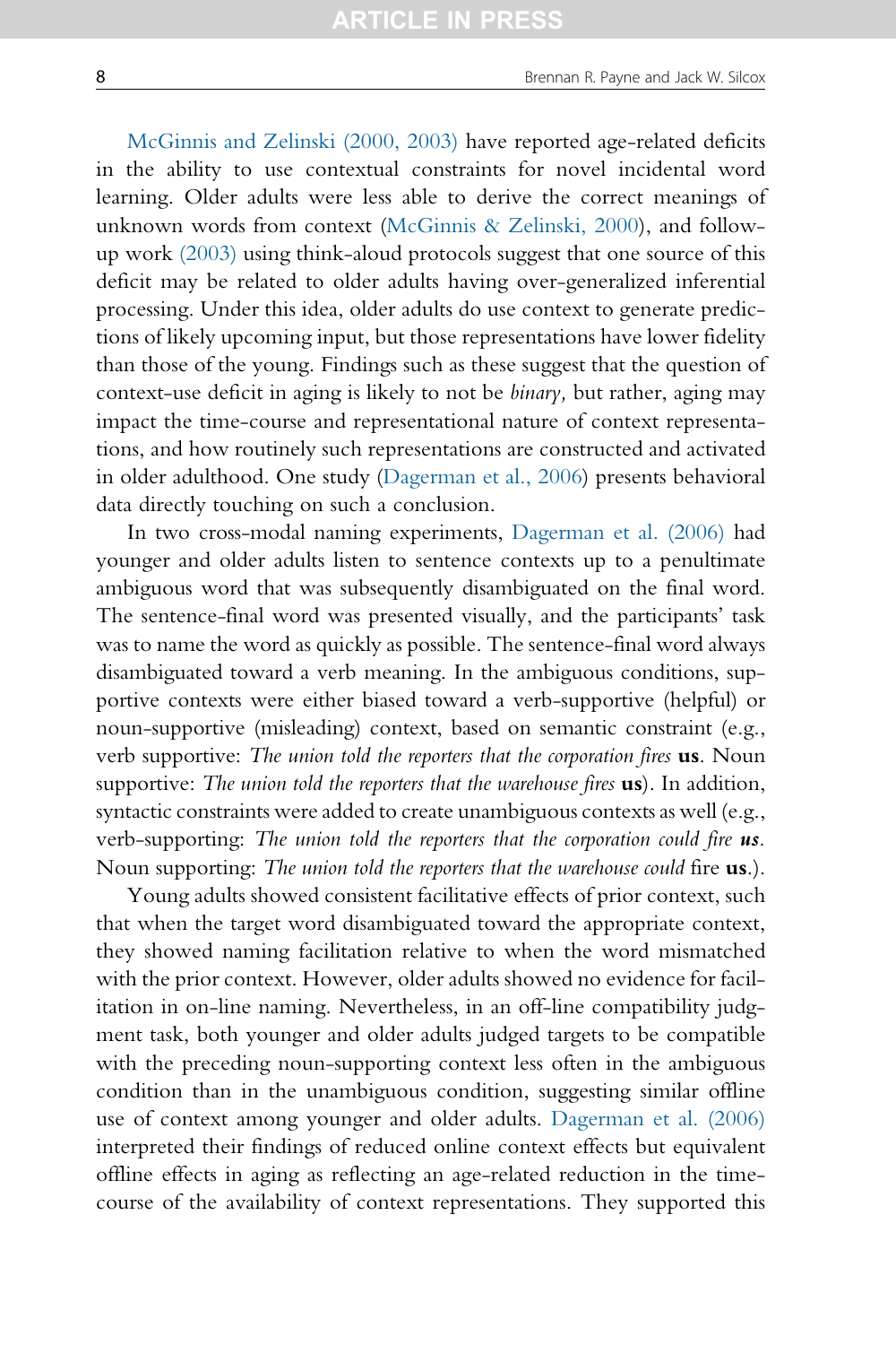McGinnis and Zelinski (2000, 2003) have reported age-related deficits in the ability to use contextual constraints for novel incidental word learning. Older adults were less able to derive the correct meanings of unknown words from context (McGinnis & Zelinski, 2000), and follow-up work (2003) using think-aloud protocols suggest that one source of this deficit may be related to older adults having over-generalized inferential processing. Under this idea, older adults do use context to generate predictions of likely upcoming input, but those representations have lower fidelity than those of the young. Findings such as these suggest that the question of context-use deficit in aging is likely to not be *binary,* but rather, aging may impact the time-course and representational nature of context representations, and how routinely such representations are constructed and activated in older adulthood. One study (Dagerman et al., 2006) presents behavioral data directly touching on such a conclusion.

In two cross-modal naming experiments, Dagerman et al. (2006) had younger and older adults listen to sentence contexts up to a penultimate ambiguous word that was subsequently disambiguated on the final word. The sentence-final word was presented visually, and the participants' task was to name the word as quickly as possible. The sentence-final word always disambiguated toward a verb meaning. In the ambiguous conditions, supportive contexts were either biased toward a verb-supportive (helpful) or noun-supportive (misleading) context, based on semantic constraint (e.g., verb supportive: *The union told the reporters that the corporation fires* **us**. Noun supportive: *The union told the reporters that the warehouse fires* **us**). In addition, syntactic constraints were added to create unambiguous contexts as well (e.g., verb-supporting: *The union told the reporters that the corporation could fire* ***us***. Noun supporting: *The union told the reporters that the warehouse could* fire **us**.).

Young adults showed consistent facilitative effects of prior context, such that when the target word disambiguated toward the appropriate context, they showed naming facilitation relative to when the word mismatched with the prior context. However, older adults showed no evidence for facilitation in on-line naming. Nevertheless, in an off-line compatibility judgment task, both younger and older adults judged targets to be compatible with the preceding noun-supporting context less often in the ambiguous condition than in the unambiguous condition, suggesting similar offline use of context among younger and older adults. Dagerman et al. (2006) interpreted their findings of reduced online context effects but equivalent offline effects in aging as reflecting an age-related reduction in the time-course of the availability of context representations. They supported this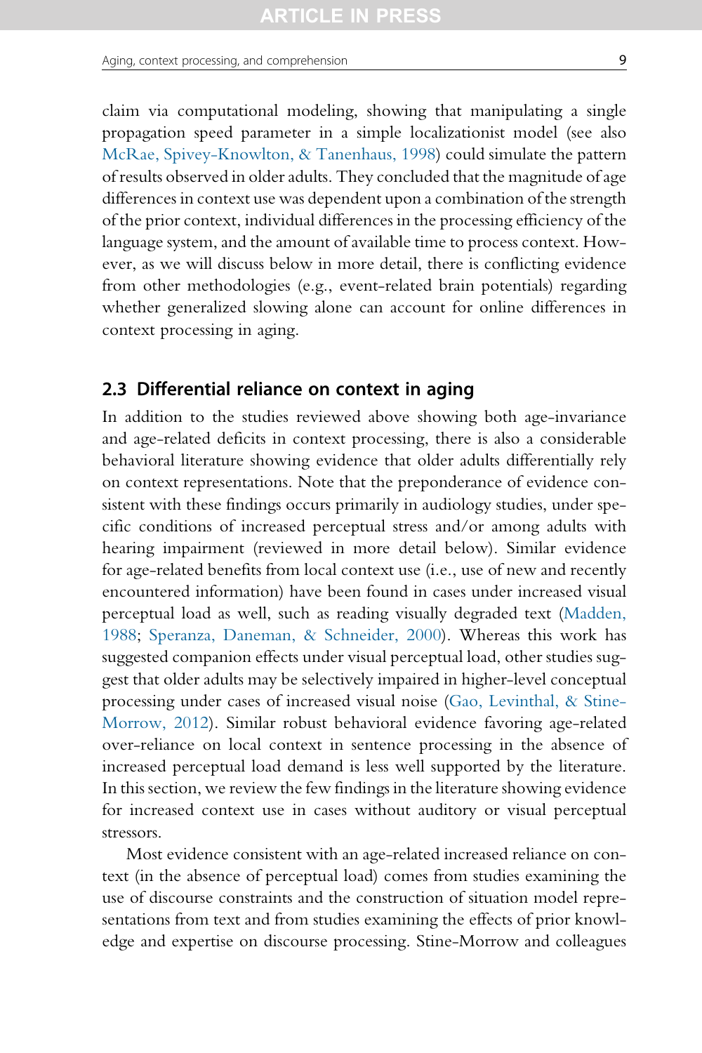claim via computational modeling, showing that manipulating a single propagation speed parameter in a simple localizationist model (see also McRae, Spivey-Knowlton, & Tanenhaus, 1998) could simulate the pattern of results observed in older adults. They concluded that the magnitude of age differences in context use was dependent upon a combination of the strength of the prior context, individual differences in the processing efficiency of the language system, and the amount of available time to process context. However, as we will discuss below in more detail, there is conflicting evidence from other methodologies (e.g., event-related brain potentials) regarding whether generalized slowing alone can account for online differences in context processing in aging.

## 2.3 Differential reliance on context in aging

In addition to the studies reviewed above showing both age-invariance and age-related deficits in context processing, there is also a considerable behavioral literature showing evidence that older adults differentially rely on context representations. Note that the preponderance of evidence consistent with these findings occurs primarily in audiology studies, under specific conditions of increased perceptual stress and/or among adults with hearing impairment (reviewed in more detail below). Similar evidence for age-related benefits from local context use (i.e., use of new and recently encountered information) have been found in cases under increased visual perceptual load as well, such as reading visually degraded text (Madden, 1988; Speranza, Daneman, & Schneider, 2000). Whereas this work has suggested companion effects under visual perceptual load, other studies suggest that older adults may be selectively impaired in higher-level conceptual processing under cases of increased visual noise (Gao, Levinthal, & Stine-Morrow, 2012). Similar robust behavioral evidence favoring age-related over-reliance on local context in sentence processing in the absence of increased perceptual load demand is less well supported by the literature. In this section, we review the few findings in the literature showing evidence for increased context use in cases without auditory or visual perceptual stressors.

Most evidence consistent with an age-related increased reliance on context (in the absence of perceptual load) comes from studies examining the use of discourse constraints and the construction of situation model representations from text and from studies examining the effects of prior knowledge and expertise on discourse processing. Stine-Morrow and colleagues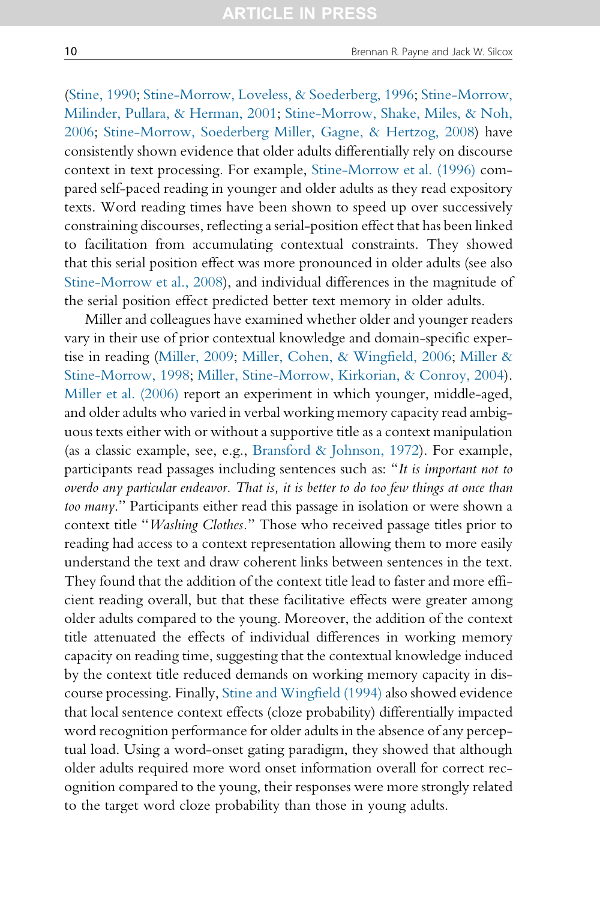(Stine, 1990; Stine-Morrow, Loveless, & Soederberg, 1996; Stine-Morrow, Milinder, Pullara, & Herman, 2001; Stine-Morrow, Shake, Miles, & Noh, 2006; Stine-Morrow, Soederberg Miller, Gagne, & Hertzog, 2008) have consistently shown evidence that older adults differentially rely on discourse context in text processing. For example, Stine-Morrow et al. (1996) compared self-paced reading in younger and older adults as they read expository texts. Word reading times have been shown to speed up over successively constraining discourses, reflecting a serial-position effect that has been linked to facilitation from accumulating contextual constraints. They showed that this serial position effect was more pronounced in older adults (see also Stine-Morrow et al., 2008), and individual differences in the magnitude of the serial position effect predicted better text memory in older adults.

Miller and colleagues have examined whether older and younger readers vary in their use of prior contextual knowledge and domain-specific expertise in reading (Miller, 2009; Miller, Cohen, & Wingfield, 2006; Miller & Stine-Morrow, 1998; Miller, Stine-Morrow, Kirkorian, & Conroy, 2004). Miller et al. (2006) report an experiment in which younger, middle-aged, and older adults who varied in verbal working memory capacity read ambiguous texts either with or without a supportive title as a context manipulation (as a classic example, see, e.g., Bransford & Johnson, 1972). For example, participants read passages including sentences such as: "*It is important not to overdo any particular endeavor. That is, it is better to do too few things at once than too many*." Participants either read this passage in isolation or were shown a context title "*Washing Clothes*." Those who received passage titles prior to reading had access to a context representation allowing them to more easily understand the text and draw coherent links between sentences in the text. They found that the addition of the context title lead to faster and more efficient reading overall, but that these facilitative effects were greater among older adults compared to the young. Moreover, the addition of the context title attenuated the effects of individual differences in working memory capacity on reading time, suggesting that the contextual knowledge induced by the context title reduced demands on working memory capacity in discourse processing. Finally, Stine and Wingfield (1994) also showed evidence that local sentence context effects (cloze probability) differentially impacted word recognition performance for older adults in the absence of any perceptual load. Using a word-onset gating paradigm, they showed that although older adults required more word onset information overall for correct recognition compared to the young, their responses were more strongly related to the target word cloze probability than those in young adults.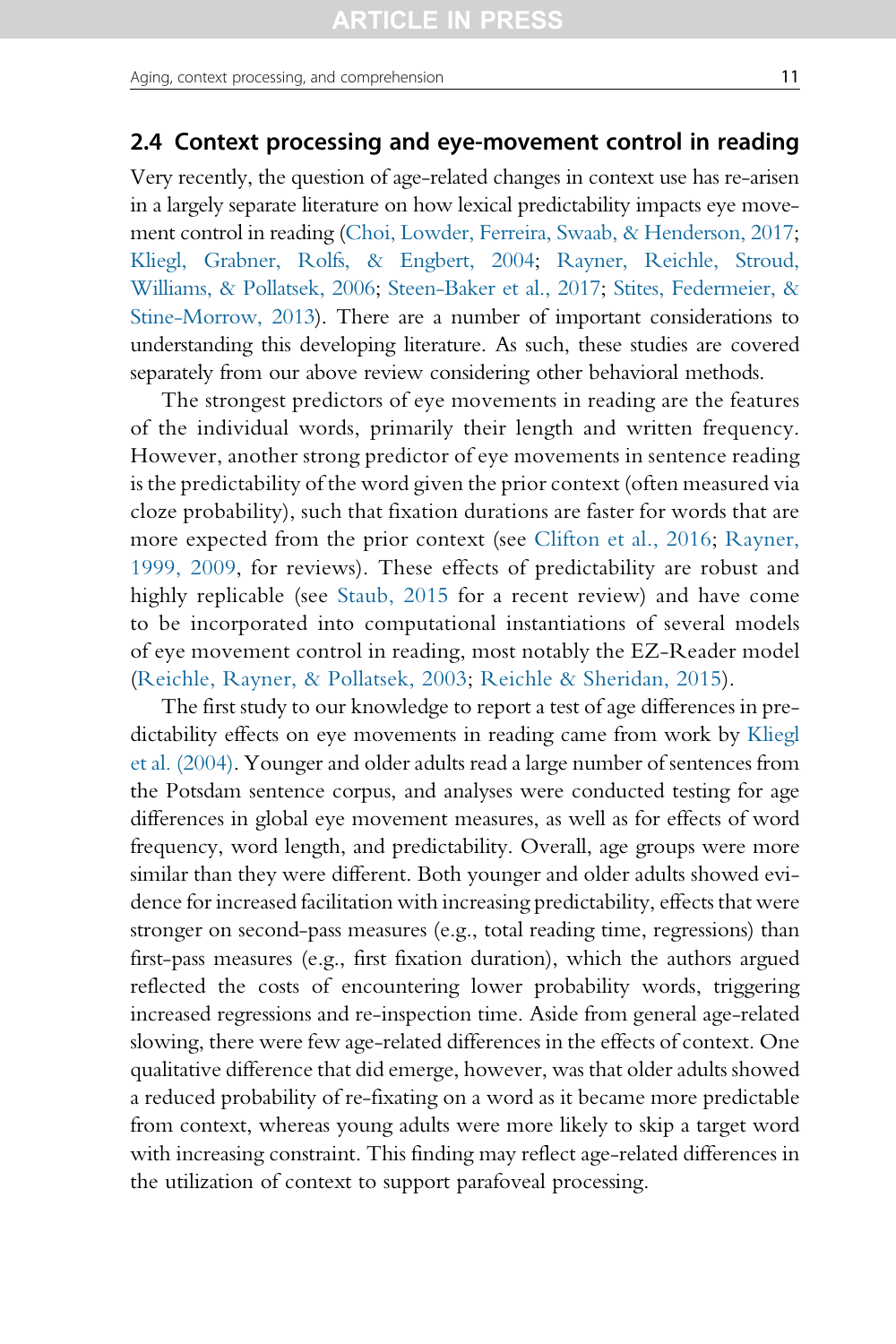## 2.4 Context processing and eye-movement control in reading

Very recently, the question of age-related changes in context use has re-arisen in a largely separate literature on how lexical predictability impacts eye movement control in reading (Choi, Lowder, Ferreira, Swaab, & Henderson, 2017; Kliegl, Grabner, Rolfs, & Engbert, 2004; Rayner, Reichle, Stroud, Williams, & Pollatsek, 2006; Steen-Baker et al., 2017; Stites, Federmeier, & Stine-Morrow, 2013). There are a number of important considerations to understanding this developing literature. As such, these studies are covered separately from our above review considering other behavioral methods.

The strongest predictors of eye movements in reading are the features of the individual words, primarily their length and written frequency. However, another strong predictor of eye movements in sentence reading is the predictability of the word given the prior context (often measured via cloze probability), such that fixation durations are faster for words that are more expected from the prior context (see Clifton et al., 2016; Rayner, 1999, 2009, for reviews). These effects of predictability are robust and highly replicable (see Staub, 2015 for a recent review) and have come to be incorporated into computational instantiations of several models of eye movement control in reading, most notably the EZ-Reader model (Reichle, Rayner, & Pollatsek, 2003; Reichle & Sheridan, 2015).

The first study to our knowledge to report a test of age differences in predictability effects on eye movements in reading came from work by Kliegl et al. (2004). Younger and older adults read a large number of sentences from the Potsdam sentence corpus, and analyses were conducted testing for age differences in global eye movement measures, as well as for effects of word frequency, word length, and predictability. Overall, age groups were more similar than they were different. Both younger and older adults showed evidence for increased facilitation with increasing predictability, effects that were stronger on second-pass measures (e.g., total reading time, regressions) than first-pass measures (e.g., first fixation duration), which the authors argued reflected the costs of encountering lower probability words, triggering increased regressions and re-inspection time. Aside from general age-related slowing, there were few age-related differences in the effects of context. One qualitative difference that did emerge, however, was that older adults showed a reduced probability of re-fixating on a word as it became more predictable from context, whereas young adults were more likely to skip a target word with increasing constraint. This finding may reflect age-related differences in the utilization of context to support parafoveal processing.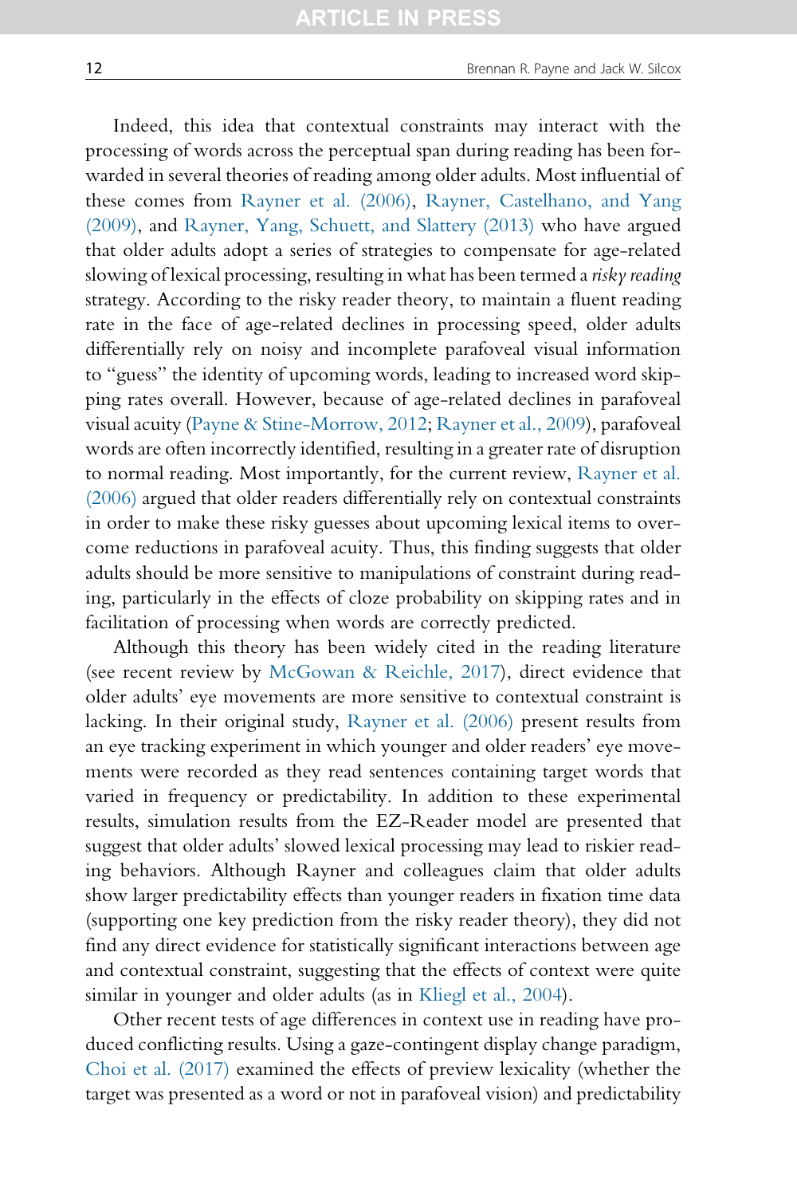Indeed, this idea that contextual constraints may interact with the processing of words across the perceptual span during reading has been forwarded in several theories of reading among older adults. Most influential of these comes from Rayner et al. (2006), Rayner, Castelhano, and Yang (2009), and Rayner, Yang, Schuett, and Slattery (2013) who have argued that older adults adopt a series of strategies to compensate for age-related slowing of lexical processing, resulting in what has been termed a *risky reading* strategy. According to the risky reader theory, to maintain a fluent reading rate in the face of age-related declines in processing speed, older adults differentially rely on noisy and incomplete parafoveal visual information to "guess" the identity of upcoming words, leading to increased word skipping rates overall. However, because of age-related declines in parafoveal visual acuity (Payne & Stine-Morrow, 2012; Rayner et al., 2009), parafoveal words are often incorrectly identified, resulting in a greater rate of disruption to normal reading. Most importantly, for the current review, Rayner et al. (2006) argued that older readers differentially rely on contextual constraints in order to make these risky guesses about upcoming lexical items to overcome reductions in parafoveal acuity. Thus, this finding suggests that older adults should be more sensitive to manipulations of constraint during reading, particularly in the effects of cloze probability on skipping rates and in facilitation of processing when words are correctly predicted.

Although this theory has been widely cited in the reading literature (see recent review by McGowan & Reichle, 2017), direct evidence that older adults' eye movements are more sensitive to contextual constraint is lacking. In their original study, Rayner et al. (2006) present results from an eye tracking experiment in which younger and older readers' eye movements were recorded as they read sentences containing target words that varied in frequency or predictability. In addition to these experimental results, simulation results from the EZ-Reader model are presented that suggest that older adults' slowed lexical processing may lead to riskier reading behaviors. Although Rayner and colleagues claim that older adults show larger predictability effects than younger readers in fixation time data (supporting one key prediction from the risky reader theory), they did not find any direct evidence for statistically significant interactions between age and contextual constraint, suggesting that the effects of context were quite similar in younger and older adults (as in Kliegl et al., 2004).

Other recent tests of age differences in context use in reading have produced conflicting results. Using a gaze-contingent display change paradigm, Choi et al. (2017) examined the effects of preview lexicality (whether the target was presented as a word or not in parafoveal vision) and predictability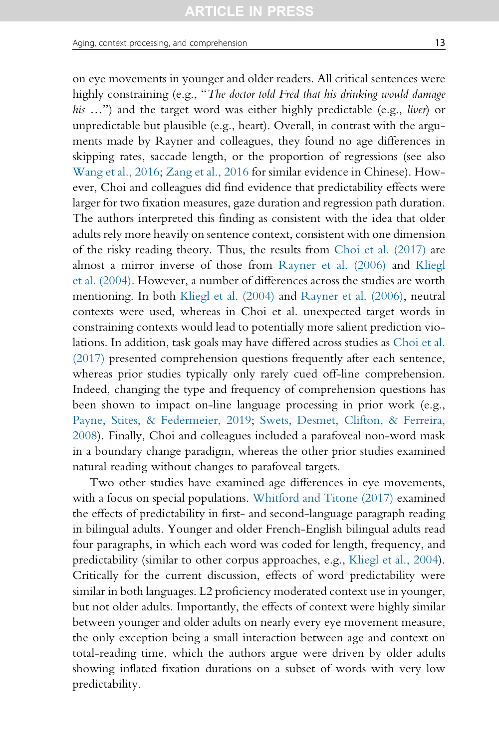on eye movements in younger and older readers. All critical sentences were highly constraining (e.g., "*The doctor told Fred that his drinking would damage his …*") and the target word was either highly predictable (e.g., *liver*) or unpredictable but plausible (e.g., heart). Overall, in contrast with the arguments made by Rayner and colleagues, they found no age differences in skipping rates, saccade length, or the proportion of regressions (see also Wang et al., 2016; Zang et al., 2016 for similar evidence in Chinese). However, Choi and colleagues did find evidence that predictability effects were larger for two fixation measures, gaze duration and regression path duration. The authors interpreted this finding as consistent with the idea that older adults rely more heavily on sentence context, consistent with one dimension of the risky reading theory. Thus, the results from Choi et al. (2017) are almost a mirror inverse of those from Rayner et al. (2006) and Kliegl et al. (2004). However, a number of differences across the studies are worth mentioning. In both Kliegl et al. (2004) and Rayner et al. (2006), neutral contexts were used, whereas in Choi et al. unexpected target words in constraining contexts would lead to potentially more salient prediction violations. In addition, task goals may have differed across studies as Choi et al. (2017) presented comprehension questions frequently after each sentence, whereas prior studies typically only rarely cued off-line comprehension. Indeed, changing the type and frequency of comprehension questions has been shown to impact on-line language processing in prior work (e.g., Payne, Stites, & Federmeier, 2019; Swets, Desmet, Clifton, & Ferreira, 2008). Finally, Choi and colleagues included a parafoveal non-word mask in a boundary change paradigm, whereas the other prior studies examined natural reading without changes to parafoveal targets.

Two other studies have examined age differences in eye movements, with a focus on special populations. Whitford and Titone (2017) examined the effects of predictability in first- and second-language paragraph reading in bilingual adults. Younger and older French-English bilingual adults read four paragraphs, in which each word was coded for length, frequency, and predictability (similar to other corpus approaches, e.g., Kliegl et al., 2004). Critically for the current discussion, effects of word predictability were similar in both languages. L2 proficiency moderated context use in younger, but not older adults. Importantly, the effects of context were highly similar between younger and older adults on nearly every eye movement measure, the only exception being a small interaction between age and context on total-reading time, which the authors argue were driven by older adults showing inflated fixation durations on a subset of words with very low predictability.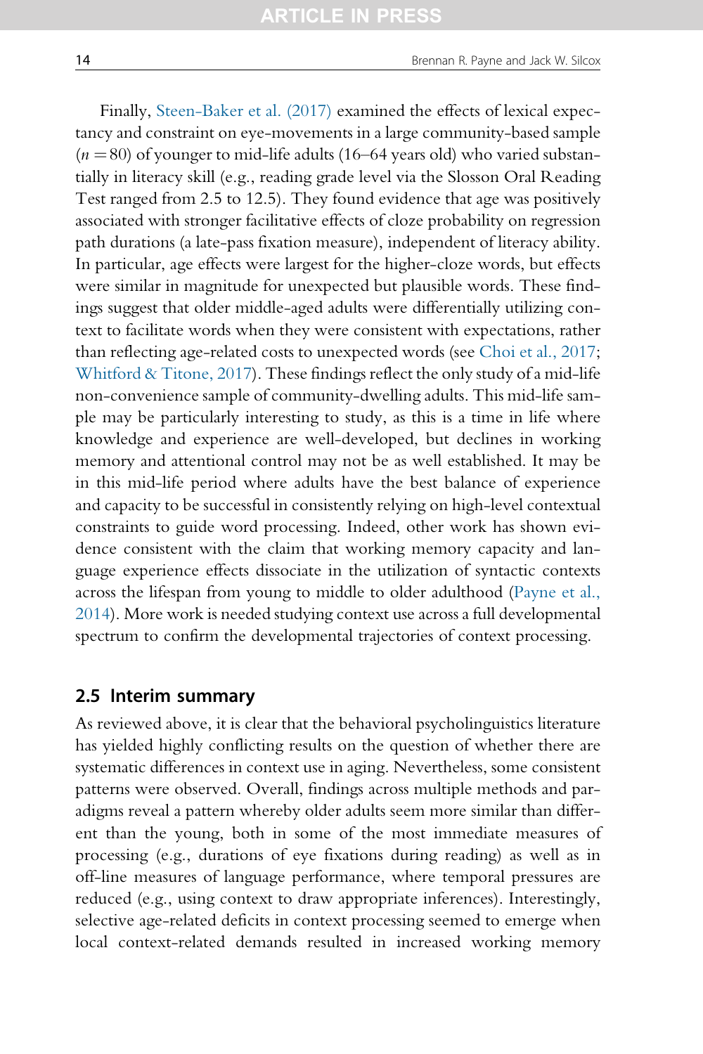Finally, Steen-Baker et al. (2017) examined the effects of lexical expectancy and constraint on eye-movements in a large community-based sample ($n = 80$) of younger to mid-life adults (16–64 years old) who varied substantially in literacy skill (e.g., reading grade level via the Slosson Oral Reading Test ranged from 2.5 to 12.5). They found evidence that age was positively associated with stronger facilitative effects of cloze probability on regression path durations (a late-pass fixation measure), independent of literacy ability. In particular, age effects were largest for the higher-cloze words, but effects were similar in magnitude for unexpected but plausible words. These findings suggest that older middle-aged adults were differentially utilizing context to facilitate words when they were consistent with expectations, rather than reflecting age-related costs to unexpected words (see Choi et al., 2017; Whitford & Titone, 2017). These findings reflect the only study of a mid-life non-convenience sample of community-dwelling adults. This mid-life sample may be particularly interesting to study, as this is a time in life where knowledge and experience are well-developed, but declines in working memory and attentional control may not be as well established. It may be in this mid-life period where adults have the best balance of experience and capacity to be successful in consistently relying on high-level contextual constraints to guide word processing. Indeed, other work has shown evidence consistent with the claim that working memory capacity and language experience effects dissociate in the utilization of syntactic contexts across the lifespan from young to middle to older adulthood (Payne et al., 2014). More work is needed studying context use across a full developmental spectrum to confirm the developmental trajectories of context processing.

## 2.5 Interim summary

As reviewed above, it is clear that the behavioral psycholinguistics literature has yielded highly conflicting results on the question of whether there are systematic differences in context use in aging. Nevertheless, some consistent patterns were observed. Overall, findings across multiple methods and paradigms reveal a pattern whereby older adults seem more similar than different than the young, both in some of the most immediate measures of processing (e.g., durations of eye fixations during reading) as well as in off-line measures of language performance, where temporal pressures are reduced (e.g., using context to draw appropriate inferences). Interestingly, selective age-related deficits in context processing seemed to emerge when local context-related demands resulted in increased working memory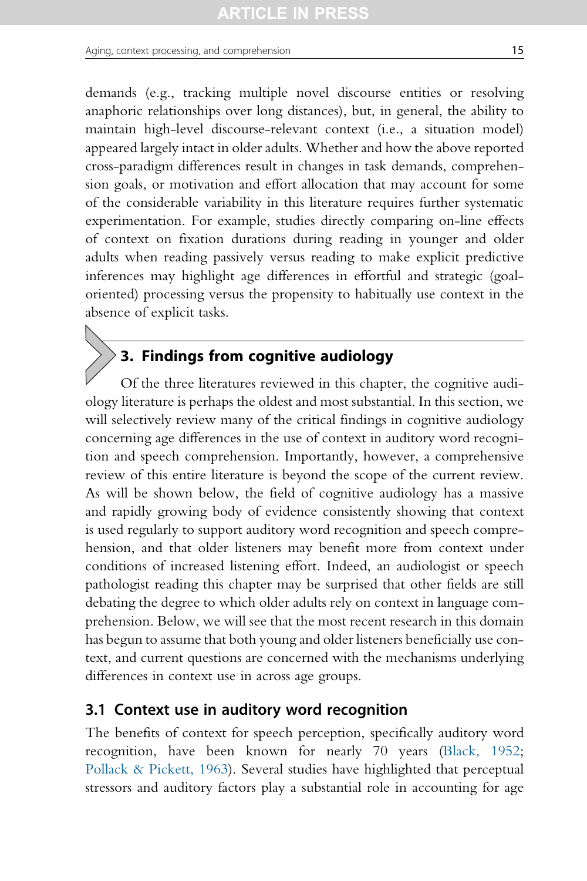demands (e.g., tracking multiple novel discourse entities or resolving anaphoric relationships over long distances), but, in general, the ability to maintain high-level discourse-relevant context (i.e., a situation model) appeared largely intact in older adults. Whether and how the above reported cross-paradigm differences result in changes in task demands, comprehension goals, or motivation and effort allocation that may account for some of the considerable variability in this literature requires further systematic experimentation. For example, studies directly comparing on-line effects of context on fixation durations during reading in younger and older adults when reading passively versus reading to make explicit predictive inferences may highlight age differences in effortful and strategic (goal-oriented) processing versus the propensity to habitually use context in the absence of explicit tasks.

## 3. Findings from cognitive audiology

Of the three literatures reviewed in this chapter, the cognitive audiology literature is perhaps the oldest and most substantial. In this section, we will selectively review many of the critical findings in cognitive audiology concerning age differences in the use of context in auditory word recognition and speech comprehension. Importantly, however, a comprehensive review of this entire literature is beyond the scope of the current review. As will be shown below, the field of cognitive audiology has a massive and rapidly growing body of evidence consistently showing that context is used regularly to support auditory word recognition and speech comprehension, and that older listeners may benefit more from context under conditions of increased listening effort. Indeed, an audiologist or speech pathologist reading this chapter may be surprised that other fields are still debating the degree to which older adults rely on context in language comprehension. Below, we will see that the most recent research in this domain has begun to assume that both young and older listeners beneficially use context, and current questions are concerned with the mechanisms underlying differences in context use in across age groups.

### 3.1 Context use in auditory word recognition

The benefits of context for speech perception, specifically auditory word recognition, have been known for nearly 70 years (Black, 1952; Pollack & Pickett, 1963). Several studies have highlighted that perceptual stressors and auditory factors play a substantial role in accounting for age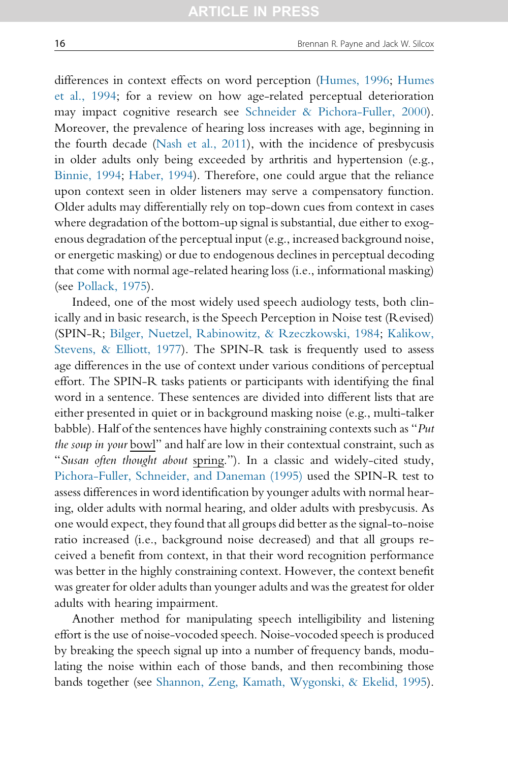differences in context effects on word perception (Humes, 1996; Humes et al., 1994; for a review on how age-related perceptual deterioration may impact cognitive research see Schneider & Pichora-Fuller, 2000). Moreover, the prevalence of hearing loss increases with age, beginning in the fourth decade (Nash et al., 2011), with the incidence of presbycusis in older adults only being exceeded by arthritis and hypertension (e.g., Binnie, 1994; Haber, 1994). Therefore, one could argue that the reliance upon context seen in older listeners may serve a compensatory function. Older adults may differentially rely on top-down cues from context in cases where degradation of the bottom-up signal is substantial, due either to exogenous degradation of the perceptual input (e.g., increased background noise, or energetic masking) or due to endogenous declines in perceptual decoding that come with normal age-related hearing loss (i.e., informational masking) (see Pollack, 1975).

Indeed, one of the most widely used speech audiology tests, both clinically and in basic research, is the Speech Perception in Noise test (Revised) (SPIN-R; Bilger, Nuetzel, Rabinowitz, & Rzeczkowski, 1984; Kalikow, Stevens, & Elliott, 1977). The SPIN-R task is frequently used to assess age differences in the use of context under various conditions of perceptual effort. The SPIN-R tasks patients or participants with identifying the final word in a sentence. These sentences are divided into different lists that are either presented in quiet or in background masking noise (e.g., multi-talker babble). Half of the sentences have highly constraining contexts such as "*Put the soup in your* bowl" and half are low in their contextual constraint, such as "*Susan often thought about* spring."). In a classic and widely-cited study, Pichora-Fuller, Schneider, and Daneman (1995) used the SPIN-R test to assess differences in word identification by younger adults with normal hearing, older adults with normal hearing, and older adults with presbycusis. As one would expect, they found that all groups did better as the signal-to-noise ratio increased (i.e., background noise decreased) and that all groups received a benefit from context, in that their word recognition performance was better in the highly constraining context. However, the context benefit was greater for older adults than younger adults and was the greatest for older adults with hearing impairment.

Another method for manipulating speech intelligibility and listening effort is the use of noise-vocoded speech. Noise-vocoded speech is produced by breaking the speech signal up into a number of frequency bands, modulating the noise within each of those bands, and then recombining those bands together (see Shannon, Zeng, Kamath, Wygonski, & Ekelid, 1995).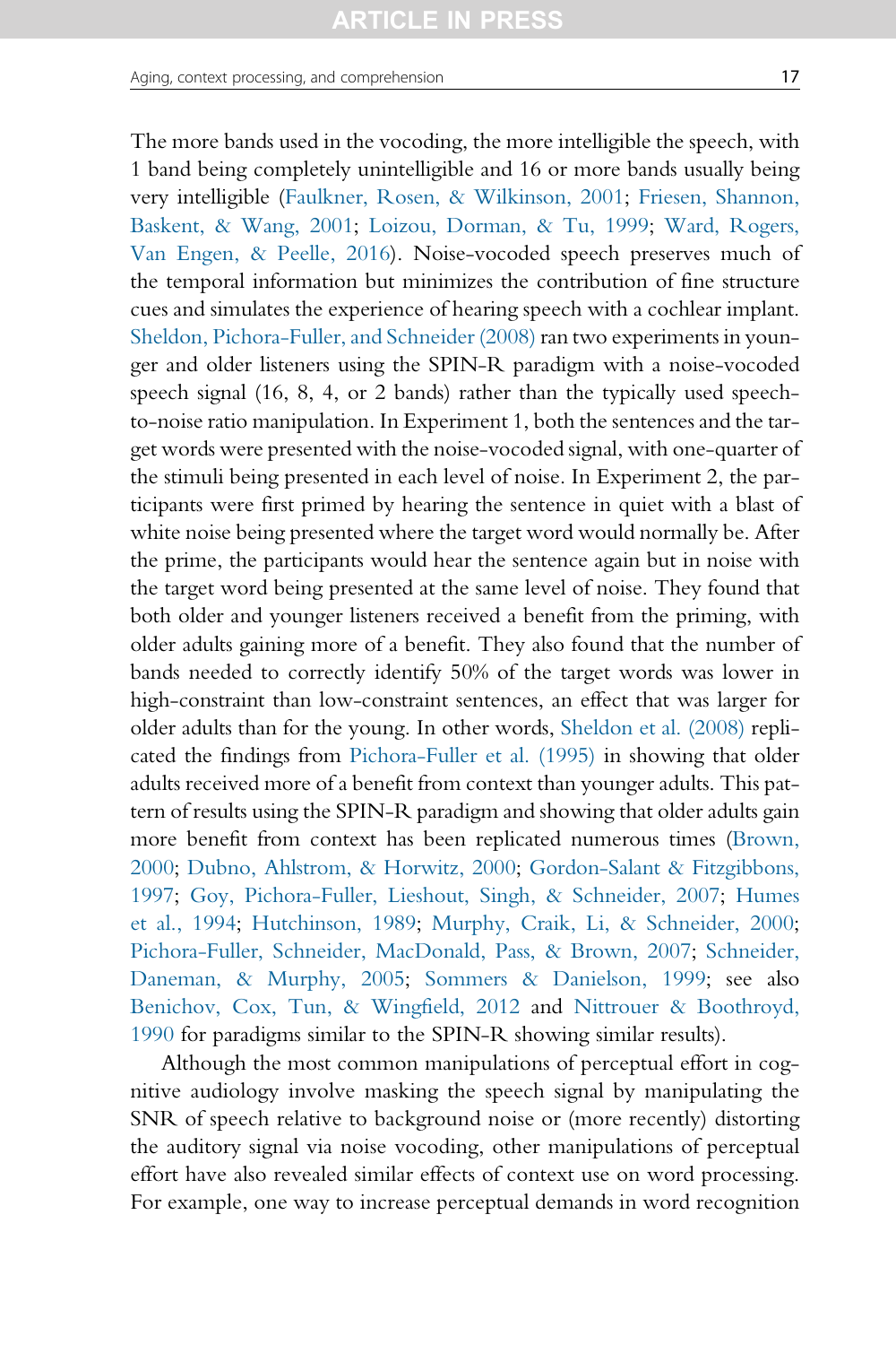The more bands used in the vocoding, the more intelligible the speech, with 1 band being completely unintelligible and 16 or more bands usually being very intelligible (Faulkner, Rosen, & Wilkinson, 2001; Friesen, Shannon, Baskent, & Wang, 2001; Loizou, Dorman, & Tu, 1999; Ward, Rogers, Van Engen, & Peelle, 2016). Noise-vocoded speech preserves much of the temporal information but minimizes the contribution of fine structure cues and simulates the experience of hearing speech with a cochlear implant. Sheldon, Pichora-Fuller, and Schneider (2008) ran two experiments in younger and older listeners using the SPIN-R paradigm with a noise-vocoded speech signal (16, 8, 4, or 2 bands) rather than the typically used speech-to-noise ratio manipulation. In Experiment 1, both the sentences and the target words were presented with the noise-vocoded signal, with one-quarter of the stimuli being presented in each level of noise. In Experiment 2, the participants were first primed by hearing the sentence in quiet with a blast of white noise being presented where the target word would normally be. After the prime, the participants would hear the sentence again but in noise with the target word being presented at the same level of noise. They found that both older and younger listeners received a benefit from the priming, with older adults gaining more of a benefit. They also found that the number of bands needed to correctly identify 50% of the target words was lower in high-constraint than low-constraint sentences, an effect that was larger for older adults than for the young. In other words, Sheldon et al. (2008) replicated the findings from Pichora-Fuller et al. (1995) in showing that older adults received more of a benefit from context than younger adults. This pattern of results using the SPIN-R paradigm and showing that older adults gain more benefit from context has been replicated numerous times (Brown, 2000; Dubno, Ahlstrom, & Horwitz, 2000; Gordon-Salant & Fitzgibbons, 1997; Goy, Pichora-Fuller, Lieshout, Singh, & Schneider, 2007; Humes et al., 1994; Hutchinson, 1989; Murphy, Craik, Li, & Schneider, 2000; Pichora-Fuller, Schneider, MacDonald, Pass, & Brown, 2007; Schneider, Daneman, & Murphy, 2005; Sommers & Danielson, 1999; see also Benichov, Cox, Tun, & Wingfield, 2012 and Nittrouer & Boothroyd, 1990 for paradigms similar to the SPIN-R showing similar results).

Although the most common manipulations of perceptual effort in cognitive audiology involve masking the speech signal by manipulating the SNR of speech relative to background noise or (more recently) distorting the auditory signal via noise vocoding, other manipulations of perceptual effort have also revealed similar effects of context use on word processing. For example, one way to increase perceptual demands in word recognition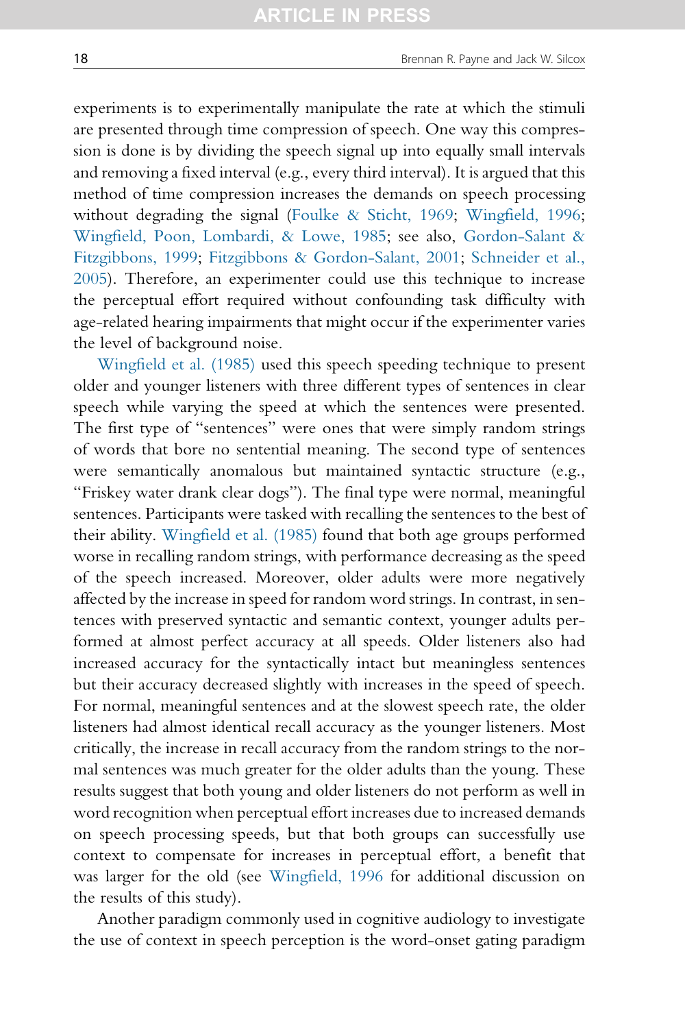experiments is to experimentally manipulate the rate at which the stimuli are presented through time compression of speech. One way this compression is done is by dividing the speech signal up into equally small intervals and removing a fixed interval (e.g., every third interval). It is argued that this method of time compression increases the demands on speech processing without degrading the signal (Foulke & Sticht, 1969; Wingfield, 1996; Wingfield, Poon, Lombardi, & Lowe, 1985; see also, Gordon-Salant & Fitzgibbons, 1999; Fitzgibbons & Gordon-Salant, 2001; Schneider et al., 2005). Therefore, an experimenter could use this technique to increase the perceptual effort required without confounding task difficulty with age-related hearing impairments that might occur if the experimenter varies the level of background noise.

Wingfield et al. (1985) used this speech speeding technique to present older and younger listeners with three different types of sentences in clear speech while varying the speed at which the sentences were presented. The first type of "sentences" were ones that were simply random strings of words that bore no sentential meaning. The second type of sentences were semantically anomalous but maintained syntactic structure (e.g., "Friskey water drank clear dogs"). The final type were normal, meaningful sentences. Participants were tasked with recalling the sentences to the best of their ability. Wingfield et al. (1985) found that both age groups performed worse in recalling random strings, with performance decreasing as the speed of the speech increased. Moreover, older adults were more negatively affected by the increase in speed for random word strings. In contrast, in sentences with preserved syntactic and semantic context, younger adults performed at almost perfect accuracy at all speeds. Older listeners also had increased accuracy for the syntactically intact but meaningless sentences but their accuracy decreased slightly with increases in the speed of speech. For normal, meaningful sentences and at the slowest speech rate, the older listeners had almost identical recall accuracy as the younger listeners. Most critically, the increase in recall accuracy from the random strings to the normal sentences was much greater for the older adults than the young. These results suggest that both young and older listeners do not perform as well in word recognition when perceptual effort increases due to increased demands on speech processing speeds, but that both groups can successfully use context to compensate for increases in perceptual effort, a benefit that was larger for the old (see Wingfield, 1996 for additional discussion on the results of this study).

Another paradigm commonly used in cognitive audiology to investigate the use of context in speech perception is the word-onset gating paradigm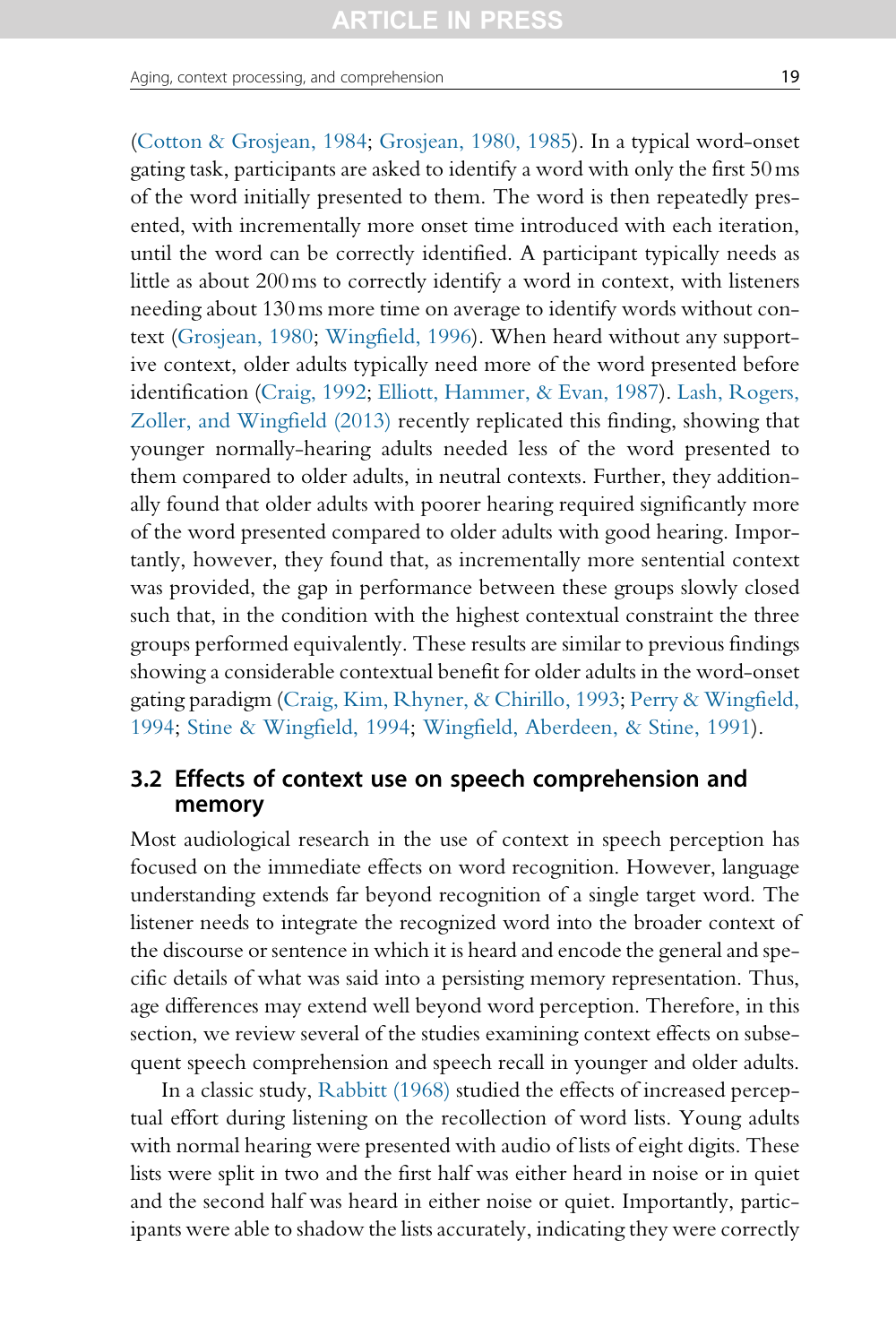(Cotton & Grosjean, 1984; Grosjean, 1980, 1985). In a typical word-onset gating task, participants are asked to identify a word with only the first 50 ms of the word initially presented to them. The word is then repeatedly presented, with incrementally more onset time introduced with each iteration, until the word can be correctly identified. A participant typically needs as little as about 200 ms to correctly identify a word in context, with listeners needing about 130 ms more time on average to identify words without context (Grosjean, 1980; Wingfield, 1996). When heard without any supportive context, older adults typically need more of the word presented before identification (Craig, 1992; Elliott, Hammer, & Evan, 1987). Lash, Rogers, Zoller, and Wingfield (2013) recently replicated this finding, showing that younger normally-hearing adults needed less of the word presented to them compared to older adults, in neutral contexts. Further, they additionally found that older adults with poorer hearing required significantly more of the word presented compared to older adults with good hearing. Importantly, however, they found that, as incrementally more sentential context was provided, the gap in performance between these groups slowly closed such that, in the condition with the highest contextual constraint the three groups performed equivalently. These results are similar to previous findings showing a considerable contextual benefit for older adults in the word-onset gating paradigm (Craig, Kim, Rhyner, & Chirillo, 1993; Perry & Wingfield, 1994; Stine & Wingfield, 1994; Wingfield, Aberdeen, & Stine, 1991).

## 3.2 Effects of context use on speech comprehension and memory

Most audiological research in the use of context in speech perception has focused on the immediate effects on word recognition. However, language understanding extends far beyond recognition of a single target word. The listener needs to integrate the recognized word into the broader context of the discourse or sentence in which it is heard and encode the general and specific details of what was said into a persisting memory representation. Thus, age differences may extend well beyond word perception. Therefore, in this section, we review several of the studies examining context effects on subsequent speech comprehension and speech recall in younger and older adults.

In a classic study, Rabbitt (1968) studied the effects of increased perceptual effort during listening on the recollection of word lists. Young adults with normal hearing were presented with audio of lists of eight digits. These lists were split in two and the first half was either heard in noise or in quiet and the second half was heard in either noise or quiet. Importantly, participants were able to shadow the lists accurately, indicating they were correctly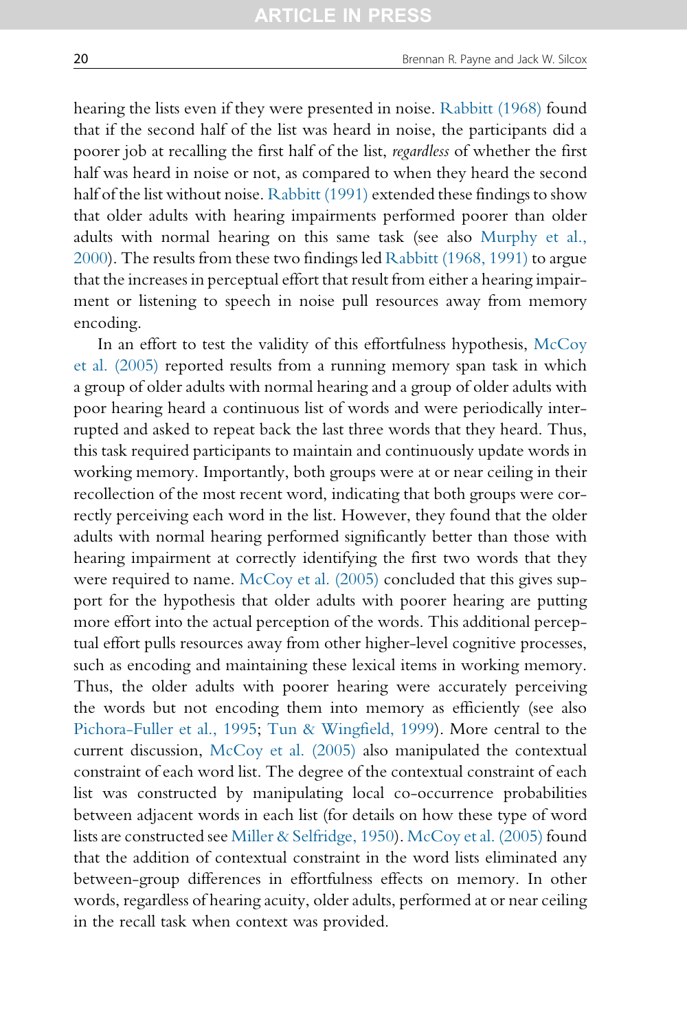hearing the lists even if they were presented in noise. Rabbitt (1968) found that if the second half of the list was heard in noise, the participants did a poorer job at recalling the first half of the list, *regardless* of whether the first half was heard in noise or not, as compared to when they heard the second half of the list without noise. Rabbitt (1991) extended these findings to show that older adults with hearing impairments performed poorer than older adults with normal hearing on this same task (see also Murphy et al., 2000). The results from these two findings led Rabbitt (1968, 1991) to argue that the increases in perceptual effort that result from either a hearing impairment or listening to speech in noise pull resources away from memory encoding.

In an effort to test the validity of this effortfulness hypothesis, McCoy et al. (2005) reported results from a running memory span task in which a group of older adults with normal hearing and a group of older adults with poor hearing heard a continuous list of words and were periodically interrupted and asked to repeat back the last three words that they heard. Thus, this task required participants to maintain and continuously update words in working memory. Importantly, both groups were at or near ceiling in their recollection of the most recent word, indicating that both groups were correctly perceiving each word in the list. However, they found that the older adults with normal hearing performed significantly better than those with hearing impairment at correctly identifying the first two words that they were required to name. McCoy et al. (2005) concluded that this gives support for the hypothesis that older adults with poorer hearing are putting more effort into the actual perception of the words. This additional perceptual effort pulls resources away from other higher-level cognitive processes, such as encoding and maintaining these lexical items in working memory. Thus, the older adults with poorer hearing were accurately perceiving the words but not encoding them into memory as efficiently (see also Pichora-Fuller et al., 1995; Tun & Wingfield, 1999). More central to the current discussion, McCoy et al. (2005) also manipulated the contextual constraint of each word list. The degree of the contextual constraint of each list was constructed by manipulating local co-occurrence probabilities between adjacent words in each list (for details on how these type of word lists are constructed see Miller & Selfridge, 1950). McCoy et al. (2005) found that the addition of contextual constraint in the word lists eliminated any between-group differences in effortfulness effects on memory. In other words, regardless of hearing acuity, older adults, performed at or near ceiling in the recall task when context was provided.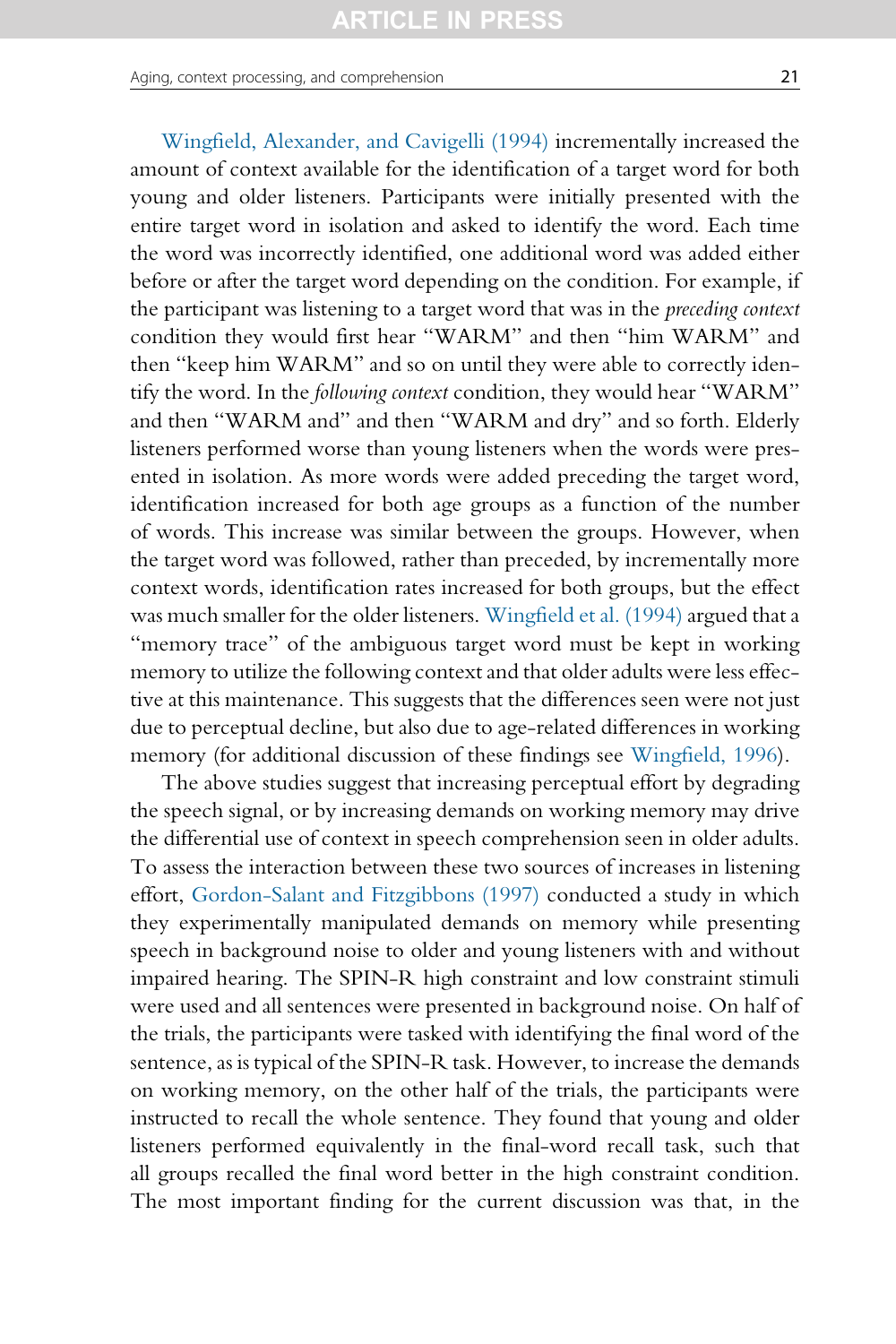Wingfield, Alexander, and Cavigelli (1994) incrementally increased the amount of context available for the identification of a target word for both young and older listeners. Participants were initially presented with the entire target word in isolation and asked to identify the word. Each time the word was incorrectly identified, one additional word was added either before or after the target word depending on the condition. For example, if the participant was listening to a target word that was in the *preceding context* condition they would first hear "WARM" and then "him WARM" and then "keep him WARM" and so on until they were able to correctly identify the word. In the *following context* condition, they would hear "WARM" and then "WARM and" and then "WARM and dry" and so forth. Elderly listeners performed worse than young listeners when the words were presented in isolation. As more words were added preceding the target word, identification increased for both age groups as a function of the number of words. This increase was similar between the groups. However, when the target word was followed, rather than preceded, by incrementally more context words, identification rates increased for both groups, but the effect was much smaller for the older listeners. Wingfield et al. (1994) argued that a "memory trace" of the ambiguous target word must be kept in working memory to utilize the following context and that older adults were less effective at this maintenance. This suggests that the differences seen were not just due to perceptual decline, but also due to age-related differences in working memory (for additional discussion of these findings see Wingfield, 1996).

The above studies suggest that increasing perceptual effort by degrading the speech signal, or by increasing demands on working memory may drive the differential use of context in speech comprehension seen in older adults. To assess the interaction between these two sources of increases in listening effort, Gordon-Salant and Fitzgibbons (1997) conducted a study in which they experimentally manipulated demands on memory while presenting speech in background noise to older and young listeners with and without impaired hearing. The SPIN-R high constraint and low constraint stimuli were used and all sentences were presented in background noise. On half of the trials, the participants were tasked with identifying the final word of the sentence, as is typical of the SPIN-R task. However, to increase the demands on working memory, on the other half of the trials, the participants were instructed to recall the whole sentence. They found that young and older listeners performed equivalently in the final-word recall task, such that all groups recalled the final word better in the high constraint condition. The most important finding for the current discussion was that, in the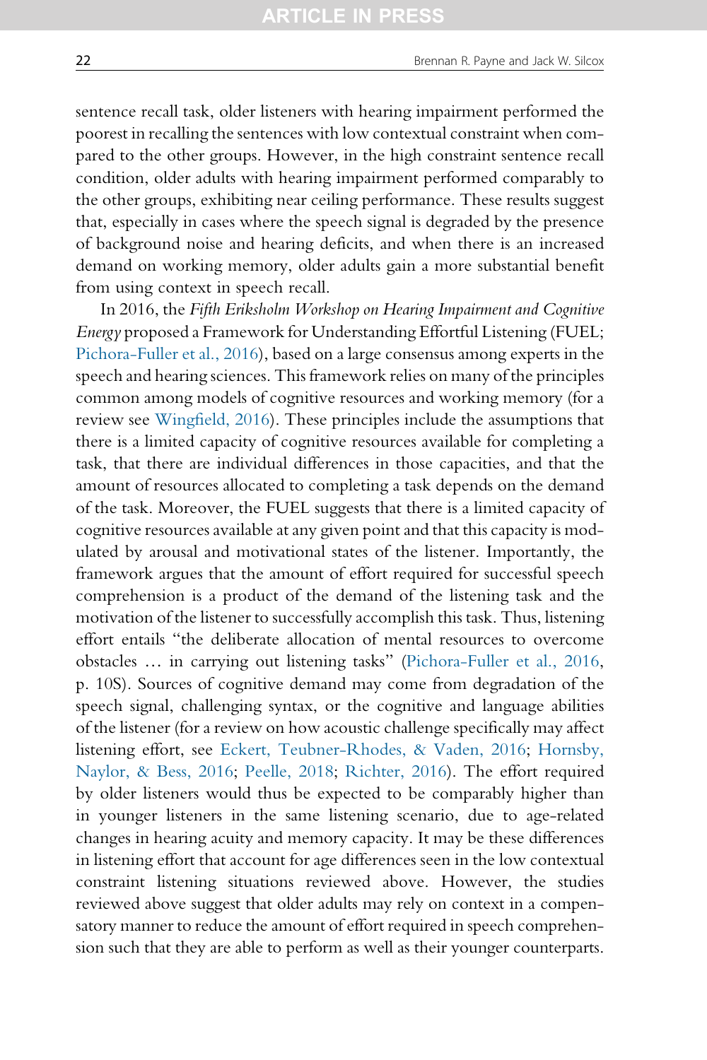sentence recall task, older listeners with hearing impairment performed the poorest in recalling the sentences with low contextual constraint when compared to the other groups. However, in the high constraint sentence recall condition, older adults with hearing impairment performed comparably to the other groups, exhibiting near ceiling performance. These results suggest that, especially in cases where the speech signal is degraded by the presence of background noise and hearing deficits, and when there is an increased demand on working memory, older adults gain a more substantial benefit from using context in speech recall.

In 2016, the *Fifth Eriksholm Workshop on Hearing Impairment and Cognitive Energy* proposed a Framework for Understanding Effortful Listening (FUEL; Pichora-Fuller et al., 2016), based on a large consensus among experts in the speech and hearing sciences. This framework relies on many of the principles common among models of cognitive resources and working memory (for a review see Wingfield, 2016). These principles include the assumptions that there is a limited capacity of cognitive resources available for completing a task, that there are individual differences in those capacities, and that the amount of resources allocated to completing a task depends on the demand of the task. Moreover, the FUEL suggests that there is a limited capacity of cognitive resources available at any given point and that this capacity is modulated by arousal and motivational states of the listener. Importantly, the framework argues that the amount of effort required for successful speech comprehension is a product of the demand of the listening task and the motivation of the listener to successfully accomplish this task. Thus, listening effort entails "the deliberate allocation of mental resources to overcome obstacles … in carrying out listening tasks" (Pichora-Fuller et al., 2016, p. 10S). Sources of cognitive demand may come from degradation of the speech signal, challenging syntax, or the cognitive and language abilities of the listener (for a review on how acoustic challenge specifically may affect listening effort, see Eckert, Teubner-Rhodes, & Vaden, 2016; Hornsby, Naylor, & Bess, 2016; Peelle, 2018; Richter, 2016). The effort required by older listeners would thus be expected to be comparably higher than in younger listeners in the same listening scenario, due to age-related changes in hearing acuity and memory capacity. It may be these differences in listening effort that account for age differences seen in the low contextual constraint listening situations reviewed above. However, the studies reviewed above suggest that older adults may rely on context in a compensatory manner to reduce the amount of effort required in speech comprehension such that they are able to perform as well as their younger counterparts.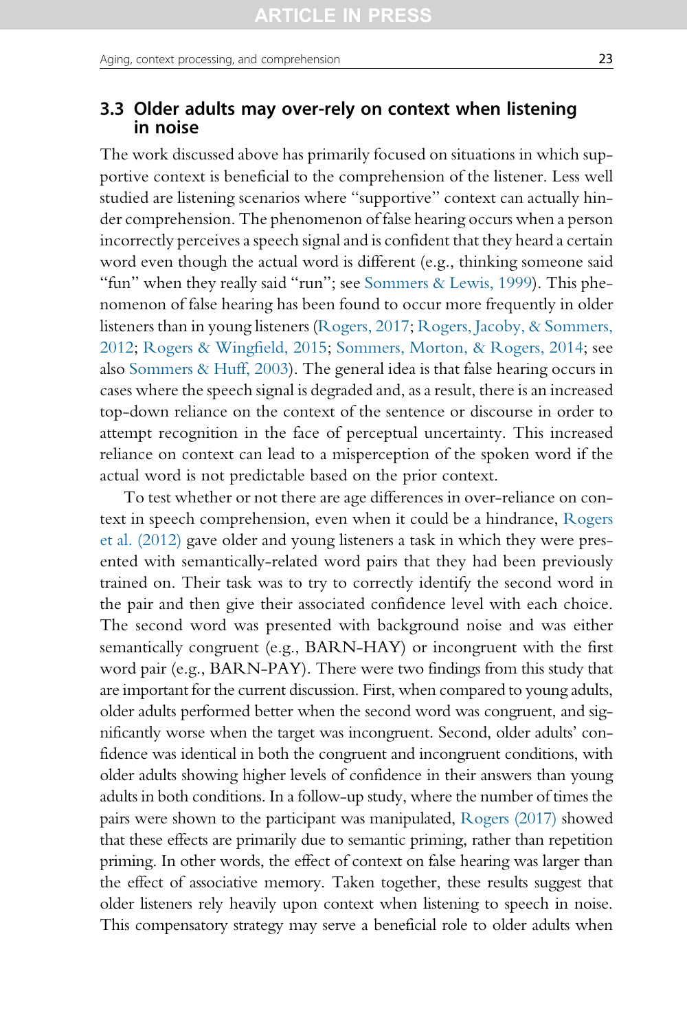### 3.3 Older adults may over-rely on context when listening in noise

The work discussed above has primarily focused on situations in which supportive context is beneficial to the comprehension of the listener. Less well studied are listening scenarios where "supportive" context can actually hinder comprehension. The phenomenon of false hearing occurs when a person incorrectly perceives a speech signal and is confident that they heard a certain word even though the actual word is different (e.g., thinking someone said "fun" when they really said "run"; see Sommers & Lewis, 1999). This phenomenon of false hearing has been found to occur more frequently in older listeners than in young listeners (Rogers, 2017; Rogers, Jacoby, & Sommers, 2012; Rogers & Wingfield, 2015; Sommers, Morton, & Rogers, 2014; see also Sommers & Huff, 2003). The general idea is that false hearing occurs in cases where the speech signal is degraded and, as a result, there is an increased top-down reliance on the context of the sentence or discourse in order to attempt recognition in the face of perceptual uncertainty. This increased reliance on context can lead to a misperception of the spoken word if the actual word is not predictable based on the prior context.

To test whether or not there are age differences in over-reliance on context in speech comprehension, even when it could be a hindrance, Rogers et al. (2012) gave older and young listeners a task in which they were presented with semantically-related word pairs that they had been previously trained on. Their task was to try to correctly identify the second word in the pair and then give their associated confidence level with each choice. The second word was presented with background noise and was either semantically congruent (e.g., BARN-HAY) or incongruent with the first word pair (e.g., BARN-PAY). There were two findings from this study that are important for the current discussion. First, when compared to young adults, older adults performed better when the second word was congruent, and significantly worse when the target was incongruent. Second, older adults' confidence was identical in both the congruent and incongruent conditions, with older adults showing higher levels of confidence in their answers than young adults in both conditions. In a follow-up study, where the number of times the pairs were shown to the participant was manipulated, Rogers (2017) showed that these effects are primarily due to semantic priming, rather than repetition priming. In other words, the effect of context on false hearing was larger than the effect of associative memory. Taken together, these results suggest that older listeners rely heavily upon context when listening to speech in noise. This compensatory strategy may serve a beneficial role to older adults when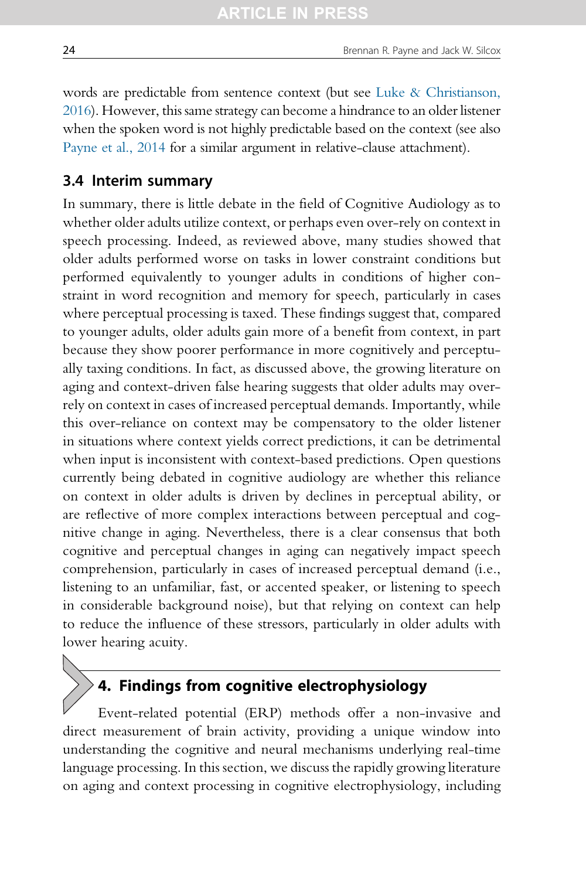words are predictable from sentence context (but see Luke & Christianson, 2016). However, this same strategy can become a hindrance to an older listener when the spoken word is not highly predictable based on the context (see also Payne et al., 2014 for a similar argument in relative-clause attachment).

### 3.4 Interim summary

In summary, there is little debate in the field of Cognitive Audiology as to whether older adults utilize context, or perhaps even over-rely on context in speech processing. Indeed, as reviewed above, many studies showed that older adults performed worse on tasks in lower constraint conditions but performed equivalently to younger adults in conditions of higher constraint in word recognition and memory for speech, particularly in cases where perceptual processing is taxed. These findings suggest that, compared to younger adults, older adults gain more of a benefit from context, in part because they show poorer performance in more cognitively and perceptually taxing conditions. In fact, as discussed above, the growing literature on aging and context-driven false hearing suggests that older adults may over-rely on context in cases of increased perceptual demands. Importantly, while this over-reliance on context may be compensatory to the older listener in situations where context yields correct predictions, it can be detrimental when input is inconsistent with context-based predictions. Open questions currently being debated in cognitive audiology are whether this reliance on context in older adults is driven by declines in perceptual ability, or are reflective of more complex interactions between perceptual and cognitive change in aging. Nevertheless, there is a clear consensus that both cognitive and perceptual changes in aging can negatively impact speech comprehension, particularly in cases of increased perceptual demand (i.e., listening to an unfamiliar, fast, or accented speaker, or listening to speech in considerable background noise), but that relying on context can help to reduce the influence of these stressors, particularly in older adults with lower hearing acuity.

## 4. Findings from cognitive electrophysiology

Event-related potential (ERP) methods offer a non-invasive and direct measurement of brain activity, providing a unique window into understanding the cognitive and neural mechanisms underlying real-time language processing. In this section, we discuss the rapidly growing literature on aging and context processing in cognitive electrophysiology, including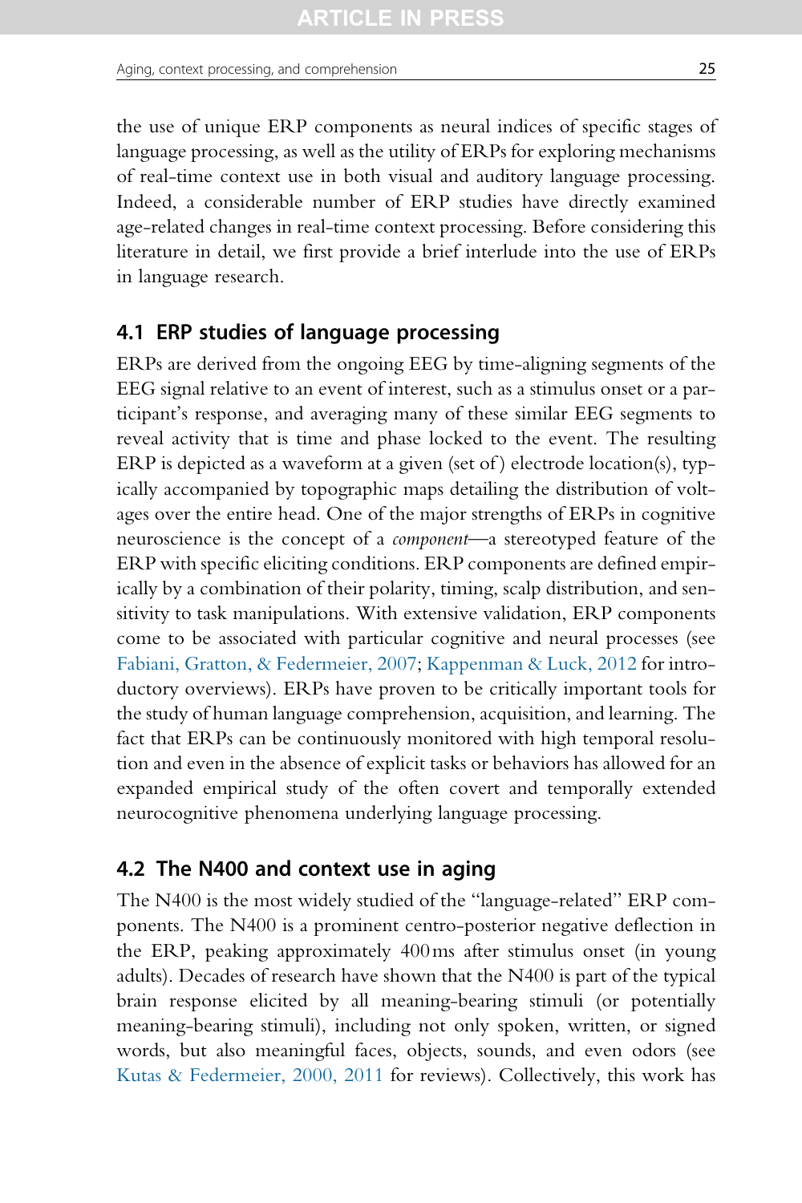the use of unique ERP components as neural indices of specific stages of language processing, as well as the utility of ERPs for exploring mechanisms of real-time context use in both visual and auditory language processing. Indeed, a considerable number of ERP studies have directly examined age-related changes in real-time context processing. Before considering this literature in detail, we first provide a brief interlude into the use of ERPs in language research.

## 4.1 ERP studies of language processing

ERPs are derived from the ongoing EEG by time-aligning segments of the EEG signal relative to an event of interest, such as a stimulus onset or a participant's response, and averaging many of these similar EEG segments to reveal activity that is time and phase locked to the event. The resulting ERP is depicted as a waveform at a given (set of) electrode location(s), typically accompanied by topographic maps detailing the distribution of voltages over the entire head. One of the major strengths of ERPs in cognitive neuroscience is the concept of a *component*—a stereotyped feature of the ERP with specific eliciting conditions. ERP components are defined empirically by a combination of their polarity, timing, scalp distribution, and sensitivity to task manipulations. With extensive validation, ERP components come to be associated with particular cognitive and neural processes (see Fabiani, Gratton, & Federmeier, 2007; Kappenman & Luck, 2012 for introductory overviews). ERPs have proven to be critically important tools for the study of human language comprehension, acquisition, and learning. The fact that ERPs can be continuously monitored with high temporal resolution and even in the absence of explicit tasks or behaviors has allowed for an expanded empirical study of the often covert and temporally extended neurocognitive phenomena underlying language processing.

## 4.2 The N400 and context use in aging

The N400 is the most widely studied of the "language-related" ERP components. The N400 is a prominent centro-posterior negative deflection in the ERP, peaking approximately 400 ms after stimulus onset (in young adults). Decades of research have shown that the N400 is part of the typical brain response elicited by all meaning-bearing stimuli (or potentially meaning-bearing stimuli), including not only spoken, written, or signed words, but also meaningful faces, objects, sounds, and even odors (see Kutas & Federmeier, 2000, 2011 for reviews). Collectively, this work has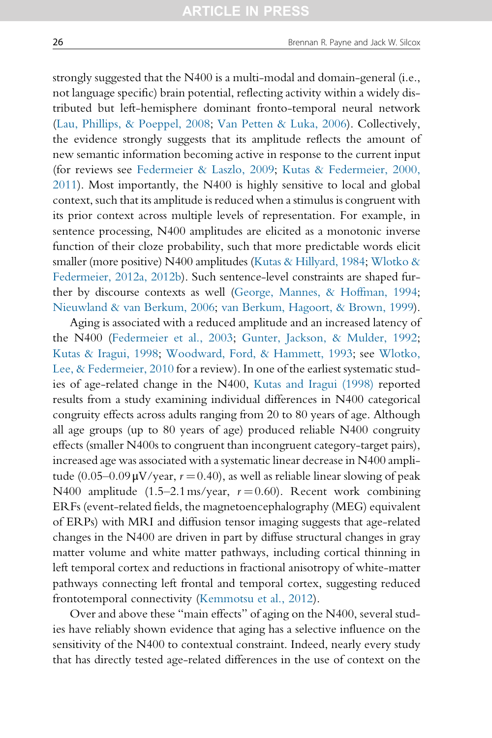strongly suggested that the N400 is a multi-modal and domain-general (i.e., not language specific) brain potential, reflecting activity within a widely distributed but left-hemisphere dominant fronto-temporal neural network (Lau, Phillips, & Poeppel, 2008; Van Petten & Luka, 2006). Collectively, the evidence strongly suggests that its amplitude reflects the amount of new semantic information becoming active in response to the current input (for reviews see Federmeier & Laszlo, 2009; Kutas & Federmeier, 2000, 2011). Most importantly, the N400 is highly sensitive to local and global context, such that its amplitude is reduced when a stimulus is congruent with its prior context across multiple levels of representation. For example, in sentence processing, N400 amplitudes are elicited as a monotonic inverse function of their cloze probability, such that more predictable words elicit smaller (more positive) N400 amplitudes (Kutas & Hillyard, 1984; Wlotko & Federmeier, 2012a, 2012b). Such sentence-level constraints are shaped further by discourse contexts as well (George, Mannes, & Hoffman, 1994; Nieuwland & van Berkum, 2006; van Berkum, Hagoort, & Brown, 1999).

Aging is associated with a reduced amplitude and an increased latency of the N400 (Federmeier et al., 2003; Gunter, Jackson, & Mulder, 1992; Kutas & Iragui, 1998; Woodward, Ford, & Hammett, 1993; see Wlotko, Lee, & Federmeier, 2010 for a review). In one of the earliest systematic studies of age-related change in the N400, Kutas and Iragui (1998) reported results from a study examining individual differences in N400 categorical congruity effects across adults ranging from 20 to 80 years of age. Although all age groups (up to 80 years of age) produced reliable N400 congruity effects (smaller N400s to congruent than incongruent category-target pairs), increased age was associated with a systematic linear decrease in N400 amplitude (0.05–0.09 μV/year, $r = 0.40$), as well as reliable linear slowing of peak N400 amplitude (1.5–2.1 ms/year, $r = 0.60$). Recent work combining ERFs (event-related fields, the magnetoencephalography (MEG) equivalent of ERPs) with MRI and diffusion tensor imaging suggests that age-related changes in the N400 are driven in part by diffuse structural changes in gray matter volume and white matter pathways, including cortical thinning in left temporal cortex and reductions in fractional anisotropy of white-matter pathways connecting left frontal and temporal cortex, suggesting reduced frontotemporal connectivity (Kemmotsu et al., 2012).

Over and above these "main effects" of aging on the N400, several studies have reliably shown evidence that aging has a selective influence on the sensitivity of the N400 to contextual constraint. Indeed, nearly every study that has directly tested age-related differences in the use of context on the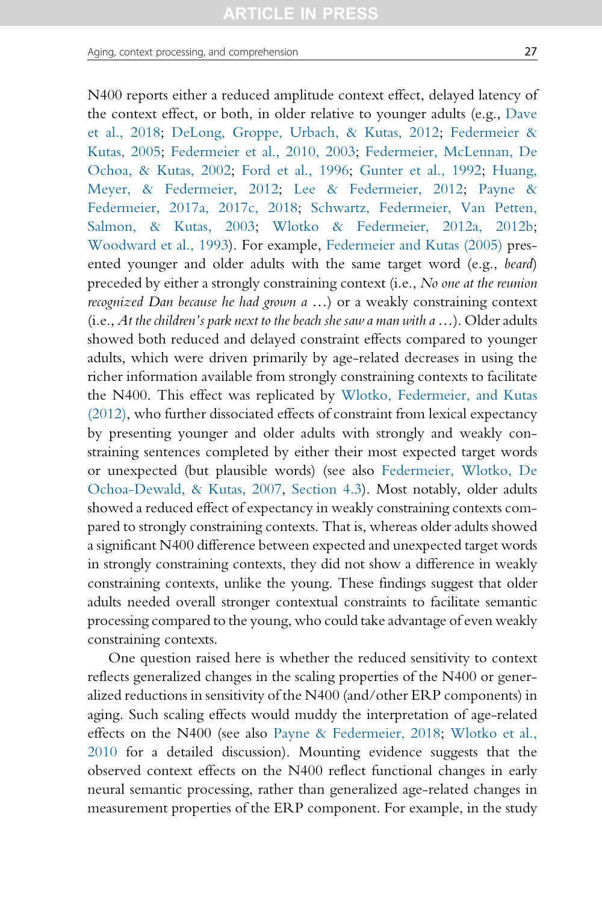N400 reports either a reduced amplitude context effect, delayed latency of the context effect, or both, in older relative to younger adults (e.g., Dave et al., 2018; DeLong, Groppe, Urbach, & Kutas, 2012; Federmeier & Kutas, 2005; Federmeier et al., 2010, 2003; Federmeier, McLennan, De Ochoa, & Kutas, 2002; Ford et al., 1996; Gunter et al., 1992; Huang, Meyer, & Federmeier, 2012; Lee & Federmeier, 2012; Payne & Federmeier, 2017a, 2017c, 2018; Schwartz, Federmeier, Van Petten, Salmon, & Kutas, 2003; Wlotko & Federmeier, 2012a, 2012b; Woodward et al., 1993). For example, Federmeier and Kutas (2005) presented younger and older adults with the same target word (e.g., *beard*) preceded by either a strongly constraining context (i.e., *No one at the reunion recognized Dan because he had grown a* ...) or a weakly constraining context (i.e., *At the children's park next to the beach she saw a man with a* ...). Older adults showed both reduced and delayed constraint effects compared to younger adults, which were driven primarily by age-related decreases in using the richer information available from strongly constraining contexts to facilitate the N400. This effect was replicated by Wlotko, Federmeier, and Kutas (2012), who further dissociated effects of constraint from lexical expectancy by presenting younger and older adults with strongly and weakly constraining sentences completed by either their most expected target words or unexpected (but plausible words) (see also Federmeier, Wlotko, De Ochoa-Dewald, & Kutas, 2007, Section 4.3). Most notably, older adults showed a reduced effect of expectancy in weakly constraining contexts compared to strongly constraining contexts. That is, whereas older adults showed a significant N400 difference between expected and unexpected target words in strongly constraining contexts, they did not show a difference in weakly constraining contexts, unlike the young. These findings suggest that older adults needed overall stronger contextual constraints to facilitate semantic processing compared to the young, who could take advantage of even weakly constraining contexts.

One question raised here is whether the reduced sensitivity to context reflects generalized changes in the scaling properties of the N400 or generalized reductions in sensitivity of the N400 (and/other ERP components) in aging. Such scaling effects would muddy the interpretation of age-related effects on the N400 (see also Payne & Federmeier, 2018; Wlotko et al., 2010 for a detailed discussion). Mounting evidence suggests that the observed context effects on the N400 reflect functional changes in early neural semantic processing, rather than generalized age-related changes in measurement properties of the ERP component. For example, in the study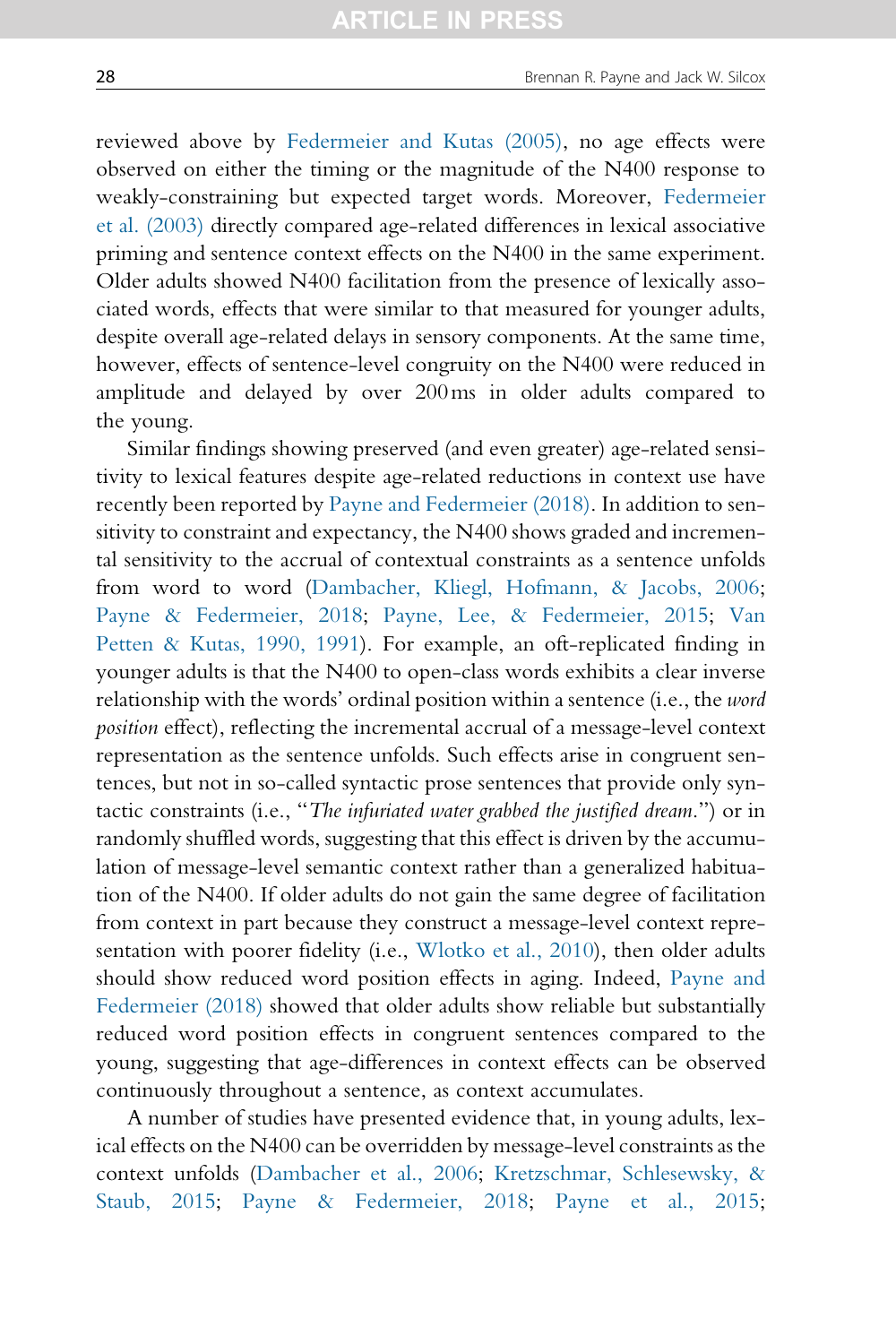reviewed above by Federmeier and Kutas (2005), no age effects were observed on either the timing or the magnitude of the N400 response to weakly-constraining but expected target words. Moreover, Federmeier et al. (2003) directly compared age-related differences in lexical associative priming and sentence context effects on the N400 in the same experiment. Older adults showed N400 facilitation from the presence of lexically associated words, effects that were similar to that measured for younger adults, despite overall age-related delays in sensory components. At the same time, however, effects of sentence-level congruity on the N400 were reduced in amplitude and delayed by over 200ms in older adults compared to the young.

Similar findings showing preserved (and even greater) age-related sensitivity to lexical features despite age-related reductions in context use have recently been reported by Payne and Federmeier (2018). In addition to sensitivity to constraint and expectancy, the N400 shows graded and incremental sensitivity to the accrual of contextual constraints as a sentence unfolds from word to word (Dambacher, Kliegl, Hofmann, & Jacobs, 2006; Payne & Federmeier, 2018; Payne, Lee, & Federmeier, 2015; Van Petten & Kutas, 1990, 1991). For example, an oft-replicated finding in younger adults is that the N400 to open-class words exhibits a clear inverse relationship with the words' ordinal position within a sentence (i.e., the *word position* effect), reflecting the incremental accrual of a message-level context representation as the sentence unfolds. Such effects arise in congruent sentences, but not in so-called syntactic prose sentences that provide only syntactic constraints (i.e., "*The infuriated water grabbed the justified dream.*") or in randomly shuffled words, suggesting that this effect is driven by the accumulation of message-level semantic context rather than a generalized habituation of the N400. If older adults do not gain the same degree of facilitation from context in part because they construct a message-level context representation with poorer fidelity (i.e., Wlotko et al., 2010), then older adults should show reduced word position effects in aging. Indeed, Payne and Federmeier (2018) showed that older adults show reliable but substantially reduced word position effects in congruent sentences compared to the young, suggesting that age-differences in context effects can be observed continuously throughout a sentence, as context accumulates.

A number of studies have presented evidence that, in young adults, lexical effects on the N400 can be overridden by message-level constraints as the context unfolds (Dambacher et al., 2006; Kretzschmar, Schlesewsky, & Staub, 2015; Payne & Federmeier, 2018; Payne et al., 2015;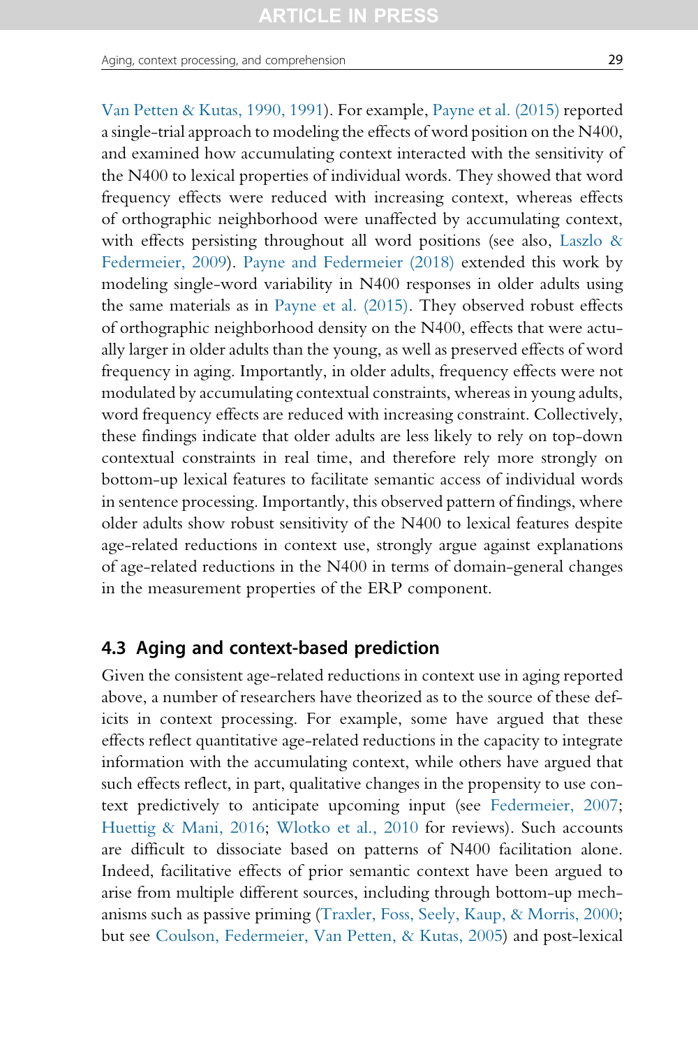Van Petten & Kutas, 1990, 1991). For example, Payne et al. (2015) reported a single-trial approach to modeling the effects of word position on the N400, and examined how accumulating context interacted with the sensitivity of the N400 to lexical properties of individual words. They showed that word frequency effects were reduced with increasing context, whereas effects of orthographic neighborhood were unaffected by accumulating context, with effects persisting throughout all word positions (see also, Laszlo & Federmeier, 2009). Payne and Federmeier (2018) extended this work by modeling single-word variability in N400 responses in older adults using the same materials as in Payne et al. (2015). They observed robust effects of orthographic neighborhood density on the N400, effects that were actually larger in older adults than the young, as well as preserved effects of word frequency in aging. Importantly, in older adults, frequency effects were not modulated by accumulating contextual constraints, whereas in young adults, word frequency effects are reduced with increasing constraint. Collectively, these findings indicate that older adults are less likely to rely on top-down contextual constraints in real time, and therefore rely more strongly on bottom-up lexical features to facilitate semantic access of individual words in sentence processing. Importantly, this observed pattern of findings, where older adults show robust sensitivity of the N400 to lexical features despite age-related reductions in context use, strongly argue against explanations of age-related reductions in the N400 in terms of domain-general changes in the measurement properties of the ERP component.

## 4.3 Aging and context-based prediction

Given the consistent age-related reductions in context use in aging reported above, a number of researchers have theorized as to the source of these deficits in context processing. For example, some have argued that these effects reflect quantitative age-related reductions in the capacity to integrate information with the accumulating context, while others have argued that such effects reflect, in part, qualitative changes in the propensity to use context predictively to anticipate upcoming input (see Federmeier, 2007; Huettig & Mani, 2016; Wlotko et al., 2010 for reviews). Such accounts are difficult to dissociate based on patterns of N400 facilitation alone. Indeed, facilitative effects of prior semantic context have been argued to arise from multiple different sources, including through bottom-up mechanisms such as passive priming (Traxler, Foss, Seely, Kaup, & Morris, 2000; but see Coulson, Federmeier, Van Petten, & Kutas, 2005) and post-lexical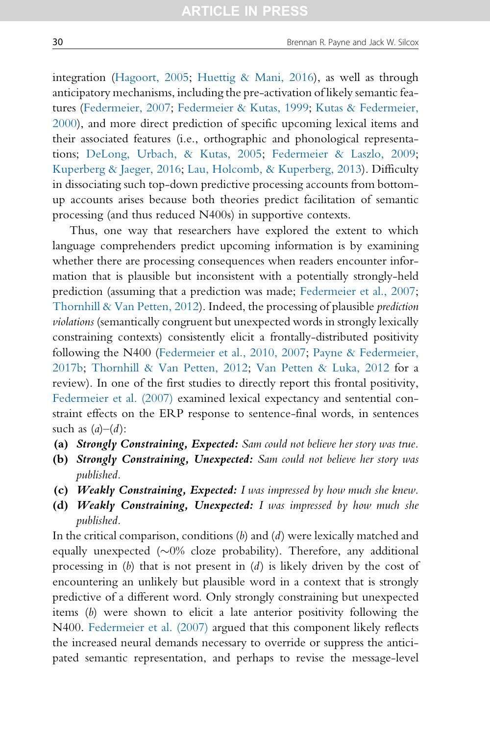integration (Hagoort, 2005; Huettig & Mani, 2016), as well as through anticipatory mechanisms, including the pre-activation of likely semantic features (Federmeier, 2007; Federmeier & Kutas, 1999; Kutas & Federmeier, 2000), and more direct prediction of specific upcoming lexical items and their associated features (i.e., orthographic and phonological representations; DeLong, Urbach, & Kutas, 2005; Federmeier & Laszlo, 2009; Kuperberg & Jaeger, 2016; Lau, Holcomb, & Kuperberg, 2013). Difficulty in dissociating such top-down predictive processing accounts from bottom-up accounts arises because both theories predict facilitation of semantic processing (and thus reduced N400s) in supportive contexts.

Thus, one way that researchers have explored the extent to which language comprehenders predict upcoming information is by examining whether there are processing consequences when readers encounter information that is plausible but inconsistent with a potentially strongly-held prediction (assuming that a prediction was made; Federmeier et al., 2007; Thornhill & Van Petten, 2012). Indeed, the processing of plausible *prediction violations* (semantically congruent but unexpected words in strongly lexically constraining contexts) consistently elicit a frontally-distributed positivity following the N400 (Federmeier et al., 2010, 2007; Payne & Federmeier, 2017b; Thornhill & Van Petten, 2012; Van Petten & Luka, 2012 for a review). In one of the first studies to directly report this frontal positivity, Federmeier et al. (2007) examined lexical expectancy and sentential constraint effects on the ERP response to sentence-final words, in sentences such as (*a*)–(*d*):

- **(a)** ***Strongly Constraining, Expected:*** *Sam could not believe her story was true.*
- **(b)** ***Strongly Constraining, Unexpected:*** *Sam could not believe her story was published.*
- **(c)** ***Weakly Constraining, Expected:*** *I was impressed by how much she knew.*
- **(d)** ***Weakly Constraining, Unexpected:*** *I was impressed by how much she published.*

In the critical comparison, conditions (*b*) and (*d*) were lexically matched and equally unexpected (~0% cloze probability). Therefore, any additional processing in (*b*) that is not present in (*d*) is likely driven by the cost of encountering an unlikely but plausible word in a context that is strongly predictive of a different word. Only strongly constraining but unexpected items (*b*) were shown to elicit a late anterior positivity following the N400. Federmeier et al. (2007) argued that this component likely reflects the increased neural demands necessary to override or suppress the anticipated semantic representation, and perhaps to revise the message-level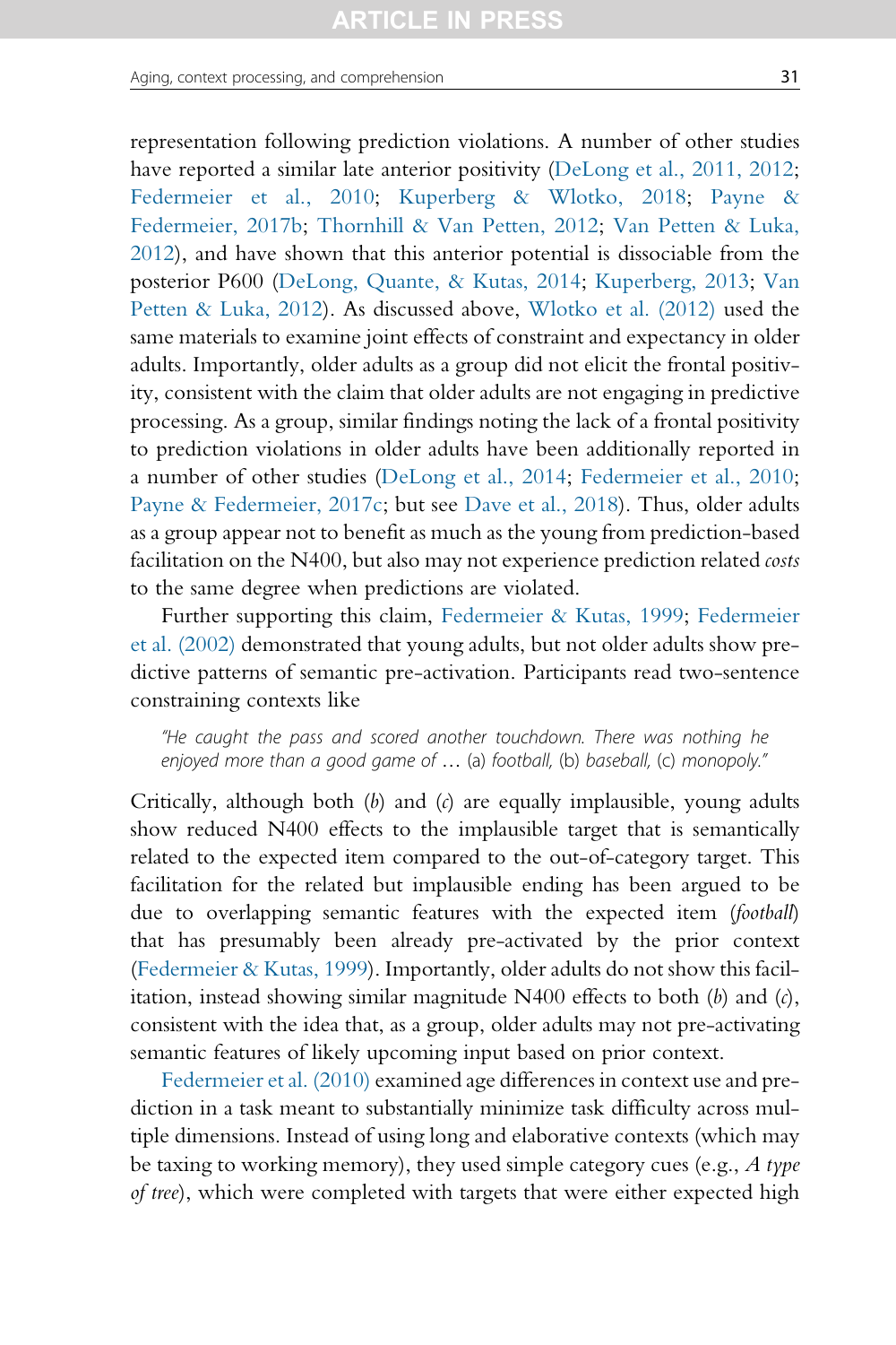representation following prediction violations. A number of other studies have reported a similar late anterior positivity (DeLong et al., 2011, 2012; Federmeier et al., 2010; Kuperberg & Wlotko, 2018; Payne & Federmeier, 2017b; Thornhill & Van Petten, 2012; Van Petten & Luka, 2012), and have shown that this anterior potential is dissociable from the posterior P600 (DeLong, Quante, & Kutas, 2014; Kuperberg, 2013; Van Petten & Luka, 2012). As discussed above, Wlotko et al. (2012) used the same materials to examine joint effects of constraint and expectancy in older adults. Importantly, older adults as a group did not elicit the frontal positivity, consistent with the claim that older adults are not engaging in predictive processing. As a group, similar findings noting the lack of a frontal positivity to prediction violations in older adults have been additionally reported in a number of other studies (DeLong et al., 2014; Federmeier et al., 2010; Payne & Federmeier, 2017c; but see Dave et al., 2018). Thus, older adults as a group appear not to benefit as much as the young from prediction-based facilitation on the N400, but also may not experience prediction related *costs* to the same degree when predictions are violated.

Further supporting this claim, Federmeier & Kutas, 1999; Federmeier et al. (2002) demonstrated that young adults, but not older adults show predictive patterns of semantic pre-activation. Participants read two-sentence constraining contexts like

> *"He caught the pass and scored another touchdown. There was nothing he enjoyed more than a good game of …* (a) *football,* (b) *baseball,* (c) *monopoly."*

Critically, although both (*b*) and (*c*) are equally implausible, young adults show reduced N400 effects to the implausible target that is semantically related to the expected item compared to the out-of-category target. This facilitation for the related but implausible ending has been argued to be due to overlapping semantic features with the expected item (*football*) that has presumably been already pre-activated by the prior context (Federmeier & Kutas, 1999). Importantly, older adults do not show this facilitation, instead showing similar magnitude N400 effects to both (*b*) and (*c*), consistent with the idea that, as a group, older adults may not pre-activating semantic features of likely upcoming input based on prior context.

Federmeier et al. (2010) examined age differences in context use and prediction in a task meant to substantially minimize task difficulty across multiple dimensions. Instead of using long and elaborative contexts (which may be taxing to working memory), they used simple category cues (e.g., *A type of tree*), which were completed with targets that were either expected high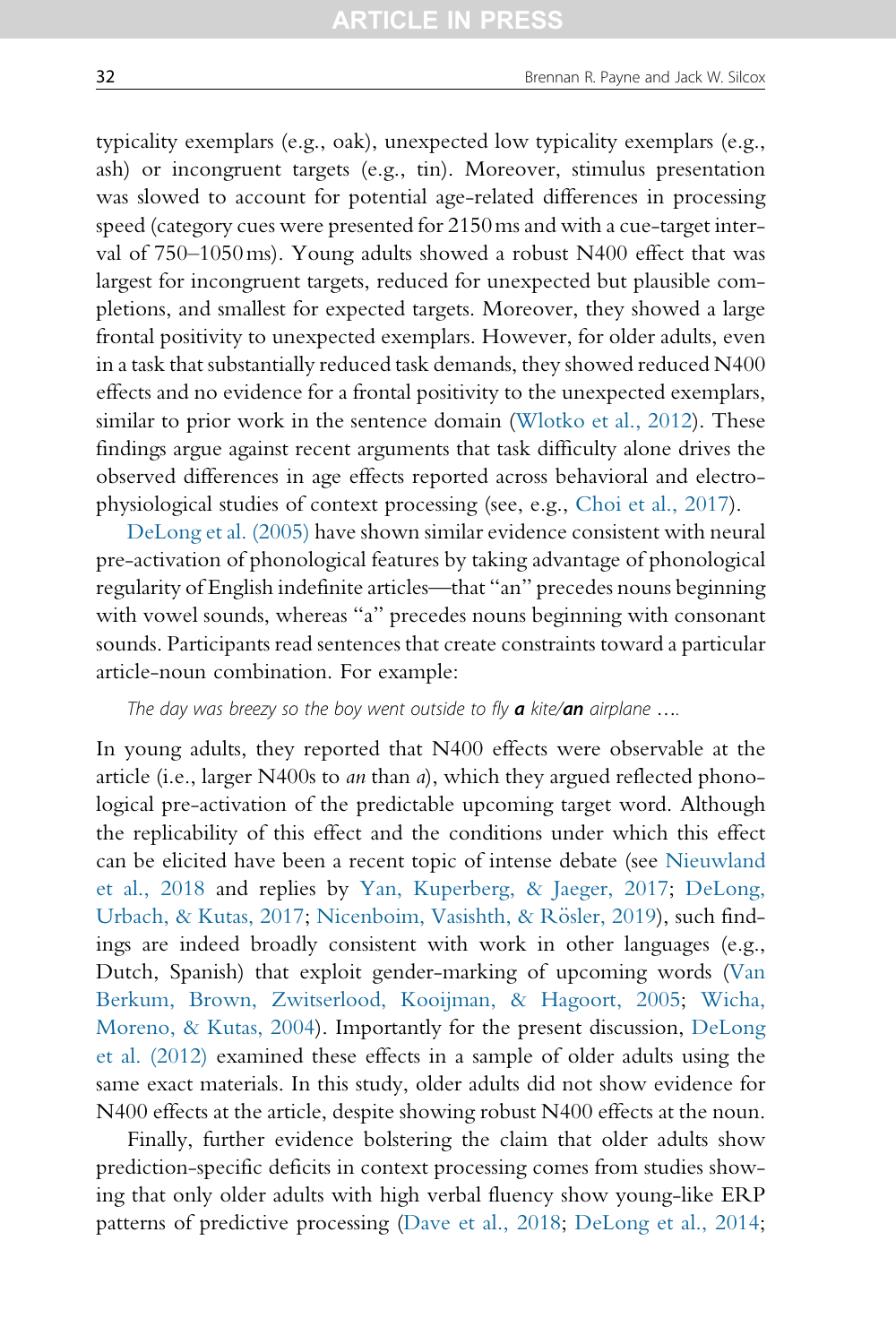typicality exemplars (e.g., oak), unexpected low typicality exemplars (e.g., ash) or incongruent targets (e.g., tin). Moreover, stimulus presentation was slowed to account for potential age-related differences in processing speed (category cues were presented for 2150 ms and with a cue-target interval of 750–1050 ms). Young adults showed a robust N400 effect that was largest for incongruent targets, reduced for unexpected but plausible completions, and smallest for expected targets. Moreover, they showed a large frontal positivity to unexpected exemplars. However, for older adults, even in a task that substantially reduced task demands, they showed reduced N400 effects and no evidence for a frontal positivity to the unexpected exemplars, similar to prior work in the sentence domain (Wlotko et al., 2012). These findings argue against recent arguments that task difficulty alone drives the observed differences in age effects reported across behavioral and electrophysiological studies of context processing (see, e.g., Choi et al., 2017).

DeLong et al. (2005) have shown similar evidence consistent with neural pre-activation of phonological features by taking advantage of phonological regularity of English indefinite articles—that "an" precedes nouns beginning with vowel sounds, whereas "a" precedes nouns beginning with consonant sounds. Participants read sentences that create constraints toward a particular article-noun combination. For example:

*The day was breezy so the boy went outside to fly* ***a*** *kite/**an** airplane ....*

In young adults, they reported that N400 effects were observable at the article (i.e., larger N400s to *an* than *a*), which they argued reflected phonological pre-activation of the predictable upcoming target word. Although the replicability of this effect and the conditions under which this effect can be elicited have been a recent topic of intense debate (see Nieuwland et al., 2018 and replies by Yan, Kuperberg, & Jaeger, 2017; DeLong, Urbach, & Kutas, 2017; Nicenboim, Vasishth, & Rösler, 2019), such findings are indeed broadly consistent with work in other languages (e.g., Dutch, Spanish) that exploit gender-marking of upcoming words (Van Berkum, Brown, Zwitserlood, Kooijman, & Hagoort, 2005; Wicha, Moreno, & Kutas, 2004). Importantly for the present discussion, DeLong et al. (2012) examined these effects in a sample of older adults using the same exact materials. In this study, older adults did not show evidence for N400 effects at the article, despite showing robust N400 effects at the noun.

Finally, further evidence bolstering the claim that older adults show prediction-specific deficits in context processing comes from studies showing that only older adults with high verbal fluency show young-like ERP patterns of predictive processing (Dave et al., 2018; DeLong et al., 2014;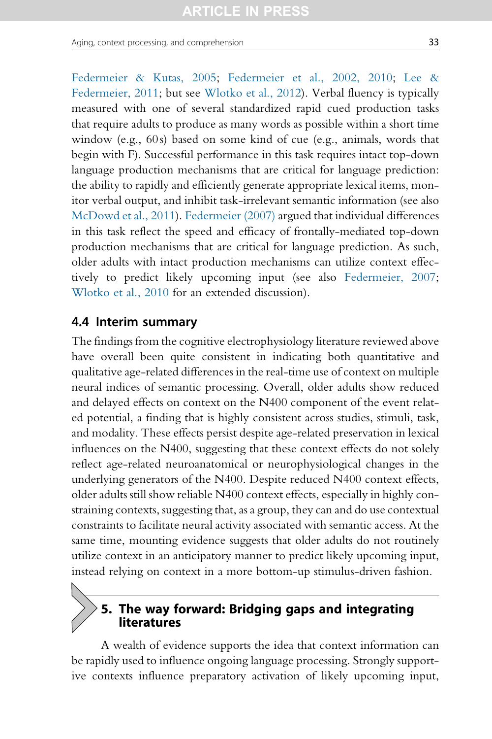Federmeier & Kutas, 2005; Federmeier et al., 2002, 2010; Lee & Federmeier, 2011; but see Wlotko et al., 2012). Verbal fluency is typically measured with one of several standardized rapid cued production tasks that require adults to produce as many words as possible within a short time window (e.g., 60s) based on some kind of cue (e.g., animals, words that begin with F). Successful performance in this task requires intact top-down language production mechanisms that are critical for language prediction: the ability to rapidly and efficiently generate appropriate lexical items, monitor verbal output, and inhibit task-irrelevant semantic information (see also McDowd et al., 2011). Federmeier (2007) argued that individual differences in this task reflect the speed and efficacy of frontally-mediated top-down production mechanisms that are critical for language prediction. As such, older adults with intact production mechanisms can utilize context effectively to predict likely upcoming input (see also Federmeier, 2007; Wlotko et al., 2010 for an extended discussion).

### 4.4 Interim summary

The findings from the cognitive electrophysiology literature reviewed above have overall been quite consistent in indicating both quantitative and qualitative age-related differences in the real-time use of context on multiple neural indices of semantic processing. Overall, older adults show reduced and delayed effects on context on the N400 component of the event related potential, a finding that is highly consistent across studies, stimuli, task, and modality. These effects persist despite age-related preservation in lexical influences on the N400, suggesting that these context effects do not solely reflect age-related neuroanatomical or neurophysiological changes in the underlying generators of the N400. Despite reduced N400 context effects, older adults still show reliable N400 context effects, especially in highly constraining contexts, suggesting that, as a group, they can and do use contextual constraints to facilitate neural activity associated with semantic access. At the same time, mounting evidence suggests that older adults do not routinely utilize context in an anticipatory manner to predict likely upcoming input, instead relying on context in a more bottom-up stimulus-driven fashion.

## 5. The way forward: Bridging gaps and integrating literatures

A wealth of evidence supports the idea that context information can be rapidly used to influence ongoing language processing. Strongly supportive contexts influence preparatory activation of likely upcoming input,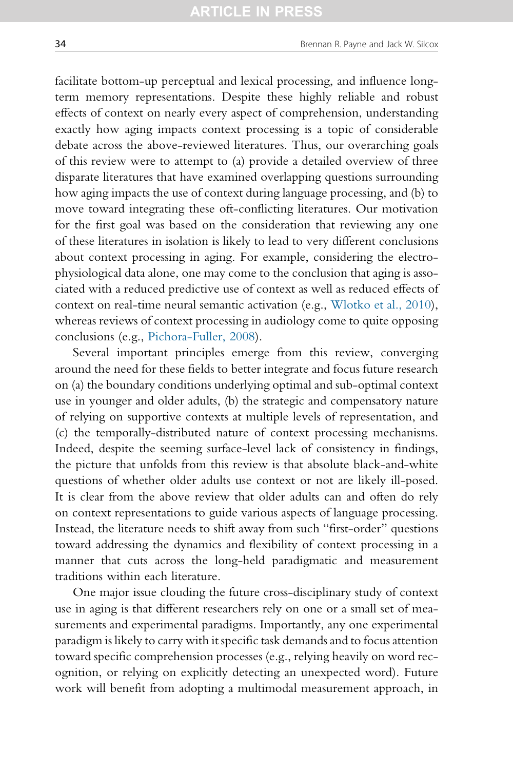facilitate bottom-up perceptual and lexical processing, and influence long-term memory representations. Despite these highly reliable and robust effects of context on nearly every aspect of comprehension, understanding exactly how aging impacts context processing is a topic of considerable debate across the above-reviewed literatures. Thus, our overarching goals of this review were to attempt to (a) provide a detailed overview of three disparate literatures that have examined overlapping questions surrounding how aging impacts the use of context during language processing, and (b) to move toward integrating these oft-conflicting literatures. Our motivation for the first goal was based on the consideration that reviewing any one of these literatures in isolation is likely to lead to very different conclusions about context processing in aging. For example, considering the electrophysiological data alone, one may come to the conclusion that aging is associated with a reduced predictive use of context as well as reduced effects of context on real-time neural semantic activation (e.g., Wlotko et al., 2010), whereas reviews of context processing in audiology come to quite opposing conclusions (e.g., Pichora-Fuller, 2008).

Several important principles emerge from this review, converging around the need for these fields to better integrate and focus future research on (a) the boundary conditions underlying optimal and sub-optimal context use in younger and older adults, (b) the strategic and compensatory nature of relying on supportive contexts at multiple levels of representation, and (c) the temporally-distributed nature of context processing mechanisms. Indeed, despite the seeming surface-level lack of consistency in findings, the picture that unfolds from this review is that absolute black-and-white questions of whether older adults use context or not are likely ill-posed. It is clear from the above review that older adults can and often do rely on context representations to guide various aspects of language processing. Instead, the literature needs to shift away from such "first-order" questions toward addressing the dynamics and flexibility of context processing in a manner that cuts across the long-held paradigmatic and measurement traditions within each literature.

One major issue clouding the future cross-disciplinary study of context use in aging is that different researchers rely on one or a small set of measurements and experimental paradigms. Importantly, any one experimental paradigm is likely to carry with it specific task demands and to focus attention toward specific comprehension processes (e.g., relying heavily on word recognition, or relying on explicitly detecting an unexpected word). Future work will benefit from adopting a multimodal measurement approach, in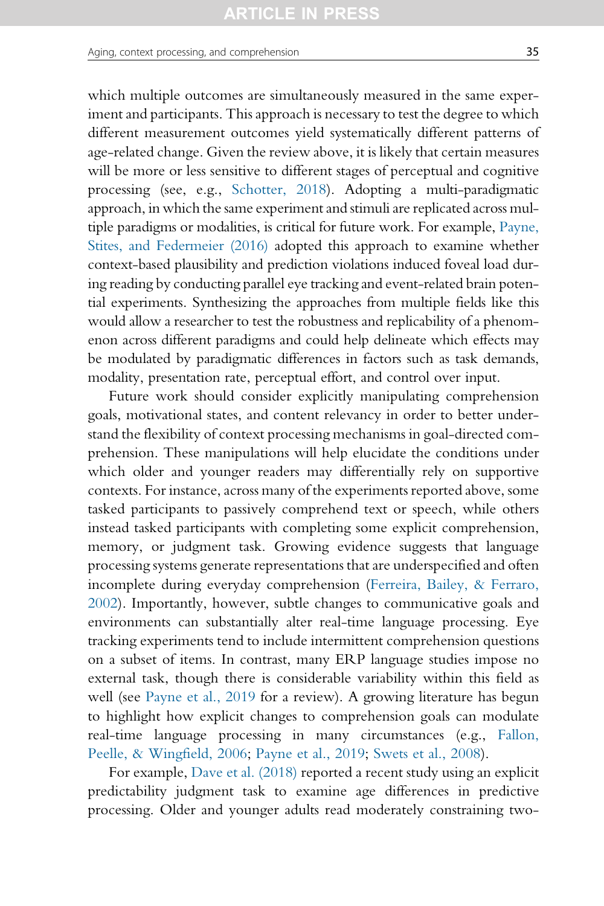which multiple outcomes are simultaneously measured in the same experiment and participants. This approach is necessary to test the degree to which different measurement outcomes yield systematically different patterns of age-related change. Given the review above, it is likely that certain measures will be more or less sensitive to different stages of perceptual and cognitive processing (see, e.g., Schotter, 2018). Adopting a multi-paradigmatic approach, in which the same experiment and stimuli are replicated across multiple paradigms or modalities, is critical for future work. For example, Payne, Stites, and Federmeier (2016) adopted this approach to examine whether context-based plausibility and prediction violations induced foveal load during reading by conducting parallel eye tracking and event-related brain potential experiments. Synthesizing the approaches from multiple fields like this would allow a researcher to test the robustness and replicability of a phenomenon across different paradigms and could help delineate which effects may be modulated by paradigmatic differences in factors such as task demands, modality, presentation rate, perceptual effort, and control over input.

Future work should consider explicitly manipulating comprehension goals, motivational states, and content relevancy in order to better understand the flexibility of context processing mechanisms in goal-directed comprehension. These manipulations will help elucidate the conditions under which older and younger readers may differentially rely on supportive contexts. For instance, across many of the experiments reported above, some tasked participants to passively comprehend text or speech, while others instead tasked participants with completing some explicit comprehension, memory, or judgment task. Growing evidence suggests that language processing systems generate representations that are underspecified and often incomplete during everyday comprehension (Ferreira, Bailey, & Ferraro, 2002). Importantly, however, subtle changes to communicative goals and environments can substantially alter real-time language processing. Eye tracking experiments tend to include intermittent comprehension questions on a subset of items. In contrast, many ERP language studies impose no external task, though there is considerable variability within this field as well (see Payne et al., 2019 for a review). A growing literature has begun to highlight how explicit changes to comprehension goals can modulate real-time language processing in many circumstances (e.g., Fallon, Peelle, & Wingfield, 2006; Payne et al., 2019; Swets et al., 2008).

For example, Dave et al. (2018) reported a recent study using an explicit predictability judgment task to examine age differences in predictive processing. Older and younger adults read moderately constraining two-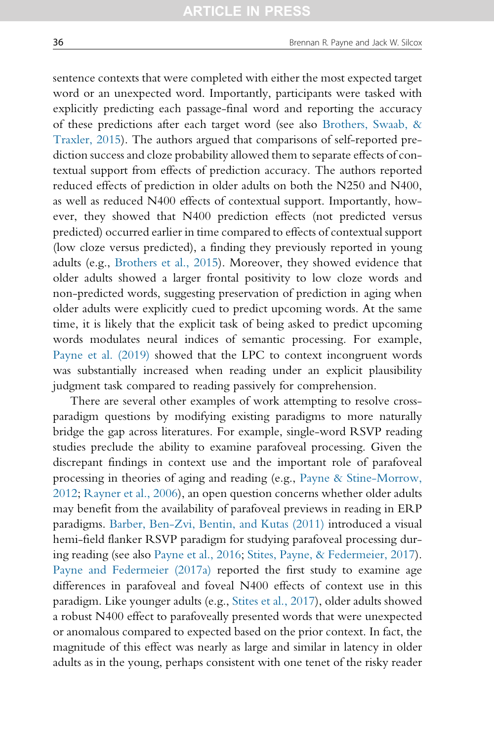sentence contexts that were completed with either the most expected target word or an unexpected word. Importantly, participants were tasked with explicitly predicting each passage-final word and reporting the accuracy of these predictions after each target word (see also Brothers, Swaab, & Traxler, 2015). The authors argued that comparisons of self-reported prediction success and cloze probability allowed them to separate effects of contextual support from effects of prediction accuracy. The authors reported reduced effects of prediction in older adults on both the N250 and N400, as well as reduced N400 effects of contextual support. Importantly, however, they showed that N400 prediction effects (not predicted versus predicted) occurred earlier in time compared to effects of contextual support (low cloze versus predicted), a finding they previously reported in young adults (e.g., Brothers et al., 2015). Moreover, they showed evidence that older adults showed a larger frontal positivity to low cloze words and non-predicted words, suggesting preservation of prediction in aging when older adults were explicitly cued to predict upcoming words. At the same time, it is likely that the explicit task of being asked to predict upcoming words modulates neural indices of semantic processing. For example, Payne et al. (2019) showed that the LPC to context incongruent words was substantially increased when reading under an explicit plausibility judgment task compared to reading passively for comprehension.

There are several other examples of work attempting to resolve cross-paradigm questions by modifying existing paradigms to more naturally bridge the gap across literatures. For example, single-word RSVP reading studies preclude the ability to examine parafoveal processing. Given the discrepant findings in context use and the important role of parafoveal processing in theories of aging and reading (e.g., Payne & Stine-Morrow, 2012; Rayner et al., 2006), an open question concerns whether older adults may benefit from the availability of parafoveal previews in reading in ERP paradigms. Barber, Ben-Zvi, Bentin, and Kutas (2011) introduced a visual hemi-field flanker RSVP paradigm for studying parafoveal processing during reading (see also Payne et al., 2016; Stites, Payne, & Federmeier, 2017). Payne and Federmeier (2017a) reported the first study to examine age differences in parafoveal and foveal N400 effects of context use in this paradigm. Like younger adults (e.g., Stites et al., 2017), older adults showed a robust N400 effect to parafoveally presented words that were unexpected or anomalous compared to expected based on the prior context. In fact, the magnitude of this effect was nearly as large and similar in latency in older adults as in the young, perhaps consistent with one tenet of the risky reader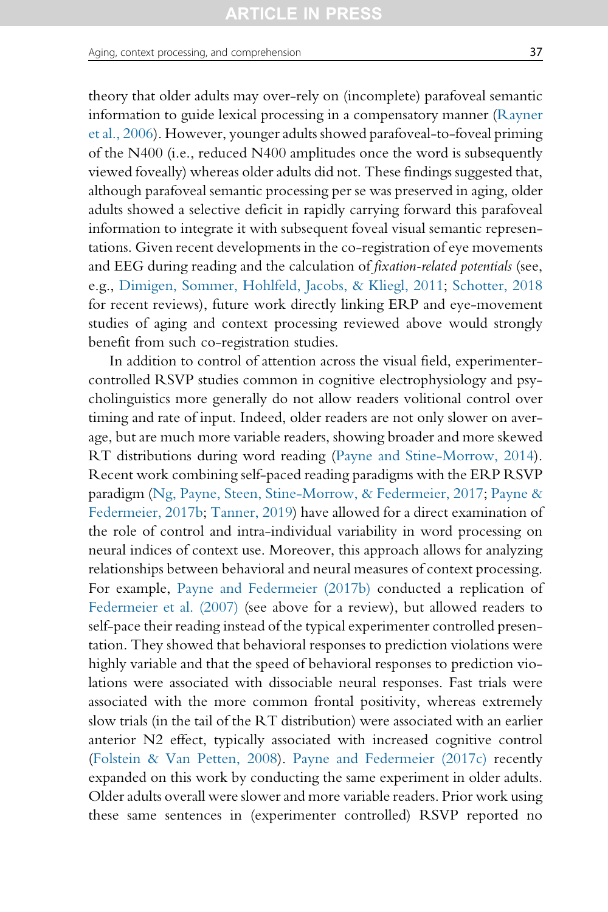theory that older adults may over-rely on (incomplete) parafoveal semantic information to guide lexical processing in a compensatory manner (Rayner et al., 2006). However, younger adults showed parafoveal-to-foveal priming of the N400 (i.e., reduced N400 amplitudes once the word is subsequently viewed foveally) whereas older adults did not. These findings suggested that, although parafoveal semantic processing per se was preserved in aging, older adults showed a selective deficit in rapidly carrying forward this parafoveal information to integrate it with subsequent foveal visual semantic representations. Given recent developments in the co-registration of eye movements and EEG during reading and the calculation of *fixation-related potentials* (see, e.g., Dimigen, Sommer, Hohlfeld, Jacobs, & Kliegl, 2011; Schotter, 2018 for recent reviews), future work directly linking ERP and eye-movement studies of aging and context processing reviewed above would strongly benefit from such co-registration studies.

In addition to control of attention across the visual field, experimenter-controlled RSVP studies common in cognitive electrophysiology and psycholinguistics more generally do not allow readers volitional control over timing and rate of input. Indeed, older readers are not only slower on average, but are much more variable readers, showing broader and more skewed RT distributions during word reading (Payne and Stine-Morrow, 2014). Recent work combining self-paced reading paradigms with the ERP RSVP paradigm (Ng, Payne, Steen, Stine-Morrow, & Federmeier, 2017; Payne & Federmeier, 2017b; Tanner, 2019) have allowed for a direct examination of the role of control and intra-individual variability in word processing on neural indices of context use. Moreover, this approach allows for analyzing relationships between behavioral and neural measures of context processing. For example, Payne and Federmeier (2017b) conducted a replication of Federmeier et al. (2007) (see above for a review), but allowed readers to self-pace their reading instead of the typical experimenter controlled presentation. They showed that behavioral responses to prediction violations were highly variable and that the speed of behavioral responses to prediction violations were associated with dissociable neural responses. Fast trials were associated with the more common frontal positivity, whereas extremely slow trials (in the tail of the RT distribution) were associated with an earlier anterior N2 effect, typically associated with increased cognitive control (Folstein & Van Petten, 2008). Payne and Federmeier (2017c) recently expanded on this work by conducting the same experiment in older adults. Older adults overall were slower and more variable readers. Prior work using these same sentences in (experimenter controlled) RSVP reported no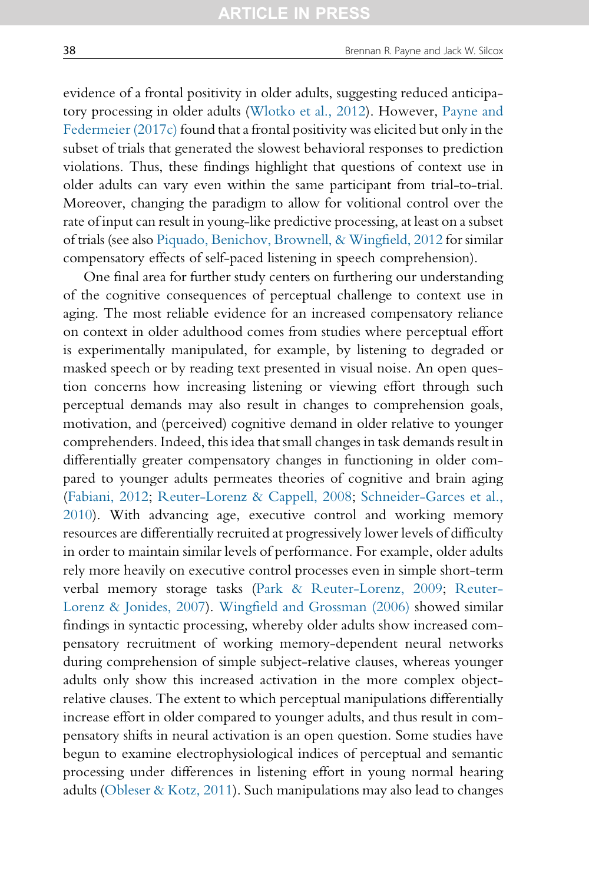evidence of a frontal positivity in older adults, suggesting reduced anticipatory processing in older adults (Wlotko et al., 2012). However, Payne and Federmeier (2017c) found that a frontal positivity was elicited but only in the subset of trials that generated the slowest behavioral responses to prediction violations. Thus, these findings highlight that questions of context use in older adults can vary even within the same participant from trial-to-trial. Moreover, changing the paradigm to allow for volitional control over the rate of input can result in young-like predictive processing, at least on a subset of trials (see also Piquado, Benichov, Brownell, & Wingfield, 2012 for similar compensatory effects of self-paced listening in speech comprehension).

One final area for further study centers on furthering our understanding of the cognitive consequences of perceptual challenge to context use in aging. The most reliable evidence for an increased compensatory reliance on context in older adulthood comes from studies where perceptual effort is experimentally manipulated, for example, by listening to degraded or masked speech or by reading text presented in visual noise. An open question concerns how increasing listening or viewing effort through such perceptual demands may also result in changes to comprehension goals, motivation, and (perceived) cognitive demand in older relative to younger comprehenders. Indeed, this idea that small changes in task demands result in differentially greater compensatory changes in functioning in older compared to younger adults permeates theories of cognitive and brain aging (Fabiani, 2012; Reuter-Lorenz & Cappell, 2008; Schneider-Garces et al., 2010). With advancing age, executive control and working memory resources are differentially recruited at progressively lower levels of difficulty in order to maintain similar levels of performance. For example, older adults rely more heavily on executive control processes even in simple short-term verbal memory storage tasks (Park & Reuter-Lorenz, 2009; Reuter-Lorenz & Jonides, 2007). Wingfield and Grossman (2006) showed similar findings in syntactic processing, whereby older adults show increased compensatory recruitment of working memory-dependent neural networks during comprehension of simple subject-relative clauses, whereas younger adults only show this increased activation in the more complex object-relative clauses. The extent to which perceptual manipulations differentially increase effort in older compared to younger adults, and thus result in compensatory shifts in neural activation is an open question. Some studies have begun to examine electrophysiological indices of perceptual and semantic processing under differences in listening effort in young normal hearing adults (Obleser & Kotz, 2011). Such manipulations may also lead to changes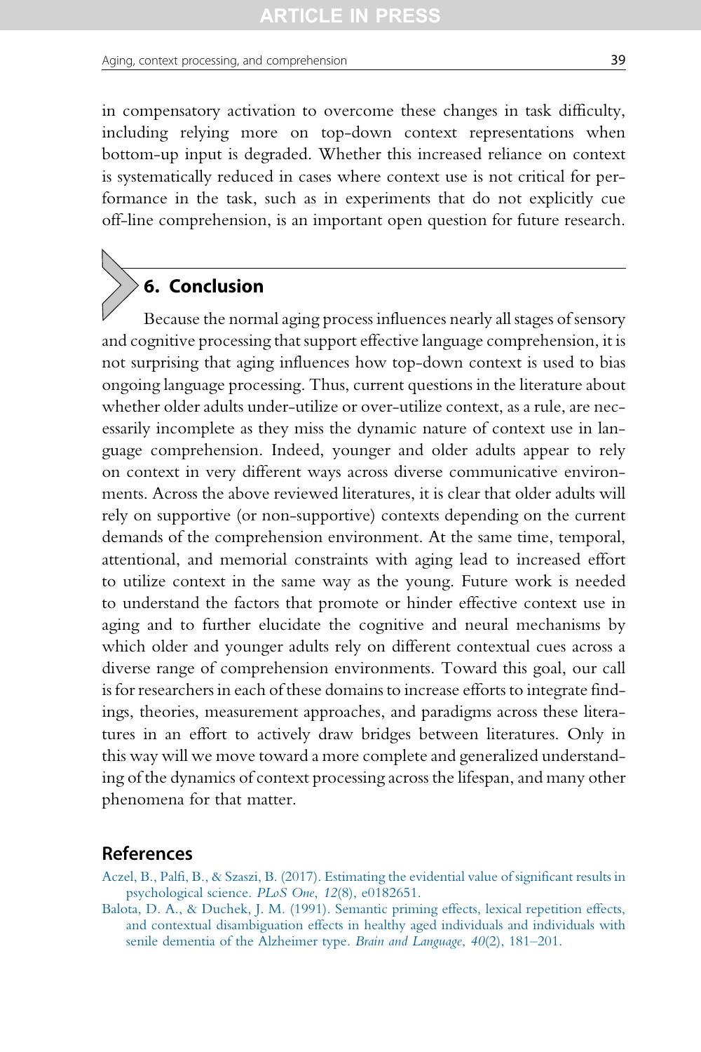in compensatory activation to overcome these changes in task difficulty, including relying more on top-down context representations when bottom-up input is degraded. Whether this increased reliance on context is systematically reduced in cases where context use is not critical for performance in the task, such as in experiments that do not explicitly cue off-line comprehension, is an important open question for future research.

## 6. Conclusion

Because the normal aging process influences nearly all stages of sensory and cognitive processing that support effective language comprehension, it is not surprising that aging influences how top-down context is used to bias ongoing language processing. Thus, current questions in the literature about whether older adults under-utilize or over-utilize context, as a rule, are necessarily incomplete as they miss the dynamic nature of context use in language comprehension. Indeed, younger and older adults appear to rely on context in very different ways across diverse communicative environments. Across the above reviewed literatures, it is clear that older adults will rely on supportive (or non-supportive) contexts depending on the current demands of the comprehension environment. At the same time, temporal, attentional, and memorial constraints with aging lead to increased effort to utilize context in the same way as the young. Future work is needed to understand the factors that promote or hinder effective context use in aging and to further elucidate the cognitive and neural mechanisms by which older and younger adults rely on different contextual cues across a diverse range of comprehension environments. Toward this goal, our call is for researchers in each of these domains to increase efforts to integrate findings, theories, measurement approaches, and paradigms across these literatures in an effort to actively draw bridges between literatures. Only in this way will we move toward a more complete and generalized understanding of the dynamics of context processing across the lifespan, and many other phenomena for that matter.

## References

Aczel, B., Palfi, B., & Szaszi, B. (2017). Estimating the evidential value of significant results in psychological science. *PLoS One*, *12*(8), e0182651.

Balota, D. A., & Duchek, J. M. (1991). Semantic priming effects, lexical repetition effects, and contextual disambiguation effects in healthy aged individuals and individuals with senile dementia of the Alzheimer type. *Brain and Language*, *40*(2), 181–201.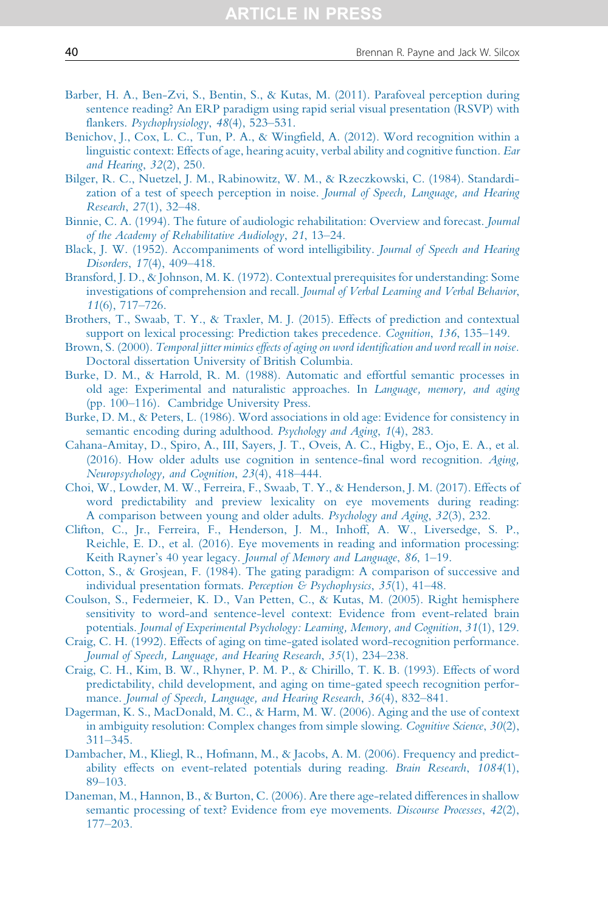Barber, H. A., Ben-Zvi, S., Bentin, S., & Kutas, M. (2011). Parafoveal perception during sentence reading? An ERP paradigm using rapid serial visual presentation (RSVP) with flankers. *Psychophysiology*, *48*(4), 523–531.

Benichov, J., Cox, L. C., Tun, P. A., & Wingfield, A. (2012). Word recognition within a linguistic context: Effects of age, hearing acuity, verbal ability and cognitive function. *Ear and Hearing*, *32*(2), 250.

Bilger, R. C., Nuetzel, J. M., Rabinowitz, W. M., & Rzeczkowski, C. (1984). Standardization of a test of speech perception in noise. *Journal of Speech, Language, and Hearing Research*, *27*(1), 32–48.

Binnie, C. A. (1994). The future of audiologic rehabilitation: Overview and forecast. *Journal of the Academy of Rehabilitative Audiology*, *21*, 13–24.

Black, J. W. (1952). Accompaniments of word intelligibility. *Journal of Speech and Hearing Disorders*, *17*(4), 409–418.

Bransford, J. D., & Johnson, M. K. (1972). Contextual prerequisites for understanding: Some investigations of comprehension and recall. *Journal of Verbal Learning and Verbal Behavior*, *11*(6), 717–726.

Brothers, T., Swaab, T. Y., & Traxler, M. J. (2015). Effects of prediction and contextual support on lexical processing: Prediction takes precedence. *Cognition*, *136*, 135–149.

Brown, S. (2000). *Temporal jitter mimics effects of aging on word identification and word recall in noise*. Doctoral dissertation University of British Columbia.

Burke, D. M., & Harrold, R. M. (1988). Automatic and effortful semantic processes in old age: Experimental and naturalistic approaches. In *Language, memory, and aging* (pp. 100–116). Cambridge University Press.

Burke, D. M., & Peters, L. (1986). Word associations in old age: Evidence for consistency in semantic encoding during adulthood. *Psychology and Aging*, *1*(4), 283.

Cahana-Amitay, D., Spiro, A., III, Sayers, J. T., Oveis, A. C., Higby, E., Ojo, E. A., et al. (2016). How older adults use cognition in sentence-final word recognition. *Aging, Neuropsychology, and Cognition*, *23*(4), 418–444.

Choi, W., Lowder, M. W., Ferreira, F., Swaab, T. Y., & Henderson, J. M. (2017). Effects of word predictability and preview lexicality on eye movements during reading: A comparison between young and older adults. *Psychology and Aging*, *32*(3), 232.

Clifton, C., Jr., Ferreira, F., Henderson, J. M., Inhoff, A. W., Liversedge, S. P., Reichle, E. D., et al. (2016). Eye movements in reading and information processing: Keith Rayner's 40 year legacy. *Journal of Memory and Language*, *86*, 1–19.

Cotton, S., & Grosjean, F. (1984). The gating paradigm: A comparison of successive and individual presentation formats. *Perception & Psychophysics*, *35*(1), 41–48.

Coulson, S., Federmeier, K. D., Van Petten, C., & Kutas, M. (2005). Right hemisphere sensitivity to word-and sentence-level context: Evidence from event-related brain potentials. *Journal of Experimental Psychology: Learning, Memory, and Cognition*, *31*(1), 129.

Craig, C. H. (1992). Effects of aging on time-gated isolated word-recognition performance. *Journal of Speech, Language, and Hearing Research*, *35*(1), 234–238.

Craig, C. H., Kim, B. W., Rhyner, P. M. P., & Chirillo, T. K. B. (1993). Effects of word predictability, child development, and aging on time-gated speech recognition performance. *Journal of Speech, Language, and Hearing Research*, *36*(4), 832–841.

Dagerman, K. S., MacDonald, M. C., & Harm, M. W. (2006). Aging and the use of context in ambiguity resolution: Complex changes from simple slowing. *Cognitive Science*, *30*(2), 311–345.

Dambacher, M., Kliegl, R., Hofmann, M., & Jacobs, A. M. (2006). Frequency and predictability effects on event-related potentials during reading. *Brain Research*, *1084*(1), 89–103.

Daneman, M., Hannon, B., & Burton, C. (2006). Are there age-related differences in shallow semantic processing of text? Evidence from eye movements. *Discourse Processes*, *42*(2), 177–203.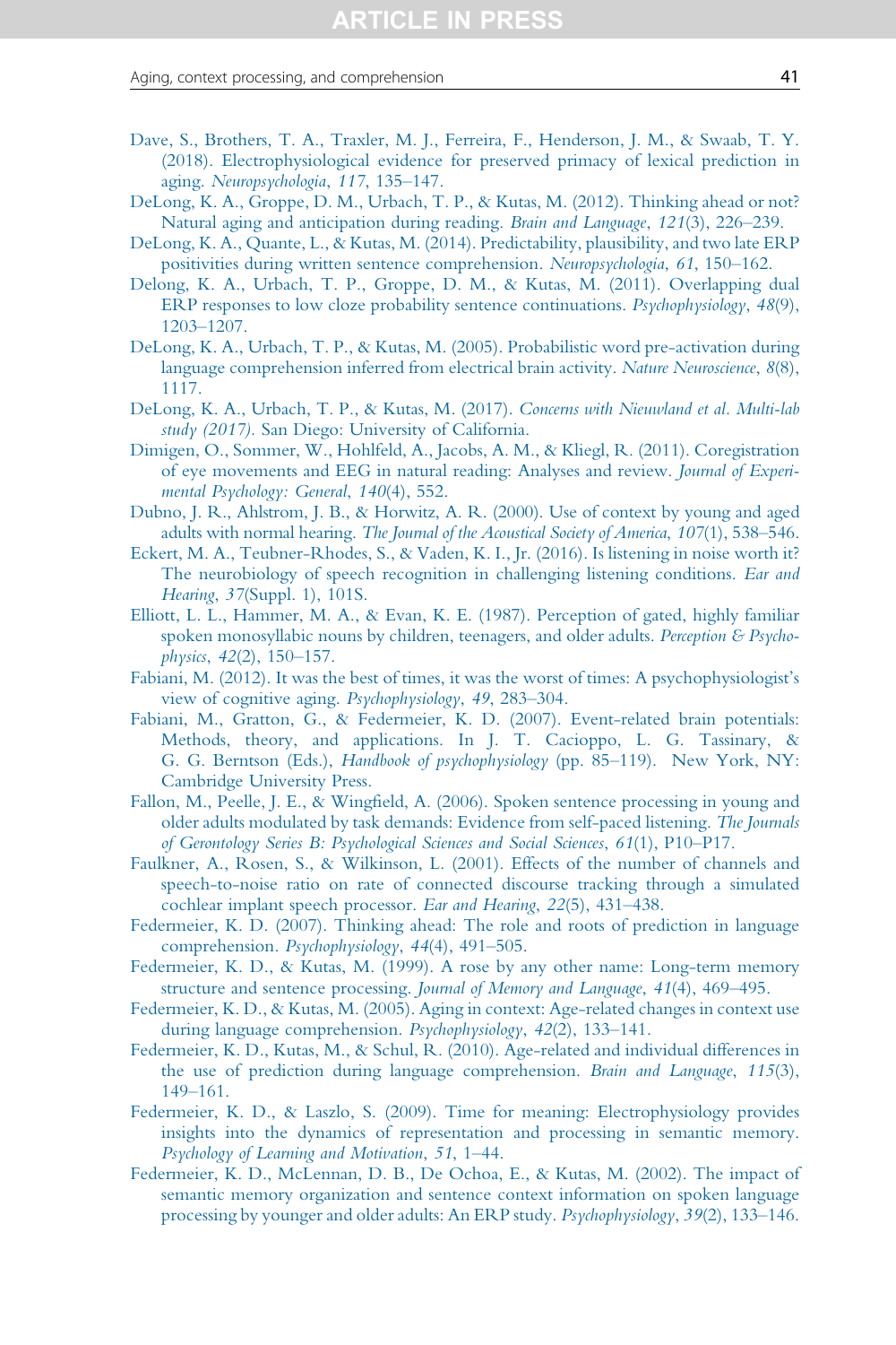Dave, S., Brothers, T. A., Traxler, M. J., Ferreira, F., Henderson, J. M., & Swaab, T. Y. (2018). Electrophysiological evidence for preserved primacy of lexical prediction in aging. *Neuropsychologia*, *117*, 135–147.

DeLong, K. A., Groppe, D. M., Urbach, T. P., & Kutas, M. (2012). Thinking ahead or not? Natural aging and anticipation during reading. *Brain and Language*, *121*(3), 226–239.

DeLong, K. A., Quante, L., & Kutas, M. (2014). Predictability, plausibility, and two late ERP positivities during written sentence comprehension. *Neuropsychologia*, *61*, 150–162.

Delong, K. A., Urbach, T. P., Groppe, D. M., & Kutas, M. (2011). Overlapping dual ERP responses to low cloze probability sentence continuations. *Psychophysiology*, *48*(9), 1203–1207.

DeLong, K. A., Urbach, T. P., & Kutas, M. (2005). Probabilistic word pre-activation during language comprehension inferred from electrical brain activity. *Nature Neuroscience*, *8*(8), 1117.

DeLong, K. A., Urbach, T. P., & Kutas, M. (2017). *Concerns with Nieuwland et al. Multi-lab study (2017).* San Diego: University of California.

Dimigen, O., Sommer, W., Hohlfeld, A., Jacobs, A. M., & Kliegl, R. (2011). Coregistration of eye movements and EEG in natural reading: Analyses and review. *Journal of Experimental Psychology: General*, *140*(4), 552.

Dubno, J. R., Ahlstrom, J. B., & Horwitz, A. R. (2000). Use of context by young and aged adults with normal hearing. *The Journal of the Acoustical Society of America*, *107*(1), 538–546.

Eckert, M. A., Teubner-Rhodes, S., & Vaden, K. I., Jr. (2016). Is listening in noise worth it? The neurobiology of speech recognition in challenging listening conditions. *Ear and Hearing*, *37*(Suppl. 1), 101S.

Elliott, L. L., Hammer, M. A., & Evan, K. E. (1987). Perception of gated, highly familiar spoken monosyllabic nouns by children, teenagers, and older adults. *Perception & Psychophysics*, *42*(2), 150–157.

Fabiani, M. (2012). It was the best of times, it was the worst of times: A psychophysiologist's view of cognitive aging. *Psychophysiology*, *49*, 283–304.

Fabiani, M., Gratton, G., & Federmeier, K. D. (2007). Event-related brain potentials: Methods, theory, and applications. In J. T. Cacioppo, L. G. Tassinary, & G. G. Berntson (Eds.), *Handbook of psychophysiology* (pp. 85–119). New York, NY: Cambridge University Press.

Fallon, M., Peelle, J. E., & Wingfield, A. (2006). Spoken sentence processing in young and older adults modulated by task demands: Evidence from self-paced listening. *The Journals of Gerontology Series B: Psychological Sciences and Social Sciences*, *61*(1), P10–P17.

Faulkner, A., Rosen, S., & Wilkinson, L. (2001). Effects of the number of channels and speech-to-noise ratio on rate of connected discourse tracking through a simulated cochlear implant speech processor. *Ear and Hearing*, *22*(5), 431–438.

Federmeier, K. D. (2007). Thinking ahead: The role and roots of prediction in language comprehension. *Psychophysiology*, *44*(4), 491–505.

Federmeier, K. D., & Kutas, M. (1999). A rose by any other name: Long-term memory structure and sentence processing. *Journal of Memory and Language*, *41*(4), 469–495.

Federmeier, K. D., & Kutas, M. (2005). Aging in context: Age-related changes in context use during language comprehension. *Psychophysiology*, *42*(2), 133–141.

Federmeier, K. D., Kutas, M., & Schul, R. (2010). Age-related and individual differences in the use of prediction during language comprehension. *Brain and Language*, *115*(3), 149–161.

Federmeier, K. D., & Laszlo, S. (2009). Time for meaning: Electrophysiology provides insights into the dynamics of representation and processing in semantic memory. *Psychology of Learning and Motivation*, *51*, 1–44.

Federmeier, K. D., McLennan, D. B., De Ochoa, E., & Kutas, M. (2002). The impact of semantic memory organization and sentence context information on spoken language processing by younger and older adults: An ERP study. *Psychophysiology*, *39*(2), 133–146.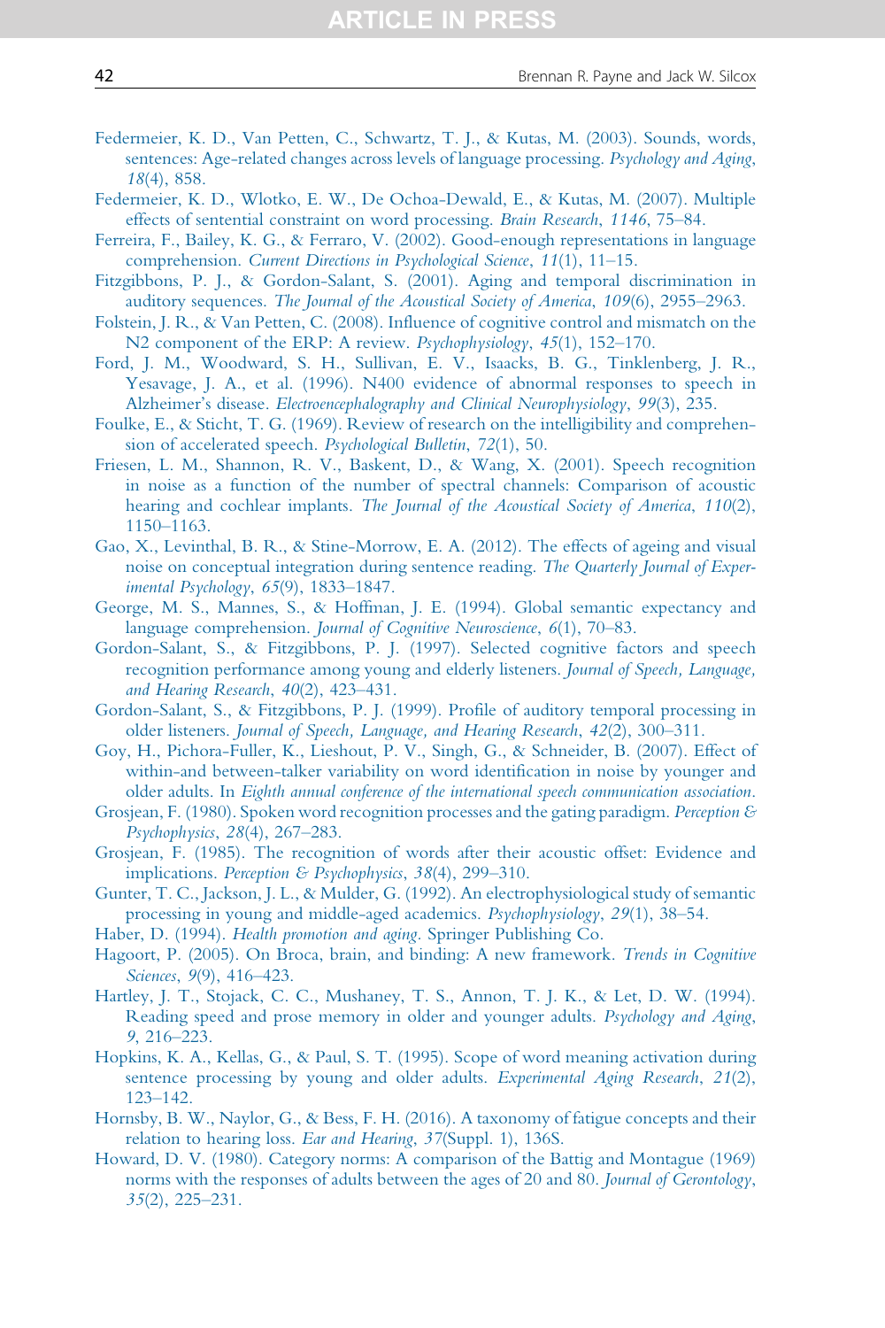Federmeier, K. D., Van Petten, C., Schwartz, T. J., & Kutas, M. (2003). Sounds, words, sentences: Age-related changes across levels of language processing. *Psychology and Aging*, *18*(4), 858.

Federmeier, K. D., Wlotko, E. W., De Ochoa-Dewald, E., & Kutas, M. (2007). Multiple effects of sentential constraint on word processing. *Brain Research*, *1146*, 75–84.

Ferreira, F., Bailey, K. G., & Ferraro, V. (2002). Good-enough representations in language comprehension. *Current Directions in Psychological Science*, *11*(1), 11–15.

Fitzgibbons, P. J., & Gordon-Salant, S. (2001). Aging and temporal discrimination in auditory sequences. *The Journal of the Acoustical Society of America*, *109*(6), 2955–2963.

Folstein, J. R., & Van Petten, C. (2008). Influence of cognitive control and mismatch on the N2 component of the ERP: A review. *Psychophysiology*, *45*(1), 152–170.

Ford, J. M., Woodward, S. H., Sullivan, E. V., Isaacks, B. G., Tinklenberg, J. R., Yesavage, J. A., et al. (1996). N400 evidence of abnormal responses to speech in Alzheimer's disease. *Electroencephalography and Clinical Neurophysiology*, *99*(3), 235.

Foulke, E., & Sticht, T. G. (1969). Review of research on the intelligibility and comprehension of accelerated speech. *Psychological Bulletin*, *72*(1), 50.

Friesen, L. M., Shannon, R. V., Baskent, D., & Wang, X. (2001). Speech recognition in noise as a function of the number of spectral channels: Comparison of acoustic hearing and cochlear implants. *The Journal of the Acoustical Society of America*, *110*(2), 1150–1163.

Gao, X., Levinthal, B. R., & Stine-Morrow, E. A. (2012). The effects of ageing and visual noise on conceptual integration during sentence reading. *The Quarterly Journal of Experimental Psychology*, *65*(9), 1833–1847.

George, M. S., Mannes, S., & Hoffman, J. E. (1994). Global semantic expectancy and language comprehension. *Journal of Cognitive Neuroscience*, *6*(1), 70–83.

Gordon-Salant, S., & Fitzgibbons, P. J. (1997). Selected cognitive factors and speech recognition performance among young and elderly listeners. *Journal of Speech, Language, and Hearing Research*, *40*(2), 423–431.

Gordon-Salant, S., & Fitzgibbons, P. J. (1999). Profile of auditory temporal processing in older listeners. *Journal of Speech, Language, and Hearing Research*, *42*(2), 300–311.

Goy, H., Pichora-Fuller, K., Lieshout, P. V., Singh, G., & Schneider, B. (2007). Effect of within-and between-talker variability on word identification in noise by younger and older adults. In *Eighth annual conference of the international speech communication association*.

Grosjean, F. (1980). Spoken word recognition processes and the gating paradigm. *Perception & Psychophysics*, *28*(4), 267–283.

Grosjean, F. (1985). The recognition of words after their acoustic offset: Evidence and implications. *Perception & Psychophysics*, *38*(4), 299–310.

Gunter, T. C., Jackson, J. L., & Mulder, G. (1992). An electrophysiological study of semantic processing in young and middle-aged academics. *Psychophysiology*, *29*(1), 38–54.

Haber, D. (1994). *Health promotion and aging*. Springer Publishing Co.

Hagoort, P. (2005). On Broca, brain, and binding: A new framework. *Trends in Cognitive Sciences*, *9*(9), 416–423.

Hartley, J. T., Stojack, C. C., Mushaney, T. S., Annon, T. J. K., & Let, D. W. (1994). Reading speed and prose memory in older and younger adults. *Psychology and Aging*, *9*, 216–223.

Hopkins, K. A., Kellas, G., & Paul, S. T. (1995). Scope of word meaning activation during sentence processing by young and older adults. *Experimental Aging Research*, *21*(2), 123–142.

Hornsby, B. W., Naylor, G., & Bess, F. H. (2016). A taxonomy of fatigue concepts and their relation to hearing loss. *Ear and Hearing*, *37*(Suppl. 1), 136S.

Howard, D. V. (1980). Category norms: A comparison of the Battig and Montague (1969) norms with the responses of adults between the ages of 20 and 80. *Journal of Gerontology*, *35*(2), 225–231.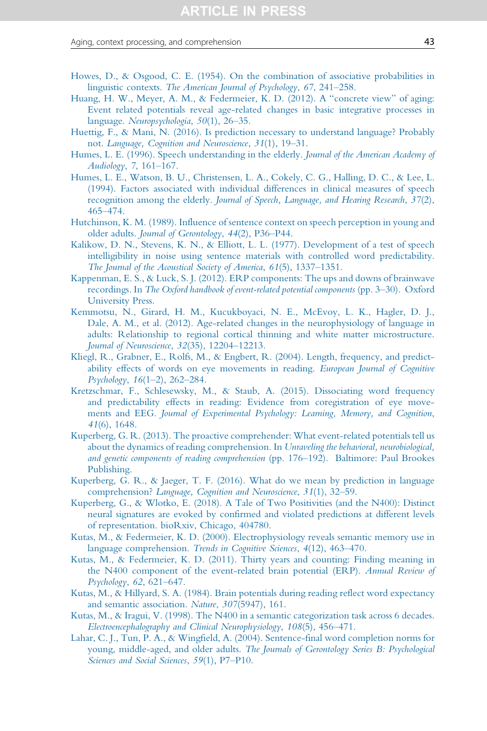Howes, D., & Osgood, C. E. (1954). On the combination of associative probabilities in linguistic contexts. *The American Journal of Psychology*, *67*, 241–258.

Huang, H. W., Meyer, A. M., & Federmeier, K. D. (2012). A "concrete view" of aging: Event related potentials reveal age-related changes in basic integrative processes in language. *Neuropsychologia*, *50*(1), 26–35.

Huettig, F., & Mani, N. (2016). Is prediction necessary to understand language? Probably not. *Language, Cognition and Neuroscience*, *31*(1), 19–31.

Humes, L. E. (1996). Speech understanding in the elderly. *Journal of the American Academy of Audiology*, 7, 161–167.

Humes, L. E., Watson, B. U., Christensen, L. A., Cokely, C. G., Halling, D. C., & Lee, L. (1994). Factors associated with individual differences in clinical measures of speech recognition among the elderly. *Journal of Speech, Language, and Hearing Research*, *37*(2), 465–474.

Hutchinson, K. M. (1989). Influence of sentence context on speech perception in young and older adults. *Journal of Gerontology*, *44*(2), P36–P44.

Kalikow, D. N., Stevens, K. N., & Elliott, L. L. (1977). Development of a test of speech intelligibility in noise using sentence materials with controlled word predictability. *The Journal of the Acoustical Society of America*, *61*(5), 1337–1351.

Kappenman, E. S., & Luck, S. J. (2012). ERP components: The ups and downs of brainwave recordings. In *The Oxford handbook of event-related potential components* (pp. 3–30). Oxford University Press.

Kemmotsu, N., Girard, H. M., Kucukboyaci, N. E., McEvoy, L. K., Hagler, D. J., Dale, A. M., et al. (2012). Age-related changes in the neurophysiology of language in adults: Relationship to regional cortical thinning and white matter microstructure. *Journal of Neuroscience*, *32*(35), 12204–12213.

Kliegl, R., Grabner, E., Rolfs, M., & Engbert, R. (2004). Length, frequency, and predictability effects of words on eye movements in reading. *European Journal of Cognitive Psychology*, *16*(1–2), 262–284.

Kretzschmar, F., Schlesewsky, M., & Staub, A. (2015). Dissociating word frequency and predictability effects in reading: Evidence from coregistration of eye movements and EEG. *Journal of Experimental Psychology: Learning, Memory, and Cognition*, *41*(6), 1648.

Kuperberg, G. R. (2013). The proactive comprehender: What event-related potentials tell us about the dynamics of reading comprehension. In *Unraveling the behavioral, neurobiological, and genetic components of reading comprehension* (pp. 176–192). Baltimore: Paul Brookes Publishing.

Kuperberg, G. R., & Jaeger, T. F. (2016). What do we mean by prediction in language comprehension? *Language, Cognition and Neuroscience*, *31*(1), 32–59.

Kuperberg, G., & Wlotko, E. (2018). A Tale of Two Positivities (and the N400): Distinct neural signatures are evoked by confirmed and violated predictions at different levels of representation. bioRxiv, Chicago, 404780.

Kutas, M., & Federmeier, K. D. (2000). Electrophysiology reveals semantic memory use in language comprehension. *Trends in Cognitive Sciences*, *4*(12), 463–470.

Kutas, M., & Federmeier, K. D. (2011). Thirty years and counting: Finding meaning in the N400 component of the event-related brain potential (ERP). *Annual Review of Psychology*, *62*, 621–647.

Kutas, M., & Hillyard, S. A. (1984). Brain potentials during reading reflect word expectancy and semantic association. *Nature*, *307*(5947), 161.

Kutas, M., & Iragui, V. (1998). The N400 in a semantic categorization task across 6 decades. *Electroencephalography and Clinical Neurophysiology*, *108*(5), 456–471.

Lahar, C. J., Tun, P. A., & Wingfield, A. (2004). Sentence-final word completion norms for young, middle-aged, and older adults. *The Journals of Gerontology Series B: Psychological Sciences and Social Sciences*, *59*(1), P7–P10.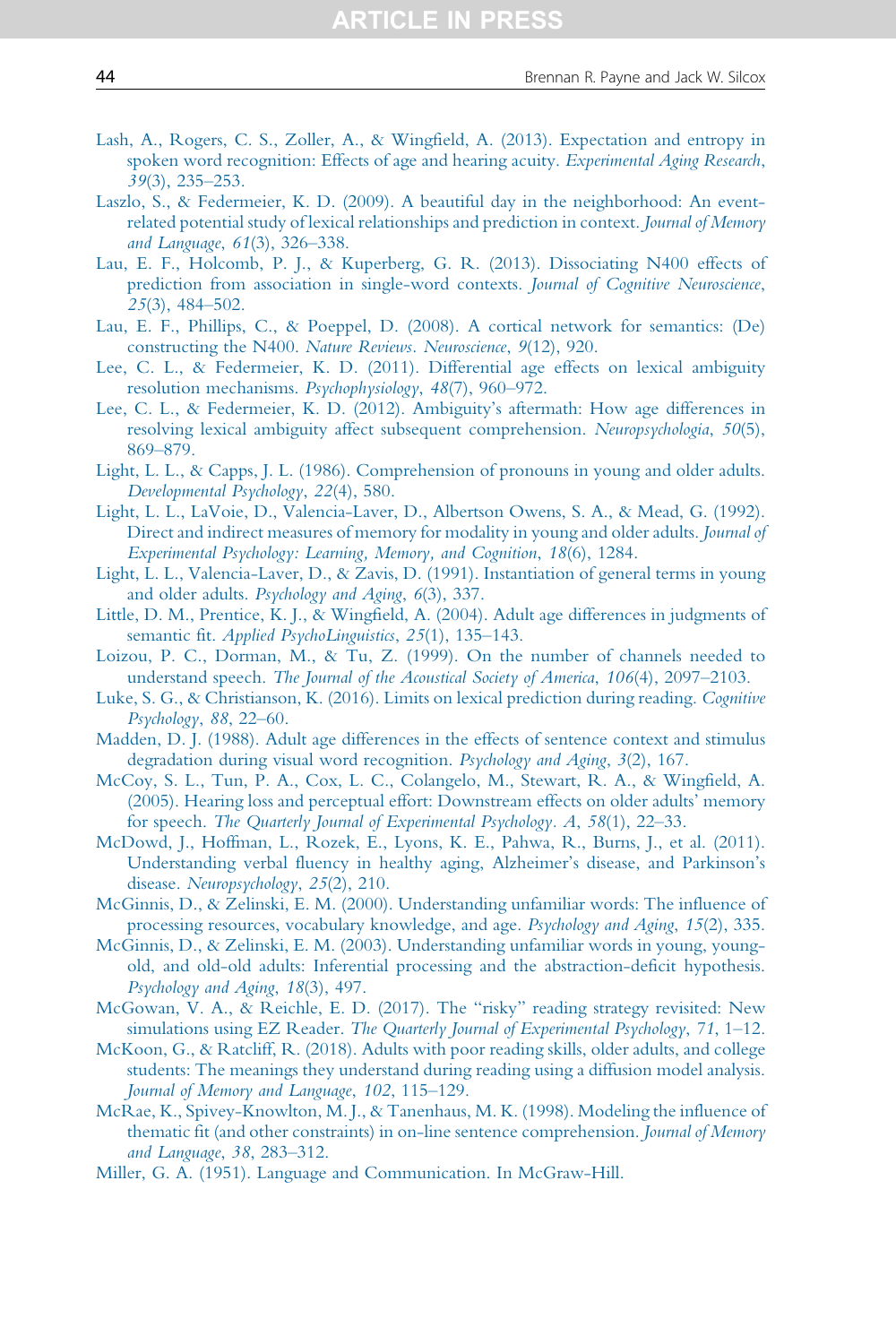Lash, A., Rogers, C. S., Zoller, A., & Wingfield, A. (2013). Expectation and entropy in spoken word recognition: Effects of age and hearing acuity. *Experimental Aging Research*, *39*(3), 235–253.

Laszlo, S., & Federmeier, K. D. (2009). A beautiful day in the neighborhood: An event-related potential study of lexical relationships and prediction in context. *Journal of Memory and Language*, *61*(3), 326–338.

Lau, E. F., Holcomb, P. J., & Kuperberg, G. R. (2013). Dissociating N400 effects of prediction from association in single-word contexts. *Journal of Cognitive Neuroscience*, *25*(3), 484–502.

Lau, E. F., Phillips, C., & Poeppel, D. (2008). A cortical network for semantics: (De) constructing the N400. *Nature Reviews. Neuroscience*, *9*(12), 920.

Lee, C. L., & Federmeier, K. D. (2011). Differential age effects on lexical ambiguity resolution mechanisms. *Psychophysiology*, *48*(7), 960–972.

Lee, C. L., & Federmeier, K. D. (2012). Ambiguity's aftermath: How age differences in resolving lexical ambiguity affect subsequent comprehension. *Neuropsychologia*, *50*(5), 869–879.

Light, L. L., & Capps, J. L. (1986). Comprehension of pronouns in young and older adults. *Developmental Psychology*, *22*(4), 580.

Light, L. L., LaVoie, D., Valencia-Laver, D., Albertson Owens, S. A., & Mead, G. (1992). Direct and indirect measures of memory for modality in young and older adults. *Journal of Experimental Psychology: Learning, Memory, and Cognition*, *18*(6), 1284.

Light, L. L., Valencia-Laver, D., & Zavis, D. (1991). Instantiation of general terms in young and older adults. *Psychology and Aging*, *6*(3), 337.

Little, D. M., Prentice, K. J., & Wingfield, A. (2004). Adult age differences in judgments of semantic fit. *Applied PsychoLinguistics*, *25*(1), 135–143.

Loizou, P. C., Dorman, M., & Tu, Z. (1999). On the number of channels needed to understand speech. *The Journal of the Acoustical Society of America*, *106*(4), 2097–2103.

Luke, S. G., & Christianson, K. (2016). Limits on lexical prediction during reading. *Cognitive Psychology*, *88*, 22–60.

Madden, D. J. (1988). Adult age differences in the effects of sentence context and stimulus degradation during visual word recognition. *Psychology and Aging*, *3*(2), 167.

McCoy, S. L., Tun, P. A., Cox, L. C., Colangelo, M., Stewart, R. A., & Wingfield, A. (2005). Hearing loss and perceptual effort: Downstream effects on older adults' memory for speech. *The Quarterly Journal of Experimental Psychology. A*, *58*(1), 22–33.

McDowd, J., Hoffman, L., Rozek, E., Lyons, K. E., Pahwa, R., Burns, J., et al. (2011). Understanding verbal fluency in healthy aging, Alzheimer's disease, and Parkinson's disease. *Neuropsychology*, *25*(2), 210.

McGinnis, D., & Zelinski, E. M. (2000). Understanding unfamiliar words: The influence of processing resources, vocabulary knowledge, and age. *Psychology and Aging*, *15*(2), 335.

McGinnis, D., & Zelinski, E. M. (2003). Understanding unfamiliar words in young, young-old, and old-old adults: Inferential processing and the abstraction-deficit hypothesis. *Psychology and Aging*, *18*(3), 497.

McGowan, V. A., & Reichle, E. D. (2017). The "risky" reading strategy revisited: New simulations using EZ Reader. *The Quarterly Journal of Experimental Psychology*, *71*, 1–12.

McKoon, G., & Ratcliff, R. (2018). Adults with poor reading skills, older adults, and college students: The meanings they understand during reading using a diffusion model analysis. *Journal of Memory and Language*, *102*, 115–129.

McRae, K., Spivey-Knowlton, M. J., & Tanenhaus, M. K. (1998). Modeling the influence of thematic fit (and other constraints) in on-line sentence comprehension. *Journal of Memory and Language*, *38*, 283–312.

Miller, G. A. (1951). Language and Communication. In McGraw-Hill.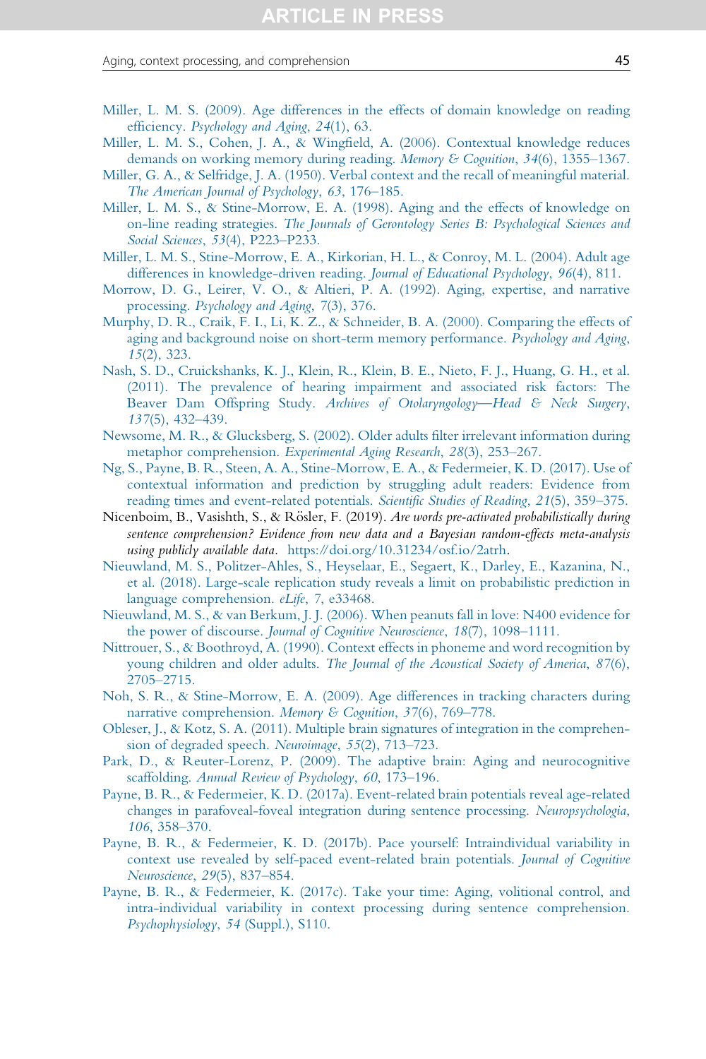Miller, L. M. S. (2009). Age differences in the effects of domain knowledge on reading efficiency. *Psychology and Aging*, *24*(1), 63.

Miller, L. M. S., Cohen, J. A., & Wingfield, A. (2006). Contextual knowledge reduces demands on working memory during reading. *Memory & Cognition*, *34*(6), 1355–1367.

Miller, G. A., & Selfridge, J. A. (1950). Verbal context and the recall of meaningful material. *The American Journal of Psychology*, *63*, 176–185.

Miller, L. M. S., & Stine-Morrow, E. A. (1998). Aging and the effects of knowledge on on-line reading strategies. *The Journals of Gerontology Series B: Psychological Sciences and Social Sciences*, *53*(4), P223–P233.

Miller, L. M. S., Stine-Morrow, E. A., Kirkorian, H. L., & Conroy, M. L. (2004). Adult age differences in knowledge-driven reading. *Journal of Educational Psychology*, *96*(4), 811.

Morrow, D. G., Leirer, V. O., & Altieri, P. A. (1992). Aging, expertise, and narrative processing. *Psychology and Aging*, 7(3), 376.

Murphy, D. R., Craik, F. I., Li, K. Z., & Schneider, B. A. (2000). Comparing the effects of aging and background noise on short-term memory performance. *Psychology and Aging*, *15*(2), 323.

Nash, S. D., Cruickshanks, K. J., Klein, R., Klein, B. E., Nieto, F. J., Huang, G. H., et al. (2011). The prevalence of hearing impairment and associated risk factors: The Beaver Dam Offspring Study. *Archives of Otolaryngology—Head & Neck Surgery*, *137*(5), 432–439.

Newsome, M. R., & Glucksberg, S. (2002). Older adults filter irrelevant information during metaphor comprehension. *Experimental Aging Research*, *28*(3), 253–267.

Ng, S., Payne, B. R., Steen, A. A., Stine-Morrow, E. A., & Federmeier, K. D. (2017). Use of contextual information and prediction by struggling adult readers: Evidence from reading times and event-related potentials. *Scientific Studies of Reading*, *21*(5), 359–375.

Nicenboim, B., Vasishth, S., & Rösler, F. (2019). *Are words pre-activated probabilistically during sentence comprehension? Evidence from new data and a Bayesian random-effects meta-analysis using publicly available data.* https://doi.org/10.31234/osf.io/2atrh.

Nieuwland, M. S., Politzer-Ahles, S., Heyselaar, E., Segaert, K., Darley, E., Kazanina, N., et al. (2018). Large-scale replication study reveals a limit on probabilistic prediction in language comprehension. *eLife*, 7, e33468.

Nieuwland, M. S., & van Berkum, J. J. (2006). When peanuts fall in love: N400 evidence for the power of discourse. *Journal of Cognitive Neuroscience*, *18*(7), 1098–1111.

Nittrouer, S., & Boothroyd, A. (1990). Context effects in phoneme and word recognition by young children and older adults. *The Journal of the Acoustical Society of America*, *87*(6), 2705–2715.

Noh, S. R., & Stine-Morrow, E. A. (2009). Age differences in tracking characters during narrative comprehension. *Memory & Cognition*, *37*(6), 769–778.

Obleser, J., & Kotz, S. A. (2011). Multiple brain signatures of integration in the comprehension of degraded speech. *Neuroimage*, *55*(2), 713–723.

Park, D., & Reuter-Lorenz, P. (2009). The adaptive brain: Aging and neurocognitive scaffolding. *Annual Review of Psychology*, *60*, 173–196.

Payne, B. R., & Federmeier, K. D. (2017a). Event-related brain potentials reveal age-related changes in parafoveal-foveal integration during sentence processing. *Neuropsychologia*, *106*, 358–370.

Payne, B. R., & Federmeier, K. D. (2017b). Pace yourself: Intraindividual variability in context use revealed by self-paced event-related brain potentials. *Journal of Cognitive Neuroscience*, *29*(5), 837–854.

Payne, B. R., & Federmeier, K. (2017c). Take your time: Aging, volitional control, and intra-individual variability in context processing during sentence comprehension. *Psychophysiology*, *54* (Suppl.), S110.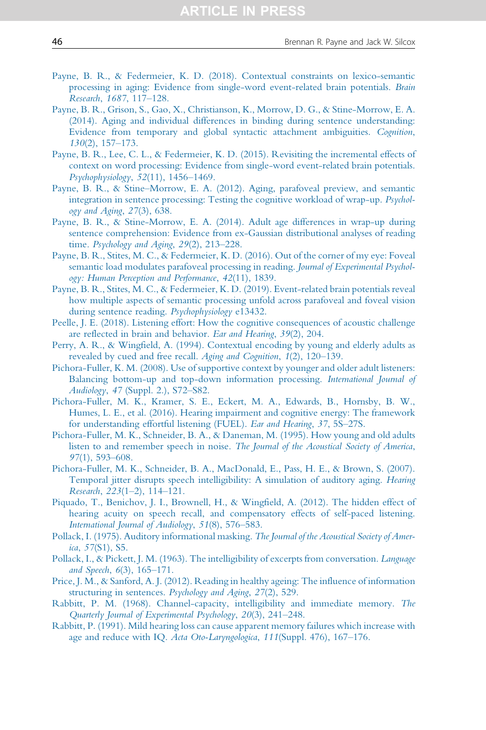Payne, B. R., & Federmeier, K. D. (2018). Contextual constraints on lexico-semantic processing in aging: Evidence from single-word event-related brain potentials. *Brain Research*, *1687*, 117–128.

Payne, B. R., Grison, S., Gao, X., Christianson, K., Morrow, D. G., & Stine-Morrow, E. A. (2014). Aging and individual differences in binding during sentence understanding: Evidence from temporary and global syntactic attachment ambiguities. *Cognition*, *130*(2), 157–173.

Payne, B. R., Lee, C. L., & Federmeier, K. D. (2015). Revisiting the incremental effects of context on word processing: Evidence from single-word event-related brain potentials. *Psychophysiology*, *52*(11), 1456–1469.

Payne, B. R., & Stine–Morrow, E. A. (2012). Aging, parafoveal preview, and semantic integration in sentence processing: Testing the cognitive workload of wrap-up. *Psychology and Aging*, *27*(3), 638.

Payne, B. R., & Stine-Morrow, E. A. (2014). Adult age differences in wrap-up during sentence comprehension: Evidence from ex-Gaussian distributional analyses of reading time. *Psychology and Aging*, *29*(2), 213–228.

Payne, B. R., Stites, M. C., & Federmeier, K. D. (2016). Out of the corner of my eye: Foveal semantic load modulates parafoveal processing in reading. *Journal of Experimental Psychology: Human Perception and Performance*, *42*(11), 1839.

Payne, B. R., Stites, M. C., & Federmeier, K. D. (2019). Event-related brain potentials reveal how multiple aspects of semantic processing unfold across parafoveal and foveal vision during sentence reading. *Psychophysiology* e13432.

Peelle, J. E. (2018). Listening effort: How the cognitive consequences of acoustic challenge are reflected in brain and behavior. *Ear and Hearing*, *39*(2), 204.

Perry, A. R., & Wingfield, A. (1994). Contextual encoding by young and elderly adults as revealed by cued and free recall. *Aging and Cognition*, *1*(2), 120–139.

Pichora-Fuller, K. M. (2008). Use of supportive context by younger and older adult listeners: Balancing bottom-up and top-down information processing. *International Journal of Audiology*, *47* (Suppl. 2.), S72–S82.

Pichora-Fuller, M. K., Kramer, S. E., Eckert, M. A., Edwards, B., Hornsby, B. W., Humes, L. E., et al. (2016). Hearing impairment and cognitive energy: The framework for understanding effortful listening (FUEL). *Ear and Hearing*, *37*, 5S–27S.

Pichora-Fuller, M. K., Schneider, B. A., & Daneman, M. (1995). How young and old adults listen to and remember speech in noise. *The Journal of the Acoustical Society of America*, *97*(1), 593–608.

Pichora-Fuller, M. K., Schneider, B. A., MacDonald, E., Pass, H. E., & Brown, S. (2007). Temporal jitter disrupts speech intelligibility: A simulation of auditory aging. *Hearing Research*, *223*(1–2), 114–121.

Piquado, T., Benichov, J. I., Brownell, H., & Wingfield, A. (2012). The hidden effect of hearing acuity on speech recall, and compensatory effects of self-paced listening. *International Journal of Audiology*, *51*(8), 576–583.

Pollack, I. (1975). Auditory informational masking. *The Journal of the Acoustical Society of America*, *57*(S1), S5.

Pollack, I., & Pickett, J. M. (1963). The intelligibility of excerpts from conversation. *Language and Speech*, *6*(3), 165–171.

Price, J. M., & Sanford, A. J. (2012). Reading in healthy ageing: The influence of information structuring in sentences. *Psychology and Aging*, *27*(2), 529.

Rabbitt, P. M. (1968). Channel-capacity, intelligibility and immediate memory. *The Quarterly Journal of Experimental Psychology*, *20*(3), 241–248.

Rabbitt, P. (1991). Mild hearing loss can cause apparent memory failures which increase with age and reduce with IQ. *Acta Oto-Laryngologica*, *111*(Suppl. 476), 167–176.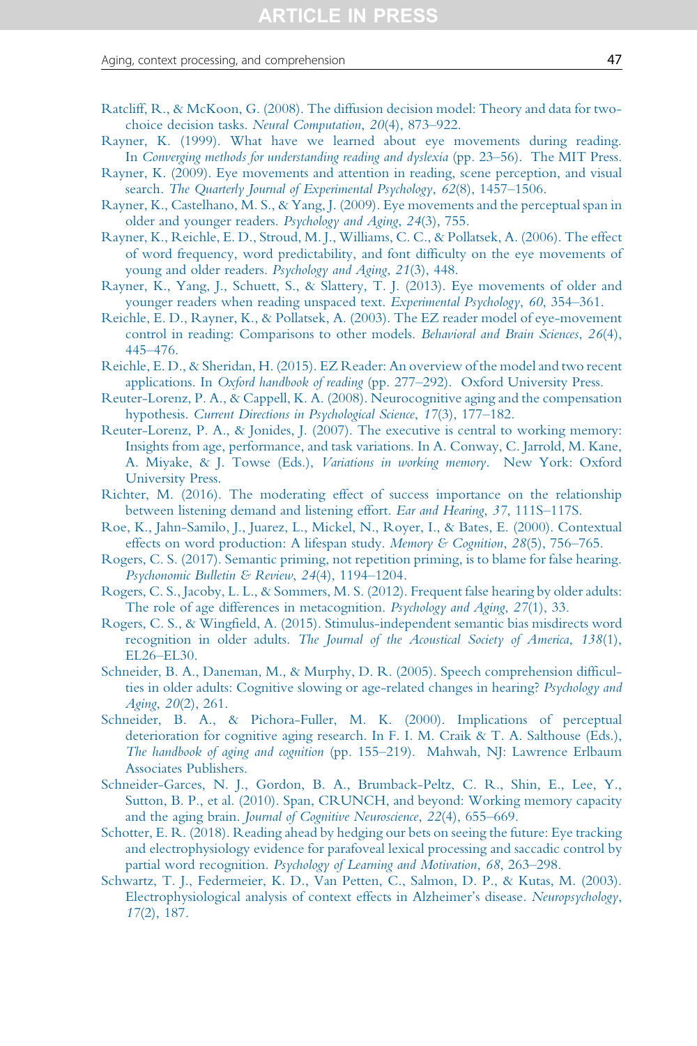Ratcliff, R., & McKoon, G. (2008). The diffusion decision model: Theory and data for two-choice decision tasks. *Neural Computation*, *20*(4), 873–922.

Rayner, K. (1999). What have we learned about eye movements during reading. In *Converging methods for understanding reading and dyslexia* (pp. 23–56). The MIT Press.

Rayner, K. (2009). Eye movements and attention in reading, scene perception, and visual search. *The Quarterly Journal of Experimental Psychology*, *62*(8), 1457–1506.

Rayner, K., Castelhano, M. S., & Yang, J. (2009). Eye movements and the perceptual span in older and younger readers. *Psychology and Aging*, *24*(3), 755.

Rayner, K., Reichle, E. D., Stroud, M. J., Williams, C. C., & Pollatsek, A. (2006). The effect of word frequency, word predictability, and font difficulty on the eye movements of young and older readers. *Psychology and Aging*, *21*(3), 448.

Rayner, K., Yang, J., Schuett, S., & Slattery, T. J. (2013). Eye movements of older and younger readers when reading unspaced text. *Experimental Psychology*, *60*, 354–361.

Reichle, E. D., Rayner, K., & Pollatsek, A. (2003). The EZ reader model of eye-movement control in reading: Comparisons to other models. *Behavioral and Brain Sciences*, *26*(4), 445–476.

Reichle, E. D., & Sheridan, H. (2015). EZ Reader: An overview of the model and two recent applications. In *Oxford handbook of reading* (pp. 277–292). Oxford University Press.

Reuter-Lorenz, P. A., & Cappell, K. A. (2008). Neurocognitive aging and the compensation hypothesis. *Current Directions in Psychological Science*, *17*(3), 177–182.

Reuter-Lorenz, P. A., & Jonides, J. (2007). The executive is central to working memory: Insights from age, performance, and task variations. In A. Conway, C. Jarrold, M. Kane, A. Miyake, & J. Towse (Eds.), *Variations in working memory*. New York: Oxford University Press.

Richter, M. (2016). The moderating effect of success importance on the relationship between listening demand and listening effort. *Ear and Hearing*, *37*, 111S–117S.

Roe, K., Jahn-Samilo, J., Juarez, L., Mickel, N., Royer, I., & Bates, E. (2000). Contextual effects on word production: A lifespan study. *Memory & Cognition*, *28*(5), 756–765.

Rogers, C. S. (2017). Semantic priming, not repetition priming, is to blame for false hearing. *Psychonomic Bulletin & Review*, *24*(4), 1194–1204.

Rogers, C. S., Jacoby, L. L., & Sommers, M. S. (2012). Frequent false hearing by older adults: The role of age differences in metacognition. *Psychology and Aging*, *27*(1), 33.

Rogers, C. S., & Wingfield, A. (2015). Stimulus-independent semantic bias misdirects word recognition in older adults. *The Journal of the Acoustical Society of America*, *138*(1), EL26–EL30.

Schneider, B. A., Daneman, M., & Murphy, D. R. (2005). Speech comprehension difficulties in older adults: Cognitive slowing or age-related changes in hearing? *Psychology and Aging*, *20*(2), 261.

Schneider, B. A., & Pichora-Fuller, M. K. (2000). Implications of perceptual deterioration for cognitive aging research. In F. I. M. Craik & T. A. Salthouse (Eds.), *The handbook of aging and cognition* (pp. 155–219). Mahwah, NJ: Lawrence Erlbaum Associates Publishers.

Schneider-Garces, N. J., Gordon, B. A., Brumback-Peltz, C. R., Shin, E., Lee, Y., Sutton, B. P., et al. (2010). Span, CRUNCH, and beyond: Working memory capacity and the aging brain. *Journal of Cognitive Neuroscience*, *22*(4), 655–669.

Schotter, E. R. (2018). Reading ahead by hedging our bets on seeing the future: Eye tracking and electrophysiology evidence for parafoveal lexical processing and saccadic control by partial word recognition. *Psychology of Learning and Motivation*, *68*, 263–298.

Schwartz, T. J., Federmeier, K. D., Van Petten, C., Salmon, D. P., & Kutas, M. (2003). Electrophysiological analysis of context effects in Alzheimer's disease. *Neuropsychology*, *17*(2), 187.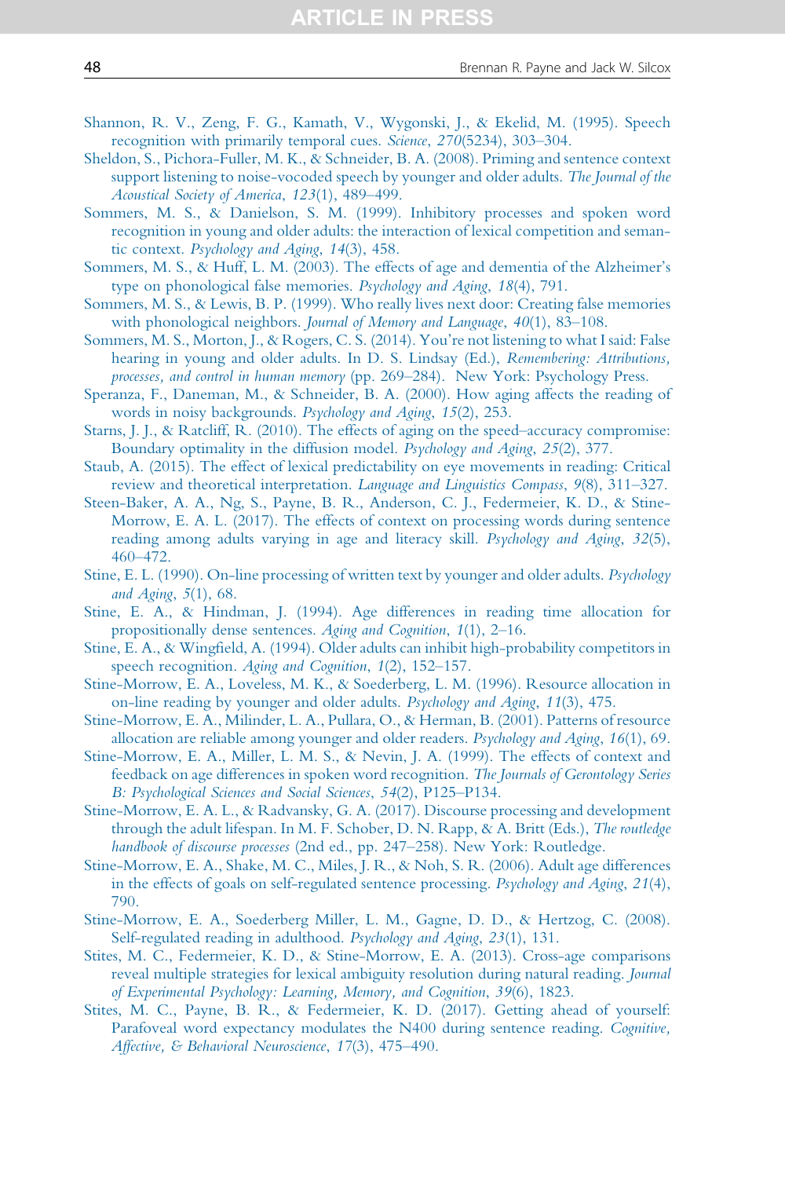Shannon, R. V., Zeng, F. G., Kamath, V., Wygonski, J., & Ekelid, M. (1995). Speech recognition with primarily temporal cues. *Science*, *270*(5234), 303–304.

Sheldon, S., Pichora-Fuller, M. K., & Schneider, B. A. (2008). Priming and sentence context support listening to noise-vocoded speech by younger and older adults. *The Journal of the Acoustical Society of America*, *123*(1), 489–499.

Sommers, M. S., & Danielson, S. M. (1999). Inhibitory processes and spoken word recognition in young and older adults: the interaction of lexical competition and semantic context. *Psychology and Aging*, *14*(3), 458.

Sommers, M. S., & Huff, L. M. (2003). The effects of age and dementia of the Alzheimer's type on phonological false memories. *Psychology and Aging*, *18*(4), 791.

Sommers, M. S., & Lewis, B. P. (1999). Who really lives next door: Creating false memories with phonological neighbors. *Journal of Memory and Language*, *40*(1), 83–108.

Sommers, M. S., Morton, J., & Rogers, C. S. (2014). You're not listening to what I said: False hearing in young and older adults. In D. S. Lindsay (Ed.), *Remembering: Attributions, processes, and control in human memory* (pp. 269–284). New York: Psychology Press.

Speranza, F., Daneman, M., & Schneider, B. A. (2000). How aging affects the reading of words in noisy backgrounds. *Psychology and Aging*, *15*(2), 253.

Starns, J. J., & Ratcliff, R. (2010). The effects of aging on the speed–accuracy compromise: Boundary optimality in the diffusion model. *Psychology and Aging*, *25*(2), 377.

Staub, A. (2015). The effect of lexical predictability on eye movements in reading: Critical review and theoretical interpretation. *Language and Linguistics Compass*, *9*(8), 311–327.

Steen-Baker, A. A., Ng, S., Payne, B. R., Anderson, C. J., Federmeier, K. D., & Stine-Morrow, E. A. L. (2017). The effects of context on processing words during sentence reading among adults varying in age and literacy skill. *Psychology and Aging*, *32*(5), 460–472.

Stine, E. L. (1990). On-line processing of written text by younger and older adults. *Psychology and Aging*, *5*(1), 68.

Stine, E. A., & Hindman, J. (1994). Age differences in reading time allocation for propositionally dense sentences. *Aging and Cognition*, *1*(1), 2–16.

Stine, E. A., & Wingfield, A. (1994). Older adults can inhibit high-probability competitors in speech recognition. *Aging and Cognition*, *1*(2), 152–157.

Stine-Morrow, E. A., Loveless, M. K., & Soederberg, L. M. (1996). Resource allocation in on-line reading by younger and older adults. *Psychology and Aging*, *11*(3), 475.

Stine-Morrow, E. A., Milinder, L. A., Pullara, O., & Herman, B. (2001). Patterns of resource allocation are reliable among younger and older readers. *Psychology and Aging*, *16*(1), 69.

Stine-Morrow, E. A., Miller, L. M. S., & Nevin, J. A. (1999). The effects of context and feedback on age differences in spoken word recognition. *The Journals of Gerontology Series B: Psychological Sciences and Social Sciences*, *54*(2), P125–P134.

Stine-Morrow, E. A. L., & Radvansky, G. A. (2017). Discourse processing and development through the adult lifespan. In M. F. Schober, D. N. Rapp, & A. Britt (Eds.), *The routledge handbook of discourse processes* (2nd ed., pp. 247–258). New York: Routledge.

Stine-Morrow, E. A., Shake, M. C., Miles, J. R., & Noh, S. R. (2006). Adult age differences in the effects of goals on self-regulated sentence processing. *Psychology and Aging*, *21*(4), 790.

Stine-Morrow, E. A., Soederberg Miller, L. M., Gagne, D. D., & Hertzog, C. (2008). Self-regulated reading in adulthood. *Psychology and Aging*, *23*(1), 131.

Stites, M. C., Federmeier, K. D., & Stine-Morrow, E. A. (2013). Cross-age comparisons reveal multiple strategies for lexical ambiguity resolution during natural reading. *Journal of Experimental Psychology: Learning, Memory, and Cognition*, *39*(6), 1823.

Stites, M. C., Payne, B. R., & Federmeier, K. D. (2017). Getting ahead of yourself: Parafoveal word expectancy modulates the N400 during sentence reading. *Cognitive, Affective, & Behavioral Neuroscience*, *17*(3), 475–490.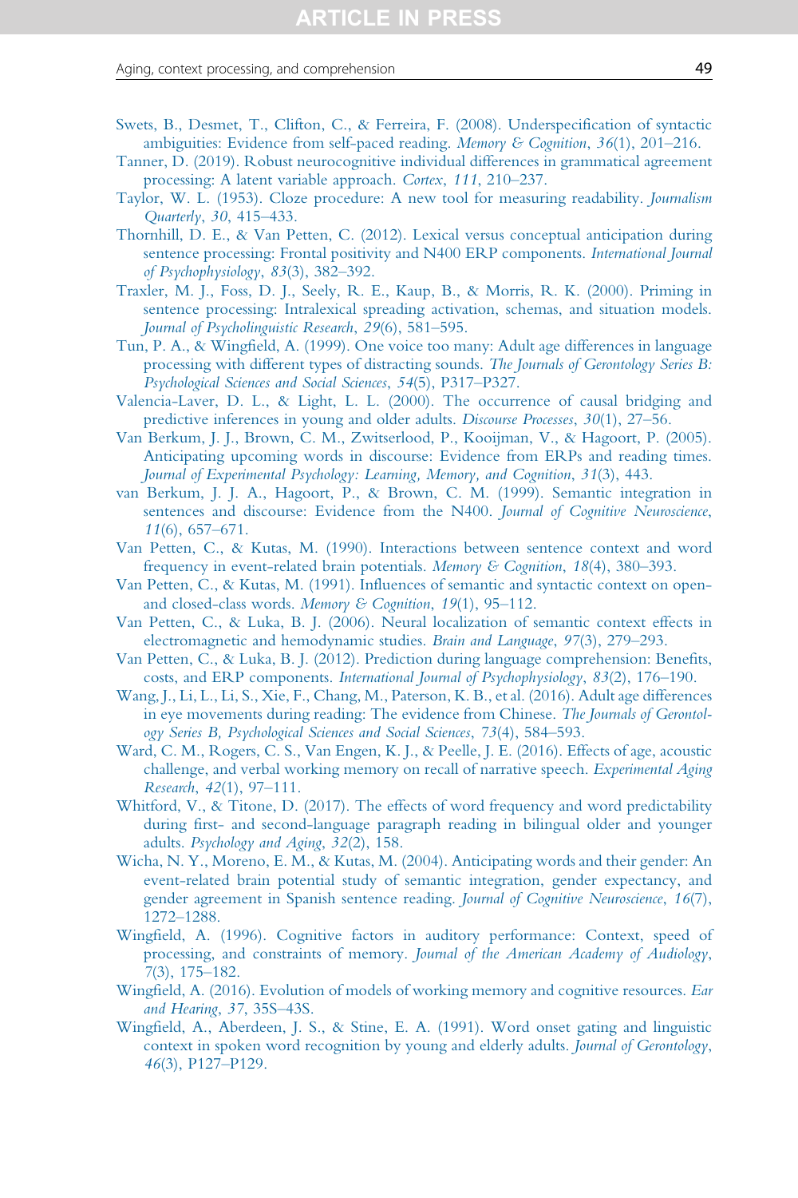Swets, B., Desmet, T., Clifton, C., & Ferreira, F. (2008). Underspecification of syntactic ambiguities: Evidence from self-paced reading. *Memory & Cognition*, *36*(1), 201–216.

Tanner, D. (2019). Robust neurocognitive individual differences in grammatical agreement processing: A latent variable approach. *Cortex*, *111*, 210–237.

Taylor, W. L. (1953). Cloze procedure: A new tool for measuring readability. *Journalism Quarterly*, *30*, 415–433.

Thornhill, D. E., & Van Petten, C. (2012). Lexical versus conceptual anticipation during sentence processing: Frontal positivity and N400 ERP components. *International Journal of Psychophysiology*, *83*(3), 382–392.

Traxler, M. J., Foss, D. J., Seely, R. E., Kaup, B., & Morris, R. K. (2000). Priming in sentence processing: Intralexical spreading activation, schemas, and situation models. *Journal of Psycholinguistic Research*, *29*(6), 581–595.

Tun, P. A., & Wingfield, A. (1999). One voice too many: Adult age differences in language processing with different types of distracting sounds. *The Journals of Gerontology Series B: Psychological Sciences and Social Sciences*, *54*(5), P317–P327.

Valencia-Laver, D. L., & Light, L. L. (2000). The occurrence of causal bridging and predictive inferences in young and older adults. *Discourse Processes*, *30*(1), 27–56.

Van Berkum, J. J., Brown, C. M., Zwitserlood, P., Kooijman, V., & Hagoort, P. (2005). Anticipating upcoming words in discourse: Evidence from ERPs and reading times. *Journal of Experimental Psychology: Learning, Memory, and Cognition*, *31*(3), 443.

van Berkum, J. J. A., Hagoort, P., & Brown, C. M. (1999). Semantic integration in sentences and discourse: Evidence from the N400. *Journal of Cognitive Neuroscience*, *11*(6), 657–671.

Van Petten, C., & Kutas, M. (1990). Interactions between sentence context and word frequency in event-related brain potentials. *Memory & Cognition*, *18*(4), 380–393.

Van Petten, C., & Kutas, M. (1991). Influences of semantic and syntactic context on open- and closed-class words. *Memory & Cognition*, *19*(1), 95–112.

Van Petten, C., & Luka, B. J. (2006). Neural localization of semantic context effects in electromagnetic and hemodynamic studies. *Brain and Language*, *97*(3), 279–293.

Van Petten, C., & Luka, B. J. (2012). Prediction during language comprehension: Benefits, costs, and ERP components. *International Journal of Psychophysiology*, *83*(2), 176–190.

Wang, J., Li, L., Li, S., Xie, F., Chang, M., Paterson, K. B., et al. (2016). Adult age differences in eye movements during reading: The evidence from Chinese. *The Journals of Gerontology Series B, Psychological Sciences and Social Sciences*, *73*(4), 584–593.

Ward, C. M., Rogers, C. S., Van Engen, K. J., & Peelle, J. E. (2016). Effects of age, acoustic challenge, and verbal working memory on recall of narrative speech. *Experimental Aging Research*, *42*(1), 97–111.

Whitford, V., & Titone, D. (2017). The effects of word frequency and word predictability during first- and second-language paragraph reading in bilingual older and younger adults. *Psychology and Aging*, *32*(2), 158.

Wicha, N. Y., Moreno, E. M., & Kutas, M. (2004). Anticipating words and their gender: An event-related brain potential study of semantic integration, gender expectancy, and gender agreement in Spanish sentence reading. *Journal of Cognitive Neuroscience*, *16*(7), 1272–1288.

Wingfield, A. (1996). Cognitive factors in auditory performance: Context, speed of processing, and constraints of memory. *Journal of the American Academy of Audiology*, *7*(3), 175–182.

Wingfield, A. (2016). Evolution of models of working memory and cognitive resources. *Ear and Hearing*, *37*, 35S–43S.

Wingfield, A., Aberdeen, J. S., & Stine, E. A. (1991). Word onset gating and linguistic context in spoken word recognition by young and elderly adults. *Journal of Gerontology*, *46*(3), P127–P129.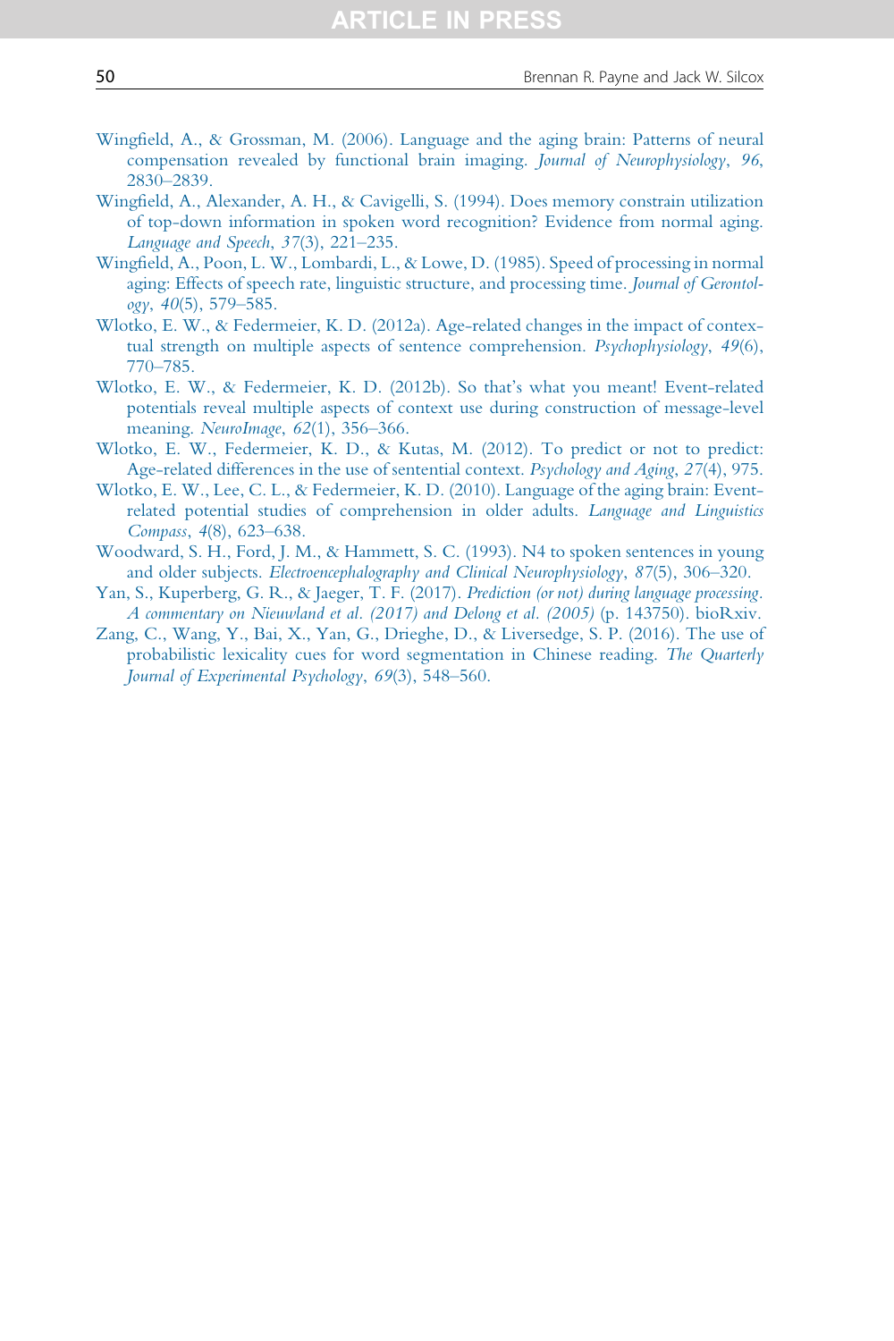Wingfield, A., & Grossman, M. (2006). Language and the aging brain: Patterns of neural compensation revealed by functional brain imaging. *Journal of Neurophysiology*, *96*, 2830–2839.

Wingfield, A., Alexander, A. H., & Cavigelli, S. (1994). Does memory constrain utilization of top-down information in spoken word recognition? Evidence from normal aging. *Language and Speech*, *37*(3), 221–235.

Wingfield, A., Poon, L. W., Lombardi, L., & Lowe, D. (1985). Speed of processing in normal aging: Effects of speech rate, linguistic structure, and processing time. *Journal of Gerontology*, *40*(5), 579–585.

Wlotko, E. W., & Federmeier, K. D. (2012a). Age-related changes in the impact of contextual strength on multiple aspects of sentence comprehension. *Psychophysiology*, *49*(6), 770–785.

Wlotko, E. W., & Federmeier, K. D. (2012b). So that's what you meant! Event-related potentials reveal multiple aspects of context use during construction of message-level meaning. *NeuroImage*, *62*(1), 356–366.

Wlotko, E. W., Federmeier, K. D., & Kutas, M. (2012). To predict or not to predict: Age-related differences in the use of sentential context. *Psychology and Aging*, *27*(4), 975.

Wlotko, E. W., Lee, C. L., & Federmeier, K. D. (2010). Language of the aging brain: Event-related potential studies of comprehension in older adults. *Language and Linguistics Compass*, *4*(8), 623–638.

Woodward, S. H., Ford, J. M., & Hammett, S. C. (1993). N4 to spoken sentences in young and older subjects. *Electroencephalography and Clinical Neurophysiology*, *87*(5), 306–320.

Yan, S., Kuperberg, G. R., & Jaeger, T. F. (2017). *Prediction (or not) during language processing. A commentary on Nieuwland et al. (2017) and Delong et al. (2005)* (p. 143750). bioRxiv.

Zang, C., Wang, Y., Bai, X., Yan, G., Drieghe, D., & Liversedge, S. P. (2016). The use of probabilistic lexicality cues for word segmentation in Chinese reading. *The Quarterly Journal of Experimental Psychology*, *69*(3), 548–560.